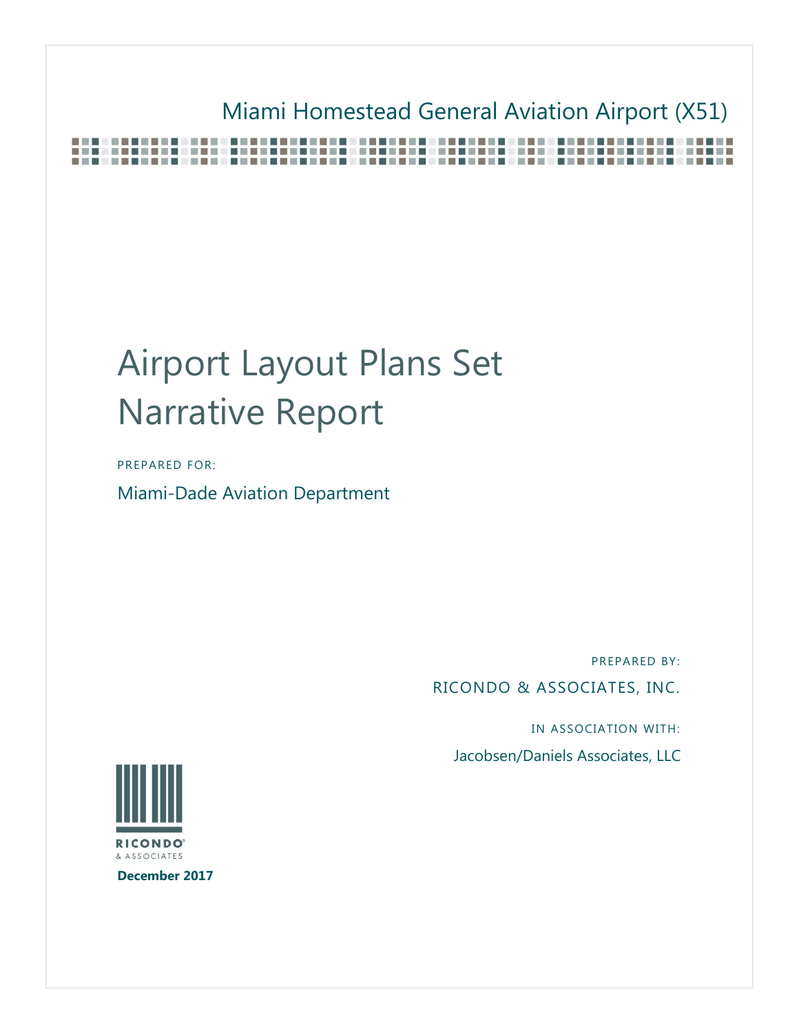Miami Homestead General Aviation Airport (X51)

# Airport Layout Plans Set Narrative Report

PREPARED FOR:

Miami-Dade Aviation Department

PREPARED BY:

RICONDO & ASSOCIATES, INC.

IN ASSOCIATION WITH:

Jacobsen/Daniels Associates, LLC

RICONDO & ASSOCIATES

**December 2017**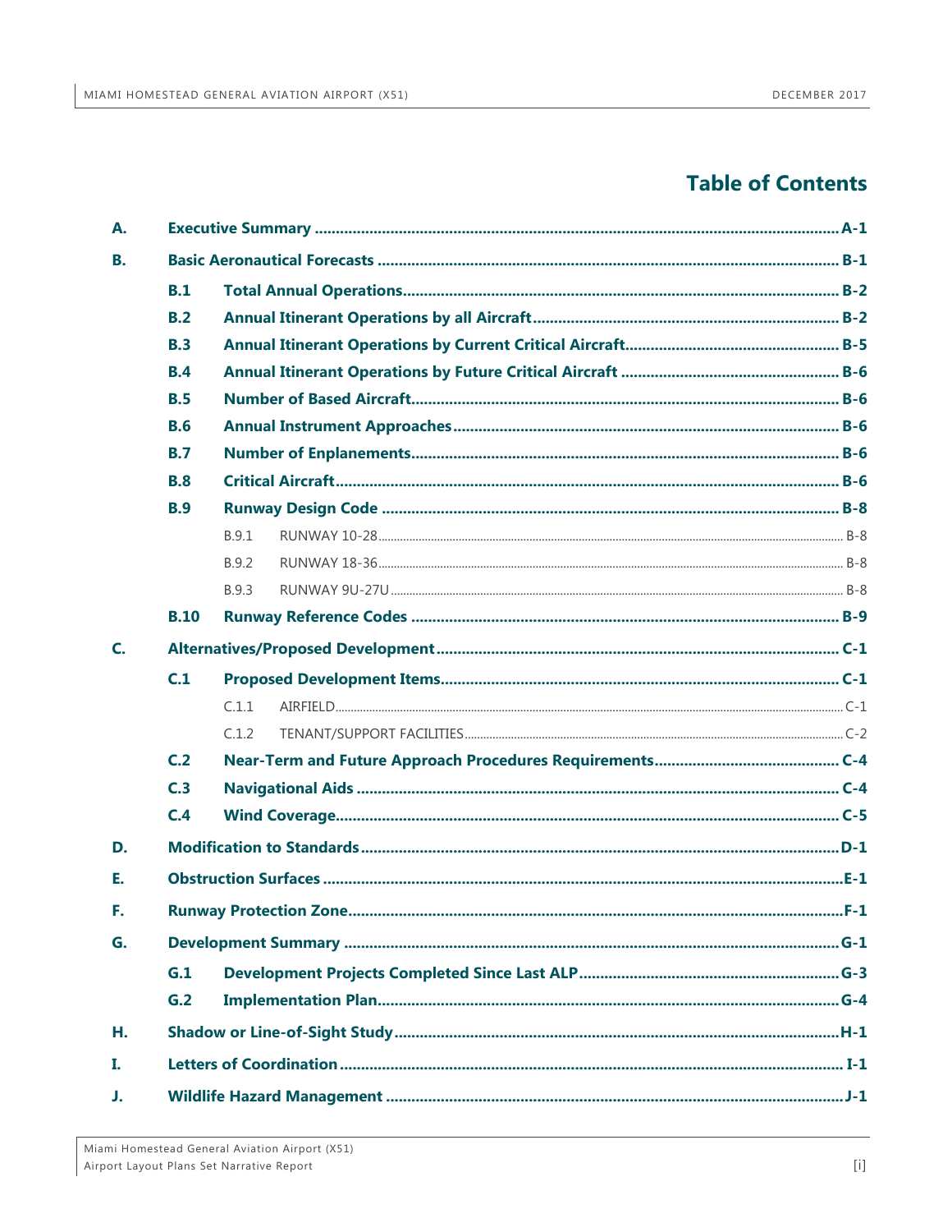# Table of Contents

- **A. Executive Summary** ..... A-1
- **B. Basic Aeronautical Forecasts** ..... B-1
  - **B.1 Total Annual Operations** ..... B-2
  - **B.2 Annual Itinerant Operations by all Aircraft** ..... B-2
  - **B.3 Annual Itinerant Operations by Current Critical Aircraft** ..... B-5
  - **B.4 Annual Itinerant Operations by Future Critical Aircraft** ..... B-6
  - **B.5 Number of Based Aircraft** ..... B-6
  - **B.6 Annual Instrument Approaches** ..... B-6
  - **B.7 Number of Enplanements** ..... B-6
  - **B.8 Critical Aircraft** ..... B-6
  - **B.9 Runway Design Code** ..... B-8
    - B.9.1 RUNWAY 10-28 ..... B-8
    - B.9.2 RUNWAY 18-36 ..... B-8
    - B.9.3 RUNWAY 9U-27U ..... B-8
  - **B.10 Runway Reference Codes** ..... B-9
- **C. Alternatives/Proposed Development** ..... C-1
  - **C.1 Proposed Development Items** ..... C-1
    - C.1.1 AIRFIELD ..... C-1
    - C.1.2 TENANT/SUPPORT FACILITIES ..... C-2
  - **C.2 Near-Term and Future Approach Procedures Requirements** ..... C-4
  - **C.3 Navigational Aids** ..... C-4
  - **C.4 Wind Coverage** ..... C-5
- **D. Modification to Standards** ..... D-1
- **E. Obstruction Surfaces** ..... E-1
- **F. Runway Protection Zone** ..... F-1
- **G. Development Summary** ..... G-1
  - **G.1 Development Projects Completed Since Last ALP** ..... G-3
  - **G.2 Implementation Plan** ..... G-4
- **H. Shadow or Line-of-Sight Study** ..... H-1
- **I. Letters of Coordination** ..... I-1
- **J. Wildlife Hazard Management** ..... J-1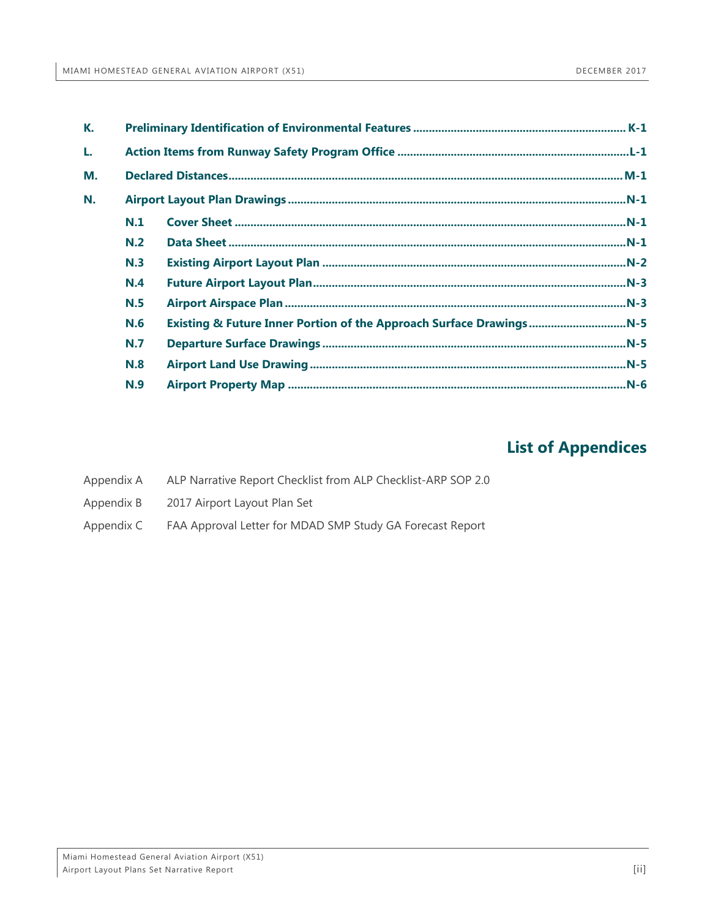| | | | |
|---|---|---|---|
| **K.** | **Preliminary Identification of Environmental Features** | | **K-1** |
| **L.** | **Action Items from Runway Safety Program Office** | | **L-1** |
| **M.** | **Declared Distances** | | **M-1** |
| **N.** | **Airport Layout Plan Drawings** | | **N-1** |
| | **N.1** | **Cover Sheet** | **N-1** |
| | **N.2** | **Data Sheet** | **N-1** |
| | **N.3** | **Existing Airport Layout Plan** | **N-2** |
| | **N.4** | **Future Airport Layout Plan** | **N-3** |
| | **N.5** | **Airport Airspace Plan** | **N-3** |
| | **N.6** | **Existing & Future Inner Portion of the Approach Surface Drawings** | **N-5** |
| | **N.7** | **Departure Surface Drawings** | **N-5** |
| | **N.8** | **Airport Land Use Drawing** | **N-5** |
| | **N.9** | **Airport Property Map** | **N-6** |

## List of Appendices

Appendix A ALP Narrative Report Checklist from ALP Checklist-ARP SOP 2.0

Appendix B 2017 Airport Layout Plan Set

Appendix C FAA Approval Letter for MDAD SMP Study GA Forecast Report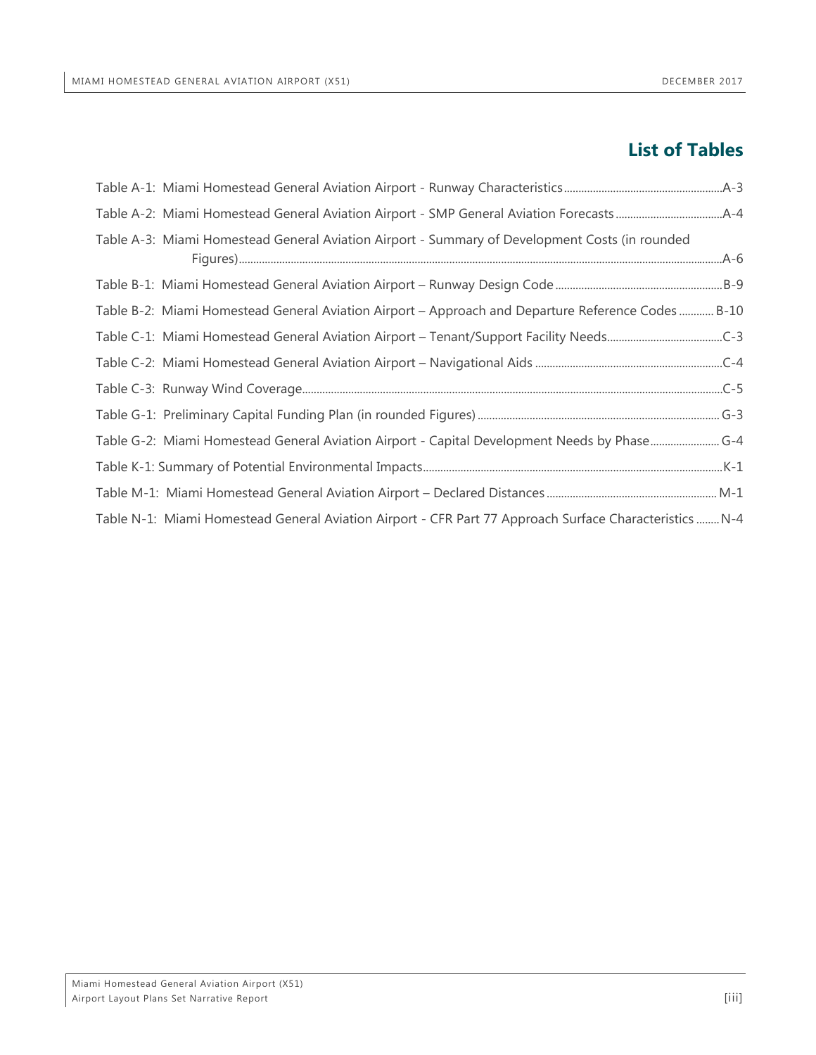# List of Tables

Table A-1: Miami Homestead General Aviation Airport - Runway Characteristics ........................................................ A-3

Table A-2: Miami Homestead General Aviation Airport - SMP General Aviation Forecasts ........................................ A-4

Table A-3: Miami Homestead General Aviation Airport - Summary of Development Costs (in rounded Figures) ........................................................................................................................................................ A-6

Table B-1: Miami Homestead General Aviation Airport – Runway Design Code ......................................................... B-9

Table B-2: Miami Homestead General Aviation Airport – Approach and Departure Reference Codes ............ B-10

Table C-1: Miami Homestead General Aviation Airport – Tenant/Support Facility Needs ........................................ C-3

Table C-2: Miami Homestead General Aviation Airport – Navigational Aids ............................................................... C-4

Table C-3: Runway Wind Coverage ....................................................................................................................................... C-5

Table G-1: Preliminary Capital Funding Plan (in rounded Figures) ................................................................................. G-3

Table G-2: Miami Homestead General Aviation Airport - Capital Development Needs by Phase ........................ G-4

Table K-1: Summary of Potential Environmental Impacts ............................................................................................... K-1

Table M-1: Miami Homestead General Aviation Airport – Declared Distances .......................................................... M-1

Table N-1: Miami Homestead General Aviation Airport - CFR Part 77 Approach Surface Characteristics ........ N-4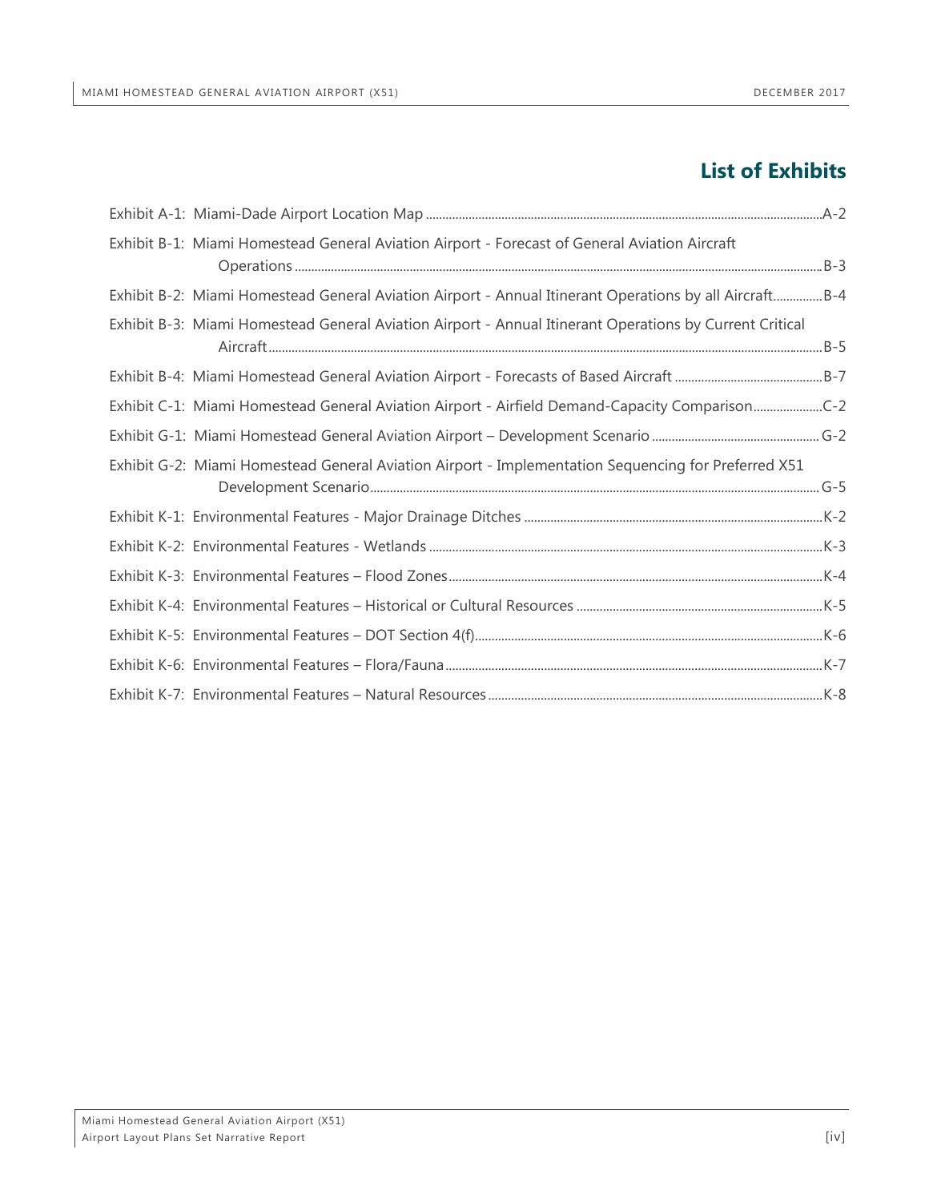## List of Exhibits

Exhibit A-1: Miami-Dade Airport Location Map ....................................................A-2

Exhibit B-1: Miami Homestead General Aviation Airport - Forecast of General Aviation Aircraft Operations ....................................................B-3

Exhibit B-2: Miami Homestead General Aviation Airport - Annual Itinerant Operations by all Aircraft..............B-4

Exhibit B-3: Miami Homestead General Aviation Airport - Annual Itinerant Operations by Current Critical Aircraft ....................................................B-5

Exhibit B-4: Miami Homestead General Aviation Airport - Forecasts of Based Aircraft ....................................................B-7

Exhibit C-1: Miami Homestead General Aviation Airport - Airfield Demand-Capacity Comparison....................C-2

Exhibit G-1: Miami Homestead General Aviation Airport – Development Scenario ....................................................G-2

Exhibit G-2: Miami Homestead General Aviation Airport - Implementation Sequencing for Preferred X51 Development Scenario....................................................G-5

Exhibit K-1: Environmental Features - Major Drainage Ditches ....................................................K-2

Exhibit K-2: Environmental Features - Wetlands ....................................................K-3

Exhibit K-3: Environmental Features – Flood Zones....................................................K-4

Exhibit K-4: Environmental Features – Historical or Cultural Resources ....................................................K-5

Exhibit K-5: Environmental Features – DOT Section 4(f)....................................................K-6

Exhibit K-6: Environmental Features – Flora/Fauna....................................................K-7

Exhibit K-7: Environmental Features – Natural Resources....................................................K-8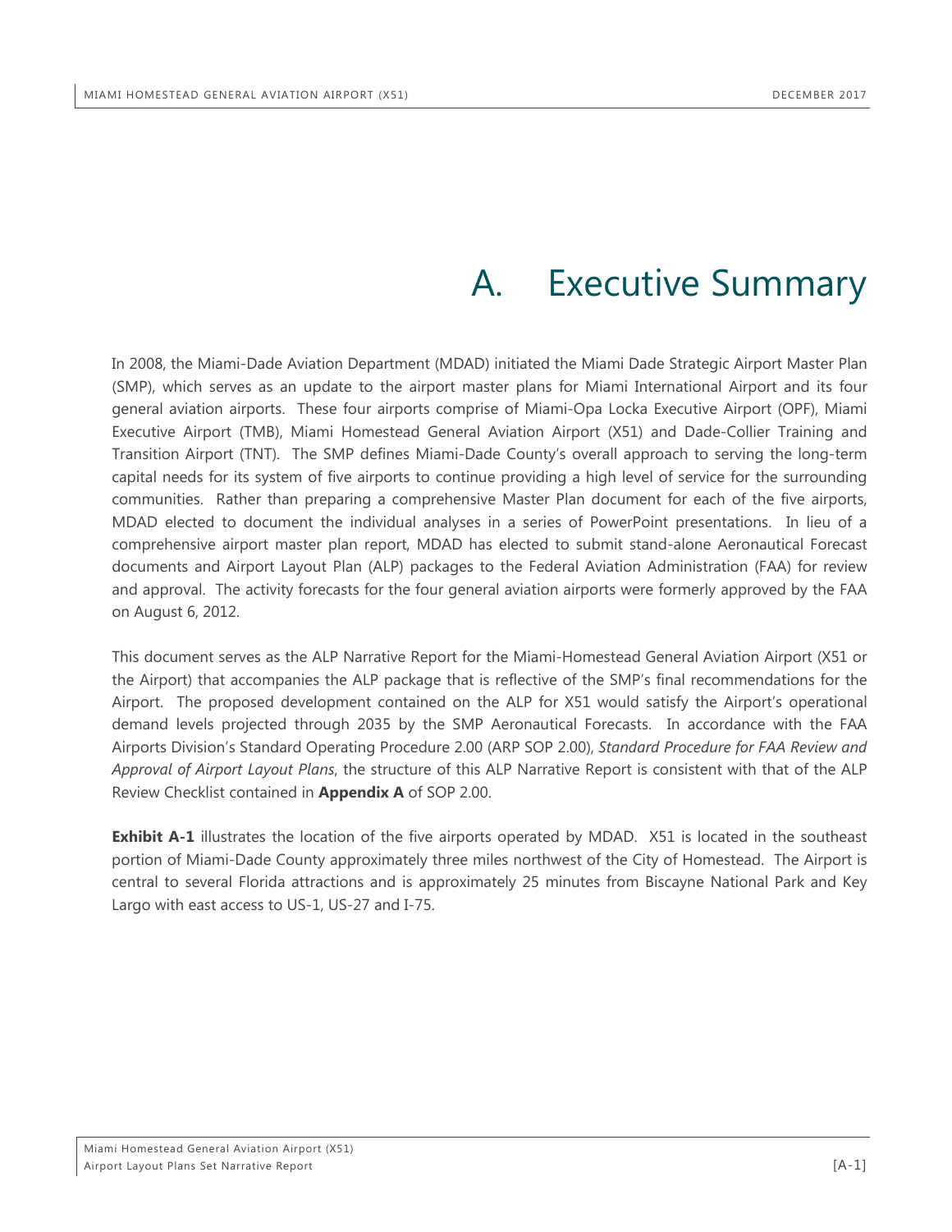# A. Executive Summary

In 2008, the Miami-Dade Aviation Department (MDAD) initiated the Miami Dade Strategic Airport Master Plan (SMP), which serves as an update to the airport master plans for Miami International Airport and its four general aviation airports. These four airports comprise of Miami-Opa Locka Executive Airport (OPF), Miami Executive Airport (TMB), Miami Homestead General Aviation Airport (X51) and Dade-Collier Training and Transition Airport (TNT). The SMP defines Miami-Dade County's overall approach to serving the long-term capital needs for its system of five airports to continue providing a high level of service for the surrounding communities. Rather than preparing a comprehensive Master Plan document for each of the five airports, MDAD elected to document the individual analyses in a series of PowerPoint presentations. In lieu of a comprehensive airport master plan report, MDAD has elected to submit stand-alone Aeronautical Forecast documents and Airport Layout Plan (ALP) packages to the Federal Aviation Administration (FAA) for review and approval. The activity forecasts for the four general aviation airports were formerly approved by the FAA on August 6, 2012.

This document serves as the ALP Narrative Report for the Miami-Homestead General Aviation Airport (X51 or the Airport) that accompanies the ALP package that is reflective of the SMP's final recommendations for the Airport. The proposed development contained on the ALP for X51 would satisfy the Airport's operational demand levels projected through 2035 by the SMP Aeronautical Forecasts. In accordance with the FAA Airports Division's Standard Operating Procedure 2.00 (ARP SOP 2.00), *Standard Procedure for FAA Review and Approval of Airport Layout Plans*, the structure of this ALP Narrative Report is consistent with that of the ALP Review Checklist contained in **Appendix A** of SOP 2.00.

**Exhibit A-1** illustrates the location of the five airports operated by MDAD. X51 is located in the southeast portion of Miami-Dade County approximately three miles northwest of the City of Homestead. The Airport is central to several Florida attractions and is approximately 25 minutes from Biscayne National Park and Key Largo with east access to US-1, US-27 and I-75.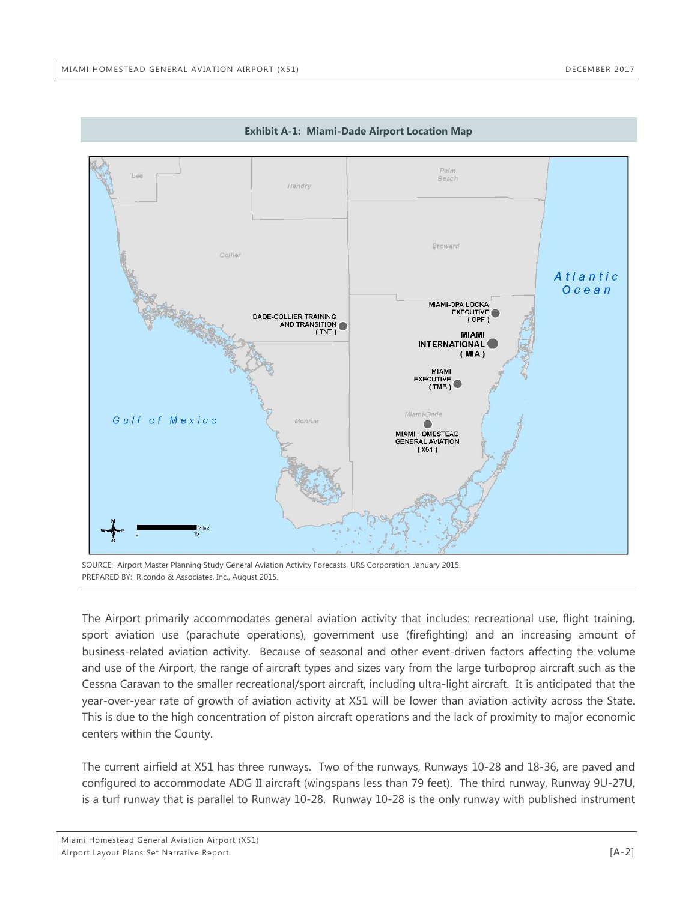**Exhibit A-1: Miami-Dade Airport Location Map**

SOURCE: Airport Master Planning Study General Aviation Activity Forecasts, URS Corporation, January 2015.
PREPARED BY: Ricondo & Associates, Inc., August 2015.

The Airport primarily accommodates general aviation activity that includes: recreational use, flight training, sport aviation use (parachute operations), government use (firefighting) and an increasing amount of business-related aviation activity. Because of seasonal and other event-driven factors affecting the volume and use of the Airport, the range of aircraft types and sizes vary from the large turboprop aircraft such as the Cessna Caravan to the smaller recreational/sport aircraft, including ultra-light aircraft. It is anticipated that the year-over-year rate of growth of aviation activity at X51 will be lower than aviation activity across the State. This is due to the high concentration of piston aircraft operations and the lack of proximity to major economic centers within the County.

The current airfield at X51 has three runways. Two of the runways, Runways 10-28 and 18-36, are paved and configured to accommodate ADG II aircraft (wingspans less than 79 feet). The third runway, Runway 9U-27U, is a turf runway that is parallel to Runway 10-28. Runway 10-28 is the only runway with published instrument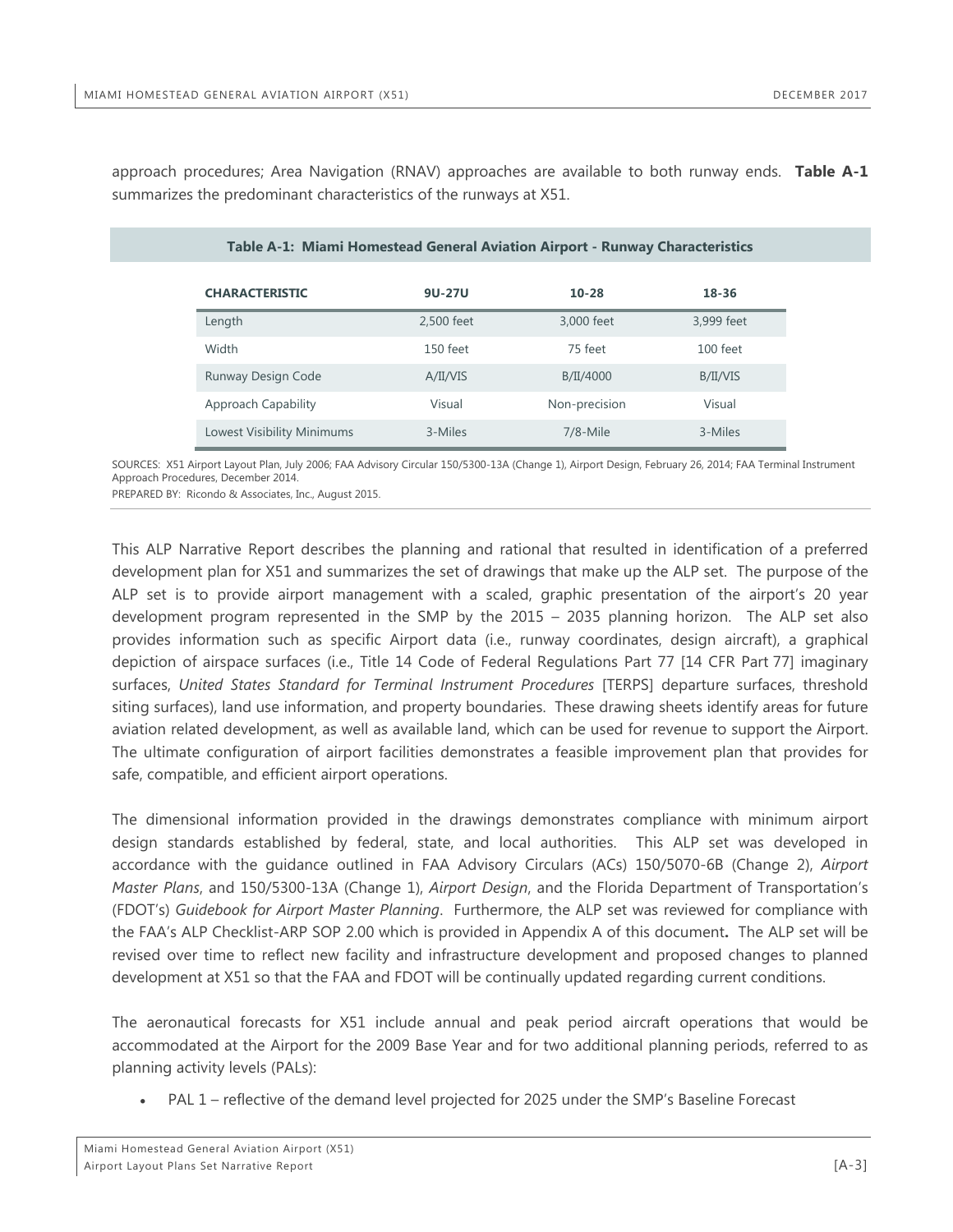approach procedures; Area Navigation (RNAV) approaches are available to both runway ends. **Table A-1** summarizes the predominant characteristics of the runways at X51.

**Table A-1: Miami Homestead General Aviation Airport - Runway Characteristics**

| CHARACTERISTIC | 9U-27U | 10-28 | 18-36 |
|---|---|---|---|
| Length | 2,500 feet | 3,000 feet | 3,999 feet |
| Width | 150 feet | 75 feet | 100 feet |
| Runway Design Code | A/II/VIS | B/II/4000 | B/II/VIS |
| Approach Capability | Visual | Non-precision | Visual |
| Lowest Visibility Minimums | 3-Miles | 7/8-Mile | 3-Miles |

SOURCES: X51 Airport Layout Plan, July 2006; FAA Advisory Circular 150/5300-13A (Change 1), Airport Design, February 26, 2014; FAA Terminal Instrument Approach Procedures, December 2014.
PREPARED BY: Ricondo & Associates, Inc., August 2015.

This ALP Narrative Report describes the planning and rational that resulted in identification of a preferred development plan for X51 and summarizes the set of drawings that make up the ALP set. The purpose of the ALP set is to provide airport management with a scaled, graphic presentation of the airport's 20 year development program represented in the SMP by the 2015 – 2035 planning horizon. The ALP set also provides information such as specific Airport data (i.e., runway coordinates, design aircraft), a graphical depiction of airspace surfaces (i.e., Title 14 Code of Federal Regulations Part 77 [14 CFR Part 77] imaginary surfaces, *United States Standard for Terminal Instrument Procedures* [TERPS] departure surfaces, threshold siting surfaces), land use information, and property boundaries. These drawing sheets identify areas for future aviation related development, as well as available land, which can be used for revenue to support the Airport. The ultimate configuration of airport facilities demonstrates a feasible improvement plan that provides for safe, compatible, and efficient airport operations.

The dimensional information provided in the drawings demonstrates compliance with minimum airport design standards established by federal, state, and local authorities. This ALP set was developed in accordance with the guidance outlined in FAA Advisory Circulars (ACs) 150/5070-6B (Change 2), *Airport Master Plans*, and 150/5300-13A (Change 1), *Airport Design*, and the Florida Department of Transportation's (FDOT's) *Guidebook for Airport Master Planning*. Furthermore, the ALP set was reviewed for compliance with the FAA's ALP Checklist-ARP SOP 2.00 which is provided in Appendix A of this document**.** The ALP set will be revised over time to reflect new facility and infrastructure development and proposed changes to planned development at X51 so that the FAA and FDOT will be continually updated regarding current conditions.

The aeronautical forecasts for X51 include annual and peak period aircraft operations that would be accommodated at the Airport for the 2009 Base Year and for two additional planning periods, referred to as planning activity levels (PALs):

- PAL 1 – reflective of the demand level projected for 2025 under the SMP's Baseline Forecast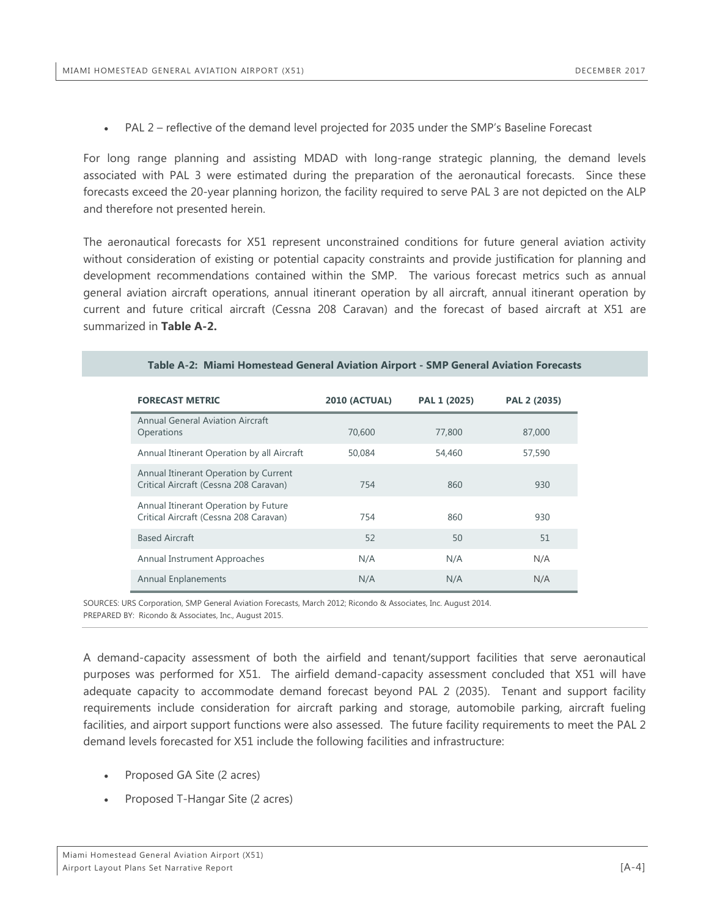- PAL 2 – reflective of the demand level projected for 2035 under the SMP's Baseline Forecast

For long range planning and assisting MDAD with long-range strategic planning, the demand levels associated with PAL 3 were estimated during the preparation of the aeronautical forecasts. Since these forecasts exceed the 20-year planning horizon, the facility required to serve PAL 3 are not depicted on the ALP and therefore not presented herein.

The aeronautical forecasts for X51 represent unconstrained conditions for future general aviation activity without consideration of existing or potential capacity constraints and provide justification for planning and development recommendations contained within the SMP. The various forecast metrics such as annual general aviation aircraft operations, annual itinerant operation by all aircraft, annual itinerant operation by current and future critical aircraft (Cessna 208 Caravan) and the forecast of based aircraft at X51 are summarized in **Table A-2.**

**Table A-2: Miami Homestead General Aviation Airport - SMP General Aviation Forecasts**

| FORECAST METRIC | 2010 (ACTUAL) | PAL 1 (2025) | PAL 2 (2035) |
|---|---|---|---|
| Annual General Aviation Aircraft Operations | 70,600 | 77,800 | 87,000 |
| Annual Itinerant Operation by all Aircraft | 50,084 | 54,460 | 57,590 |
| Annual Itinerant Operation by Current Critical Aircraft (Cessna 208 Caravan) | 754 | 860 | 930 |
| Annual Itinerant Operation by Future Critical Aircraft (Cessna 208 Caravan) | 754 | 860 | 930 |
| Based Aircraft | 52 | 50 | 51 |
| Annual Instrument Approaches | N/A | N/A | N/A |
| Annual Enplanements | N/A | N/A | N/A |

SOURCES: URS Corporation, SMP General Aviation Forecasts, March 2012; Ricondo & Associates, Inc. August 2014.
PREPARED BY: Ricondo & Associates, Inc., August 2015.

A demand-capacity assessment of both the airfield and tenant/support facilities that serve aeronautical purposes was performed for X51. The airfield demand-capacity assessment concluded that X51 will have adequate capacity to accommodate demand forecast beyond PAL 2 (2035). Tenant and support facility requirements include consideration for aircraft parking and storage, automobile parking, aircraft fueling facilities, and airport support functions were also assessed. The future facility requirements to meet the PAL 2 demand levels forecasted for X51 include the following facilities and infrastructure:

- Proposed GA Site (2 acres)
- Proposed T-Hangar Site (2 acres)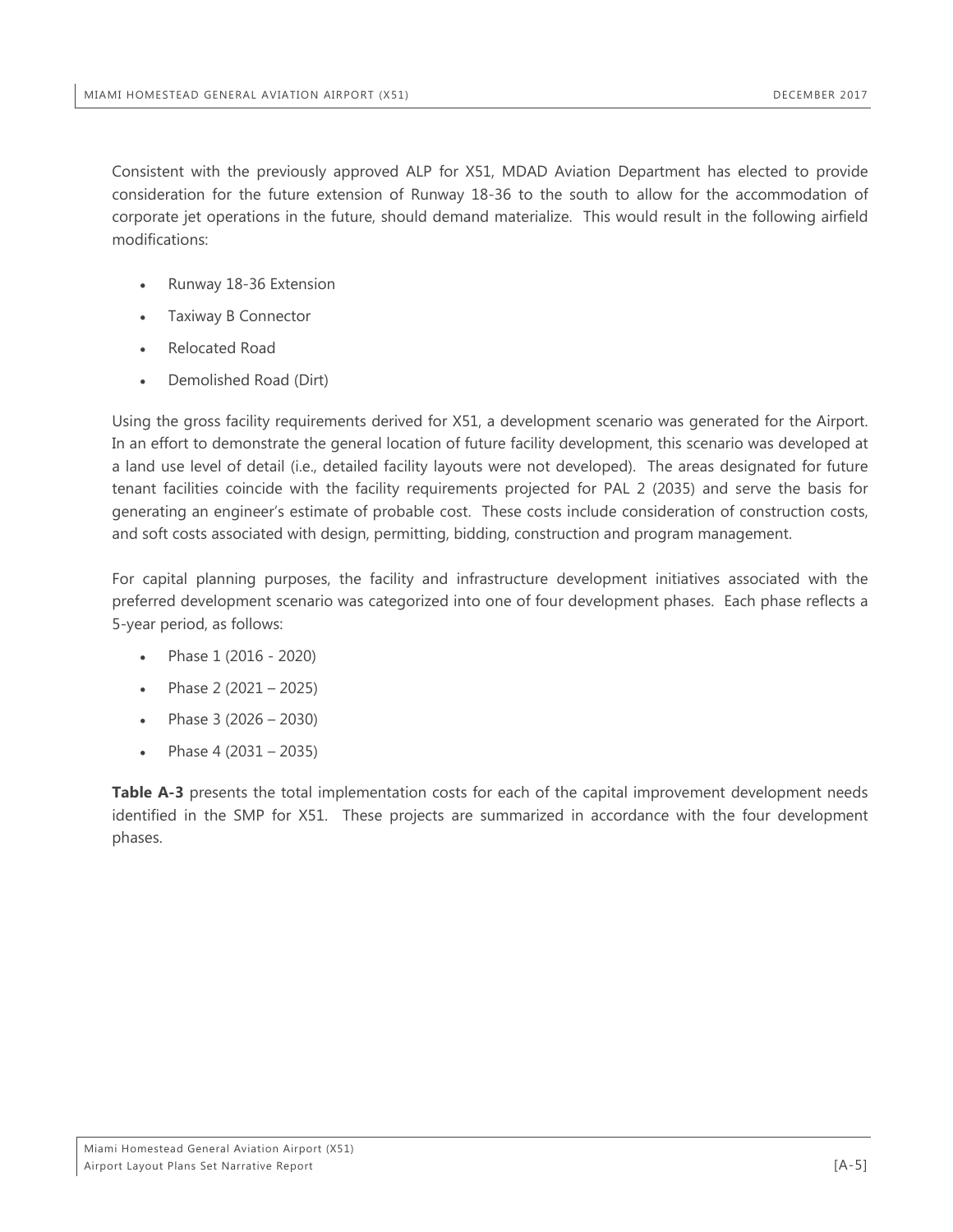Consistent with the previously approved ALP for X51, MDAD Aviation Department has elected to provide consideration for the future extension of Runway 18-36 to the south to allow for the accommodation of corporate jet operations in the future, should demand materialize. This would result in the following airfield modifications:

- Runway 18-36 Extension
- Taxiway B Connector
- Relocated Road
- Demolished Road (Dirt)

Using the gross facility requirements derived for X51, a development scenario was generated for the Airport. In an effort to demonstrate the general location of future facility development, this scenario was developed at a land use level of detail (i.e., detailed facility layouts were not developed). The areas designated for future tenant facilities coincide with the facility requirements projected for PAL 2 (2035) and serve the basis for generating an engineer's estimate of probable cost. These costs include consideration of construction costs, and soft costs associated with design, permitting, bidding, construction and program management.

For capital planning purposes, the facility and infrastructure development initiatives associated with the preferred development scenario was categorized into one of four development phases. Each phase reflects a 5-year period, as follows:

- Phase 1 (2016 - 2020)
- Phase 2 (2021 – 2025)
- Phase 3 (2026 – 2030)
- Phase 4 (2031 – 2035)

**Table A-3** presents the total implementation costs for each of the capital improvement development needs identified in the SMP for X51. These projects are summarized in accordance with the four development phases.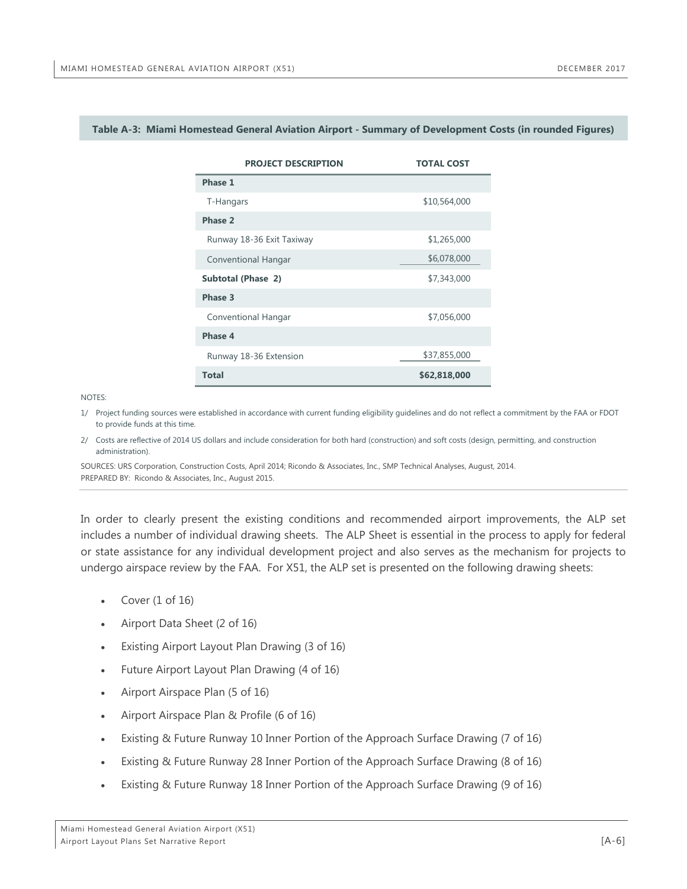**Table A-3: Miami Homestead General Aviation Airport - Summary of Development Costs (in rounded Figures)**

| PROJECT DESCRIPTION | TOTAL COST |
|---|---|
| **Phase 1** | |
| T-Hangars | $10,564,000 |
| **Phase 2** | |
| Runway 18-36 Exit Taxiway | $1,265,000 |
| Conventional Hangar | $6,078,000 |
| **Subtotal (Phase 2)** | $7,343,000 |
| **Phase 3** | |
| Conventional Hangar | $7,056,000 |
| **Phase 4** | |
| Runway 18-36 Extension | $37,855,000 |
| **Total** | **$62,818,000** |

NOTES:

1/ Project funding sources were established in accordance with current funding eligibility guidelines and do not reflect a commitment by the FAA or FDOT to provide funds at this time.

2/ Costs are reflective of 2014 US dollars and include consideration for both hard (construction) and soft costs (design, permitting, and construction administration).

SOURCES: URS Corporation, Construction Costs, April 2014; Ricondo & Associates, Inc., SMP Technical Analyses, August, 2014.
PREPARED BY: Ricondo & Associates, Inc., August 2015.

In order to clearly present the existing conditions and recommended airport improvements, the ALP set includes a number of individual drawing sheets. The ALP Sheet is essential in the process to apply for federal or state assistance for any individual development project and also serves as the mechanism for projects to undergo airspace review by the FAA. For X51, the ALP set is presented on the following drawing sheets:

- Cover (1 of 16)
- Airport Data Sheet (2 of 16)
- Existing Airport Layout Plan Drawing (3 of 16)
- Future Airport Layout Plan Drawing (4 of 16)
- Airport Airspace Plan (5 of 16)
- Airport Airspace Plan & Profile (6 of 16)
- Existing & Future Runway 10 Inner Portion of the Approach Surface Drawing (7 of 16)
- Existing & Future Runway 28 Inner Portion of the Approach Surface Drawing (8 of 16)
- Existing & Future Runway 18 Inner Portion of the Approach Surface Drawing (9 of 16)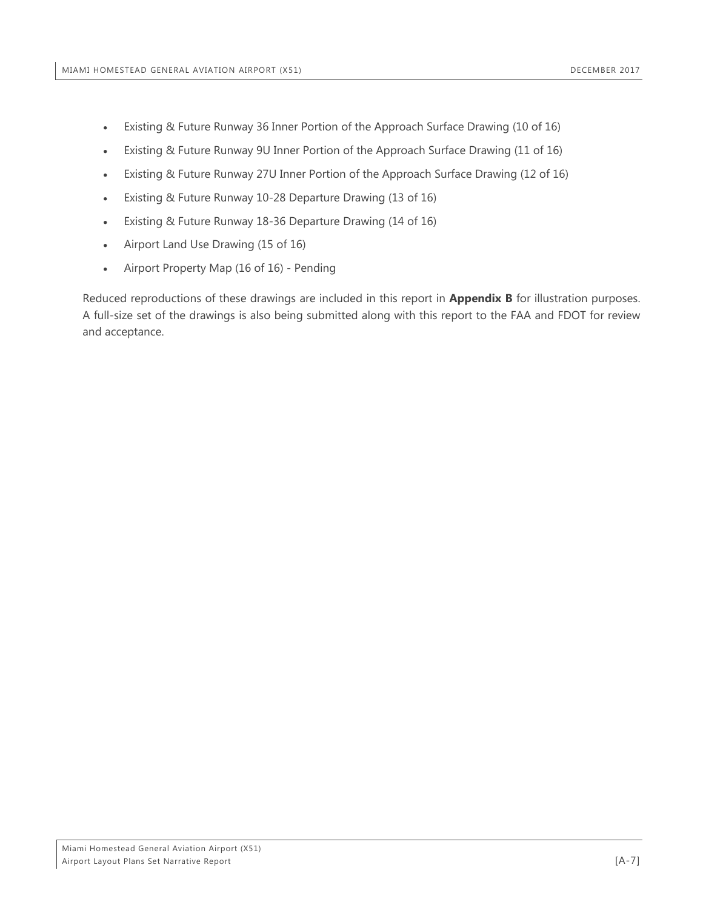- Existing & Future Runway 36 Inner Portion of the Approach Surface Drawing (10 of 16)
- Existing & Future Runway 9U Inner Portion of the Approach Surface Drawing (11 of 16)
- Existing & Future Runway 27U Inner Portion of the Approach Surface Drawing (12 of 16)
- Existing & Future Runway 10-28 Departure Drawing (13 of 16)
- Existing & Future Runway 18-36 Departure Drawing (14 of 16)
- Airport Land Use Drawing (15 of 16)
- Airport Property Map (16 of 16) - Pending

Reduced reproductions of these drawings are included in this report in **Appendix B** for illustration purposes. A full-size set of the drawings is also being submitted along with this report to the FAA and FDOT for review and acceptance.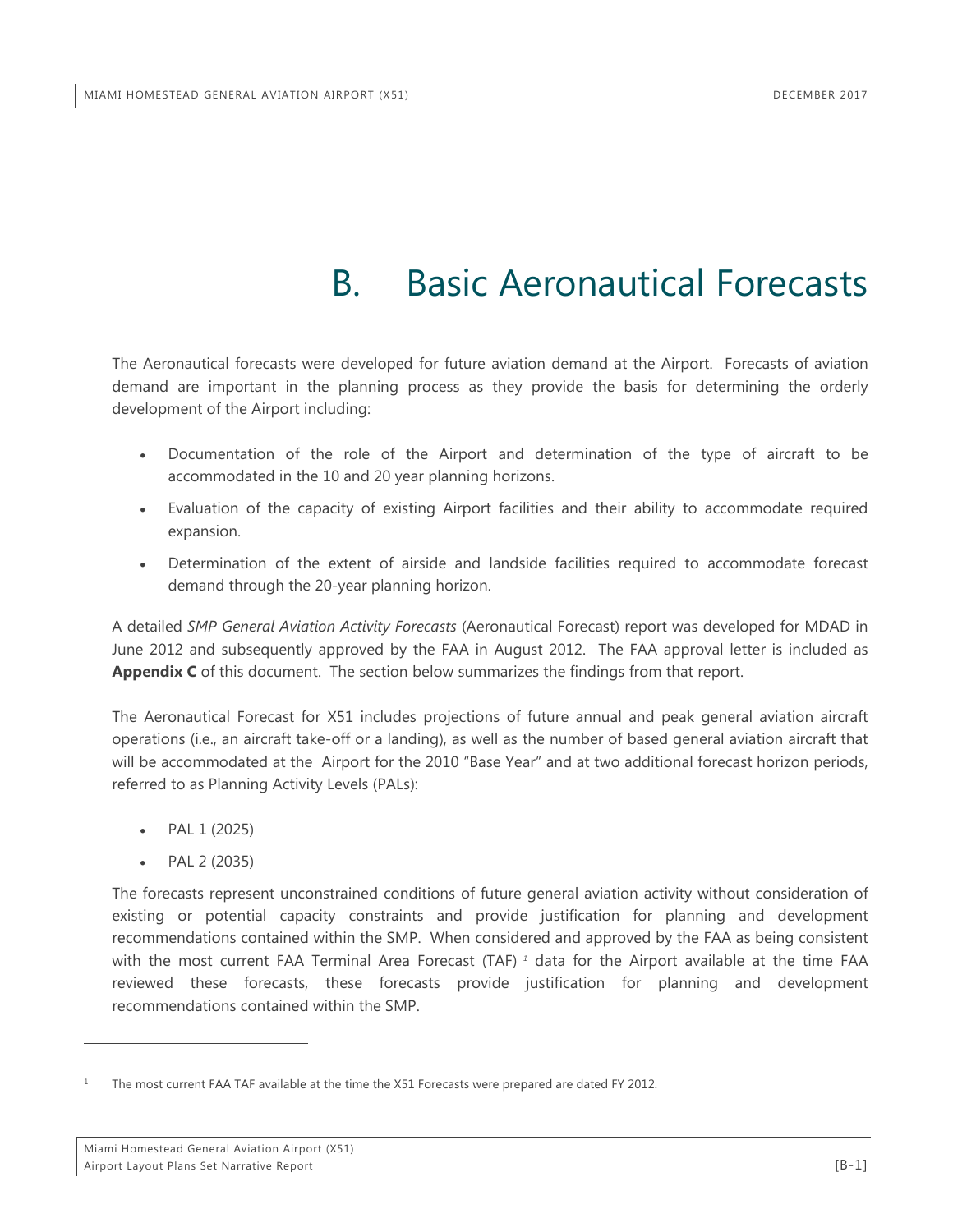# B. Basic Aeronautical Forecasts

The Aeronautical forecasts were developed for future aviation demand at the Airport. Forecasts of aviation demand are important in the planning process as they provide the basis for determining the orderly development of the Airport including:

- Documentation of the role of the Airport and determination of the type of aircraft to be accommodated in the 10 and 20 year planning horizons.
- Evaluation of the capacity of existing Airport facilities and their ability to accommodate required expansion.
- Determination of the extent of airside and landside facilities required to accommodate forecast demand through the 20-year planning horizon.

A detailed *SMP General Aviation Activity Forecasts* (Aeronautical Forecast) report was developed for MDAD in June 2012 and subsequently approved by the FAA in August 2012. The FAA approval letter is included as **Appendix C** of this document. The section below summarizes the findings from that report.

The Aeronautical Forecast for X51 includes projections of future annual and peak general aviation aircraft operations (i.e., an aircraft take-off or a landing), as well as the number of based general aviation aircraft that will be accommodated at the Airport for the 2010 "Base Year" and at two additional forecast horizon periods, referred to as Planning Activity Levels (PALs):

- PAL 1 (2025)
- PAL 2 (2035)

The forecasts represent unconstrained conditions of future general aviation activity without consideration of existing or potential capacity constraints and provide justification for planning and development recommendations contained within the SMP. When considered and approved by the FAA as being consistent with the most current FAA Terminal Area Forecast (TAF) [1] data for the Airport available at the time FAA reviewed these forecasts, these forecasts provide justification for planning and development recommendations contained within the SMP.

---

[1] The most current FAA TAF available at the time the X51 Forecasts were prepared are dated FY 2012.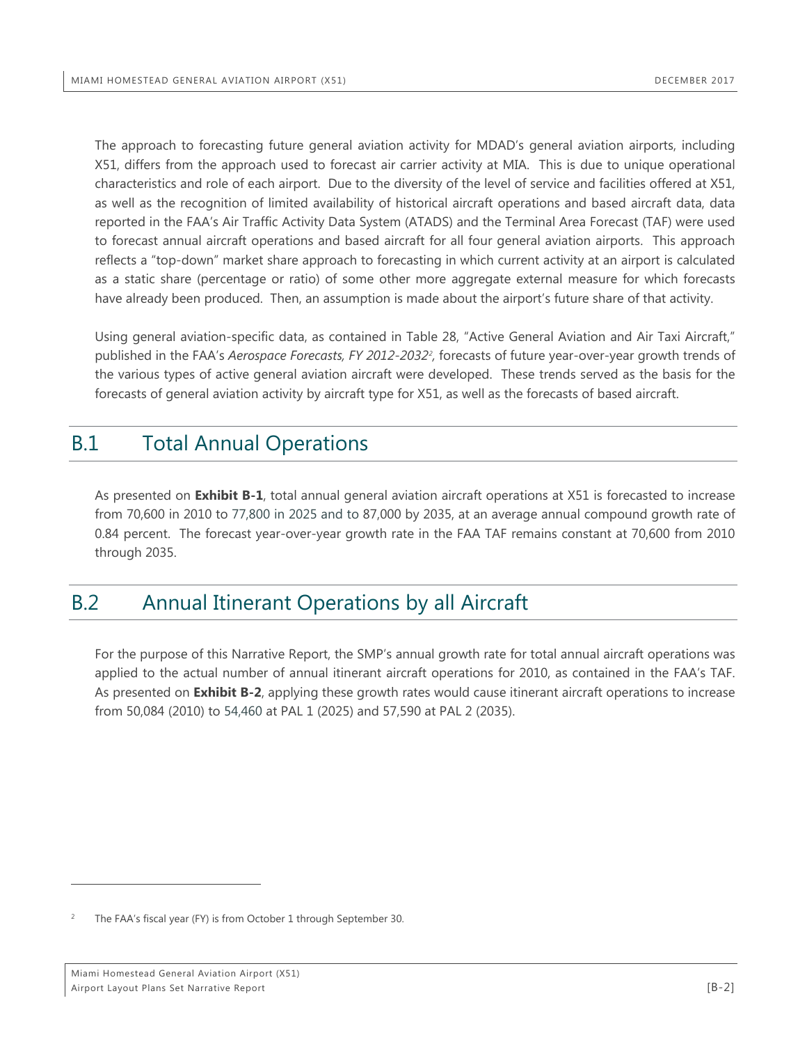The approach to forecasting future general aviation activity for MDAD's general aviation airports, including X51, differs from the approach used to forecast air carrier activity at MIA. This is due to unique operational characteristics and role of each airport. Due to the diversity of the level of service and facilities offered at X51, as well as the recognition of limited availability of historical aircraft operations and based aircraft data, data reported in the FAA's Air Traffic Activity Data System (ATADS) and the Terminal Area Forecast (TAF) were used to forecast annual aircraft operations and based aircraft for all four general aviation airports. This approach reflects a "top-down" market share approach to forecasting in which current activity at an airport is calculated as a static share (percentage or ratio) of some other more aggregate external measure for which forecasts have already been produced. Then, an assumption is made about the airport's future share of that activity.

Using general aviation-specific data, as contained in Table 28, "Active General Aviation and Air Taxi Aircraft," published in the FAA's *Aerospace Forecasts, FY 2012-2032*[2], forecasts of future year-over-year growth trends of the various types of active general aviation aircraft were developed. These trends served as the basis for the forecasts of general aviation activity by aircraft type for X51, as well as the forecasts of based aircraft.

## B.1 Total Annual Operations

As presented on **Exhibit B-1**, total annual general aviation aircraft operations at X51 is forecasted to increase from 70,600 in 2010 to 77,800 in 2025 and to 87,000 by 2035, at an average annual compound growth rate of 0.84 percent. The forecast year-over-year growth rate in the FAA TAF remains constant at 70,600 from 2010 through 2035.

## B.2 Annual Itinerant Operations by all Aircraft

For the purpose of this Narrative Report, the SMP's annual growth rate for total annual aircraft operations was applied to the actual number of annual itinerant aircraft operations for 2010, as contained in the FAA's TAF. As presented on **Exhibit B-2**, applying these growth rates would cause itinerant aircraft operations to increase from 50,084 (2010) to 54,460 at PAL 1 (2025) and 57,590 at PAL 2 (2035).

[2] The FAA's fiscal year (FY) is from October 1 through September 30.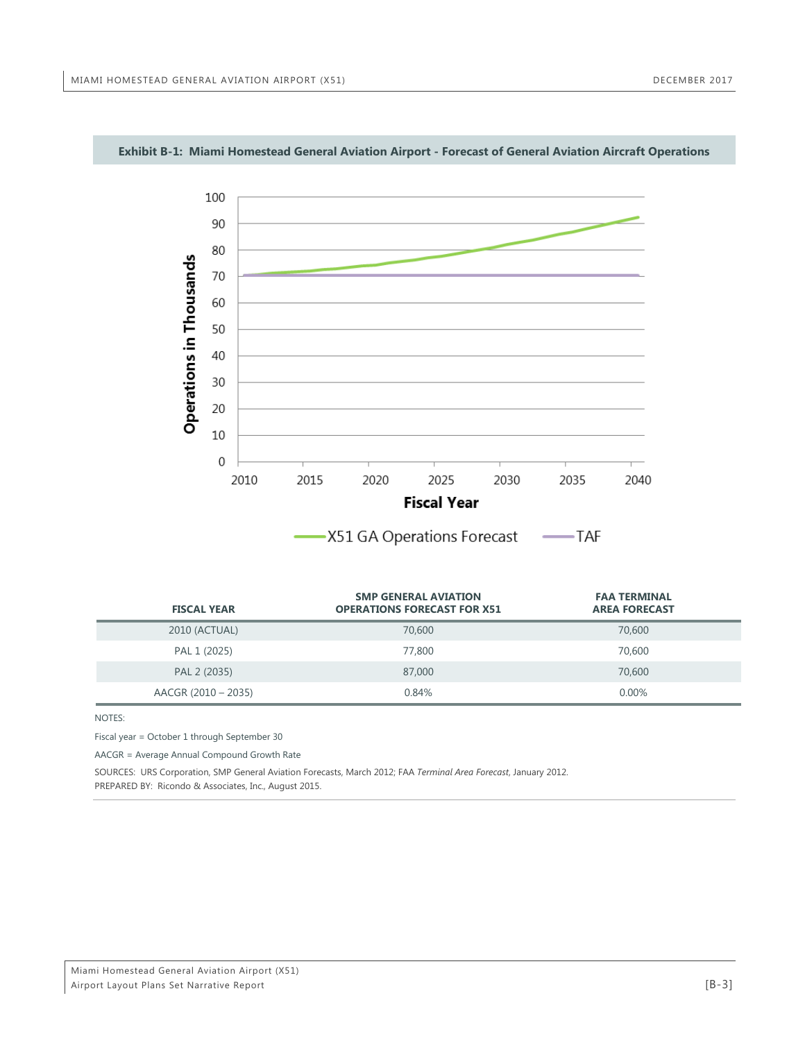**Exhibit B-1: Miami Homestead General Aviation Airport - Forecast of General Aviation Aircraft Operations**

| FISCAL YEAR | SMP GENERAL AVIATION OPERATIONS FORECAST FOR X51 | FAA TERMINAL AREA FORECAST |
|---|---|---|
| 2010 (ACTUAL) | 70,600 | 70,600 |
| PAL 1 (2025) | 77,800 | 70,600 |
| PAL 2 (2035) | 87,000 | 70,600 |
| AACGR (2010 – 2035) | 0.84% | 0.00% |

NOTES:

Fiscal year = October 1 through September 30

AACGR = Average Annual Compound Growth Rate

SOURCES: URS Corporation, SMP General Aviation Forecasts, March 2012; FAA *Terminal Area Forecast*, January 2012.
PREPARED BY: Ricondo & Associates, Inc., August 2015.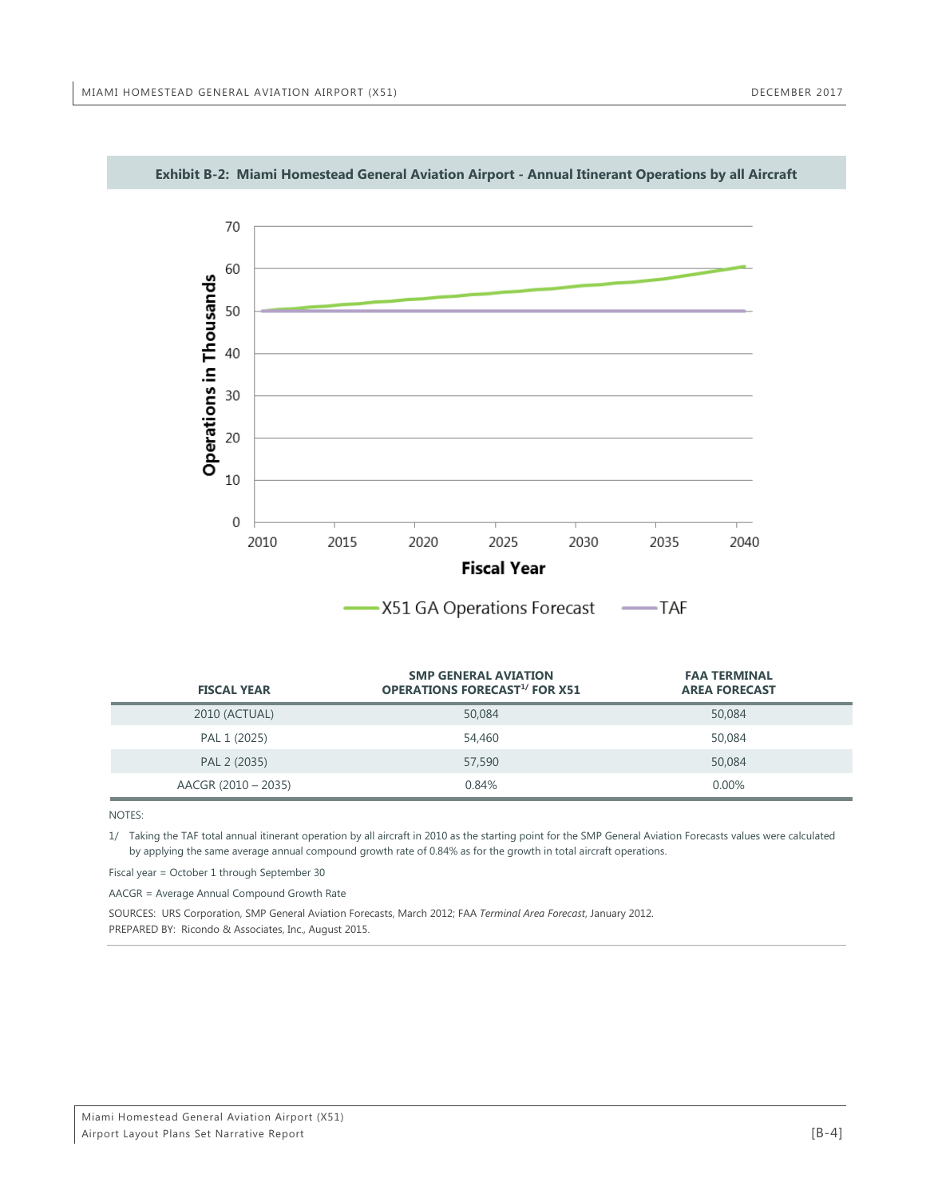**Exhibit B-2: Miami Homestead General Aviation Airport - Annual Itinerant Operations by all Aircraft**

| FISCAL YEAR | SMP GENERAL AVIATION OPERATIONS FORECAST[1/] FOR X51 | FAA TERMINAL AREA FORECAST |
|---|---|---|
| 2010 (ACTUAL) | 50,084 | 50,084 |
| PAL 1 (2025) | 54,460 | 50,084 |
| PAL 2 (2035) | 57,590 | 50,084 |
| AACGR (2010 – 2035) | 0.84% | 0.00% |

NOTES:

1/ Taking the TAF total annual itinerant operation by all aircraft in 2010 as the starting point for the SMP General Aviation Forecasts values were calculated by applying the same average annual compound growth rate of 0.84% as for the growth in total aircraft operations.

Fiscal year = October 1 through September 30

AACGR = Average Annual Compound Growth Rate

SOURCES: URS Corporation, SMP General Aviation Forecasts, March 2012; FAA *Terminal Area Forecast*, January 2012.
PREPARED BY: Ricondo & Associates, Inc., August 2015.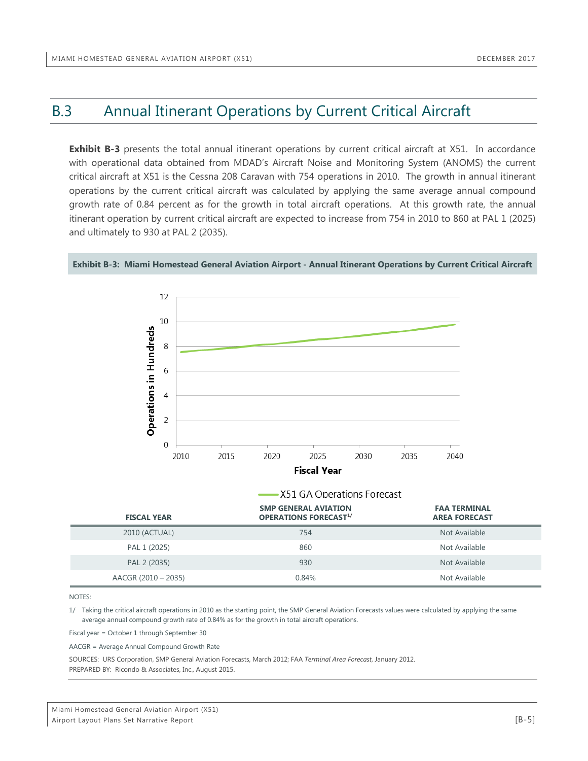# B.3 Annual Itinerant Operations by Current Critical Aircraft

**Exhibit B-3** presents the total annual itinerant operations by current critical aircraft at X51. In accordance with operational data obtained from MDAD's Aircraft Noise and Monitoring System (ANOMS) the current critical aircraft at X51 is the Cessna 208 Caravan with 754 operations in 2010. The growth in annual itinerant operations by the current critical aircraft was calculated by applying the same average annual compound growth rate of 0.84 percent as for the growth in total aircraft operations. At this growth rate, the annual itinerant operation by current critical aircraft are expected to increase from 754 in 2010 to 860 at PAL 1 (2025) and ultimately to 930 at PAL 2 (2035).

**Exhibit B-3: Miami Homestead General Aviation Airport - Annual Itinerant Operations by Current Critical Aircraft**

| FISCAL YEAR | SMP GENERAL AVIATION OPERATIONS FORECAST[1/] | FAA TERMINAL AREA FORECAST |
|---|---|---|
| 2010 (ACTUAL) | 754 | Not Available |
| PAL 1 (2025) | 860 | Not Available |
| PAL 2 (2035) | 930 | Not Available |
| AACGR (2010 – 2035) | 0.84% | Not Available |

NOTES:

1/ Taking the critical aircraft operations in 2010 as the starting point, the SMP General Aviation Forecasts values were calculated by applying the same average annual compound growth rate of 0.84% as for the growth in total aircraft operations.

Fiscal year = October 1 through September 30

AACGR = Average Annual Compound Growth Rate

SOURCES: URS Corporation, SMP General Aviation Forecasts, March 2012; FAA *Terminal Area Forecast*, January 2012.
PREPARED BY: Ricondo & Associates, Inc., August 2015.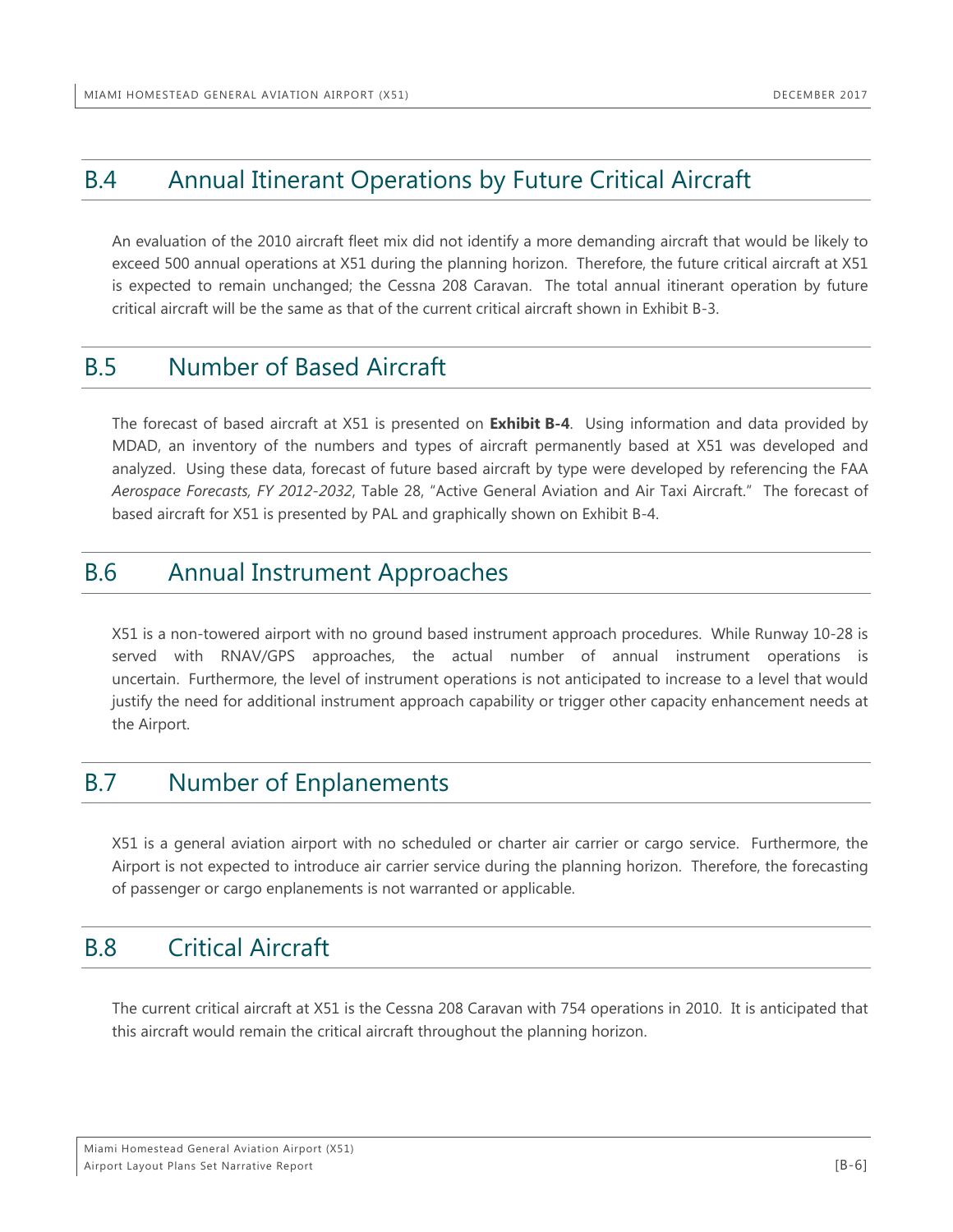## B.4 Annual Itinerant Operations by Future Critical Aircraft

An evaluation of the 2010 aircraft fleet mix did not identify a more demanding aircraft that would be likely to exceed 500 annual operations at X51 during the planning horizon. Therefore, the future critical aircraft at X51 is expected to remain unchanged; the Cessna 208 Caravan. The total annual itinerant operation by future critical aircraft will be the same as that of the current critical aircraft shown in Exhibit B-3.

## B.5 Number of Based Aircraft

The forecast of based aircraft at X51 is presented on **Exhibit B-4**. Using information and data provided by MDAD, an inventory of the numbers and types of aircraft permanently based at X51 was developed and analyzed. Using these data, forecast of future based aircraft by type were developed by referencing the FAA *Aerospace Forecasts, FY 2012-2032*, Table 28, "Active General Aviation and Air Taxi Aircraft." The forecast of based aircraft for X51 is presented by PAL and graphically shown on Exhibit B-4.

## B.6 Annual Instrument Approaches

X51 is a non-towered airport with no ground based instrument approach procedures. While Runway 10-28 is served with RNAV/GPS approaches, the actual number of annual instrument operations is uncertain. Furthermore, the level of instrument operations is not anticipated to increase to a level that would justify the need for additional instrument approach capability or trigger other capacity enhancement needs at the Airport.

## B.7 Number of Enplanements

X51 is a general aviation airport with no scheduled or charter air carrier or cargo service. Furthermore, the Airport is not expected to introduce air carrier service during the planning horizon. Therefore, the forecasting of passenger or cargo enplanements is not warranted or applicable.

## B.8 Critical Aircraft

The current critical aircraft at X51 is the Cessna 208 Caravan with 754 operations in 2010. It is anticipated that this aircraft would remain the critical aircraft throughout the planning horizon.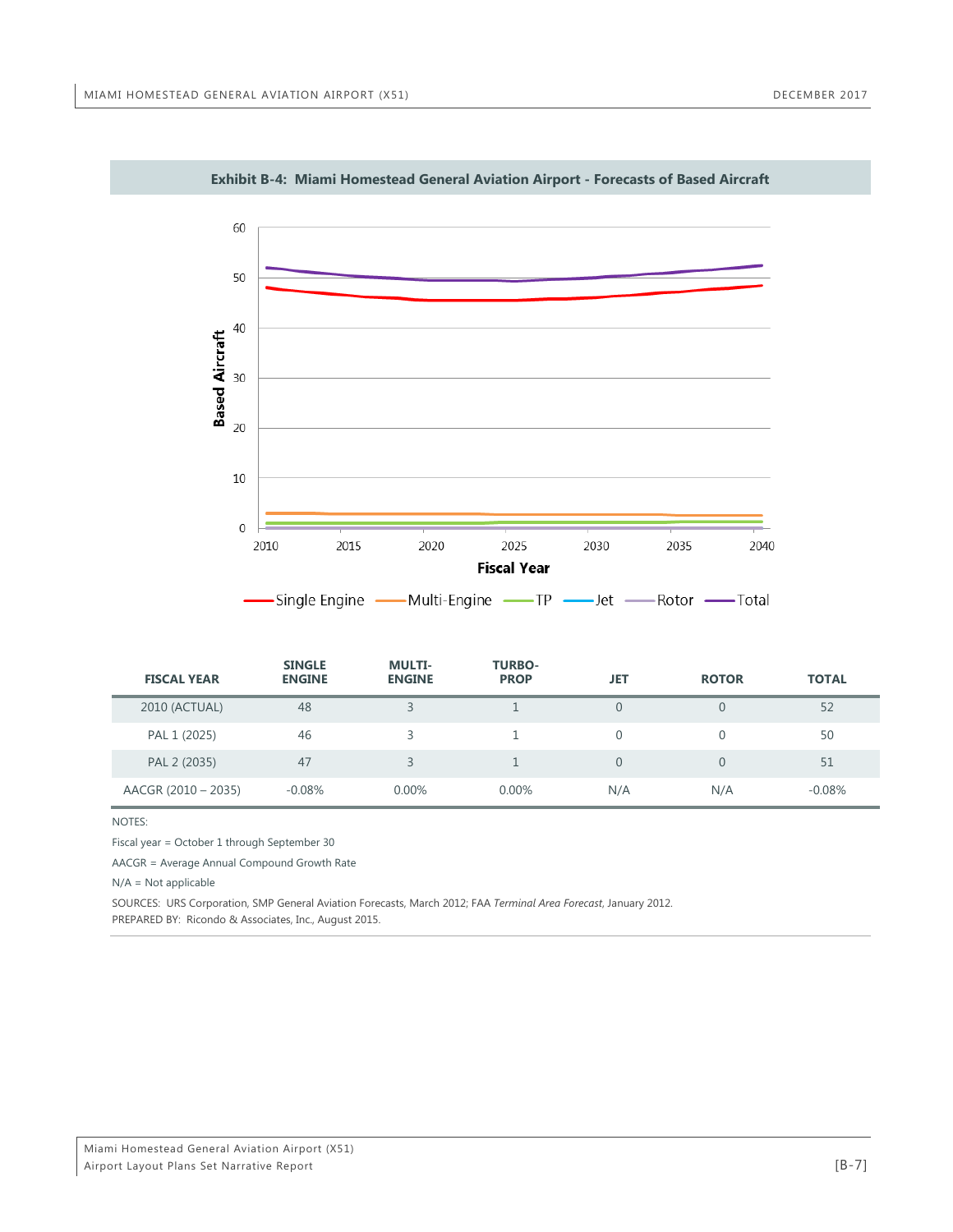**Exhibit B-4: Miami Homestead General Aviation Airport - Forecasts of Based Aircraft**

| FISCAL YEAR | SINGLE ENGINE | MULTI-ENGINE | TURBO-PROP | JET | ROTOR | TOTAL |
|---|---|---|---|---|---|---|
| 2010 (ACTUAL) | 48 | 3 | 1 | 0 | 0 | 52 |
| PAL 1 (2025) | 46 | 3 | 1 | 0 | 0 | 50 |
| PAL 2 (2035) | 47 | 3 | 1 | 0 | 0 | 51 |
| AACGR (2010 – 2035) | -0.08% | 0.00% | 0.00% | N/A | N/A | -0.08% |

NOTES:

Fiscal year = October 1 through September 30

AACGR = Average Annual Compound Growth Rate

N/A = Not applicable

SOURCES: URS Corporation, SMP General Aviation Forecasts, March 2012; FAA *Terminal Area Forecast*, January 2012.
PREPARED BY: Ricondo & Associates, Inc., August 2015.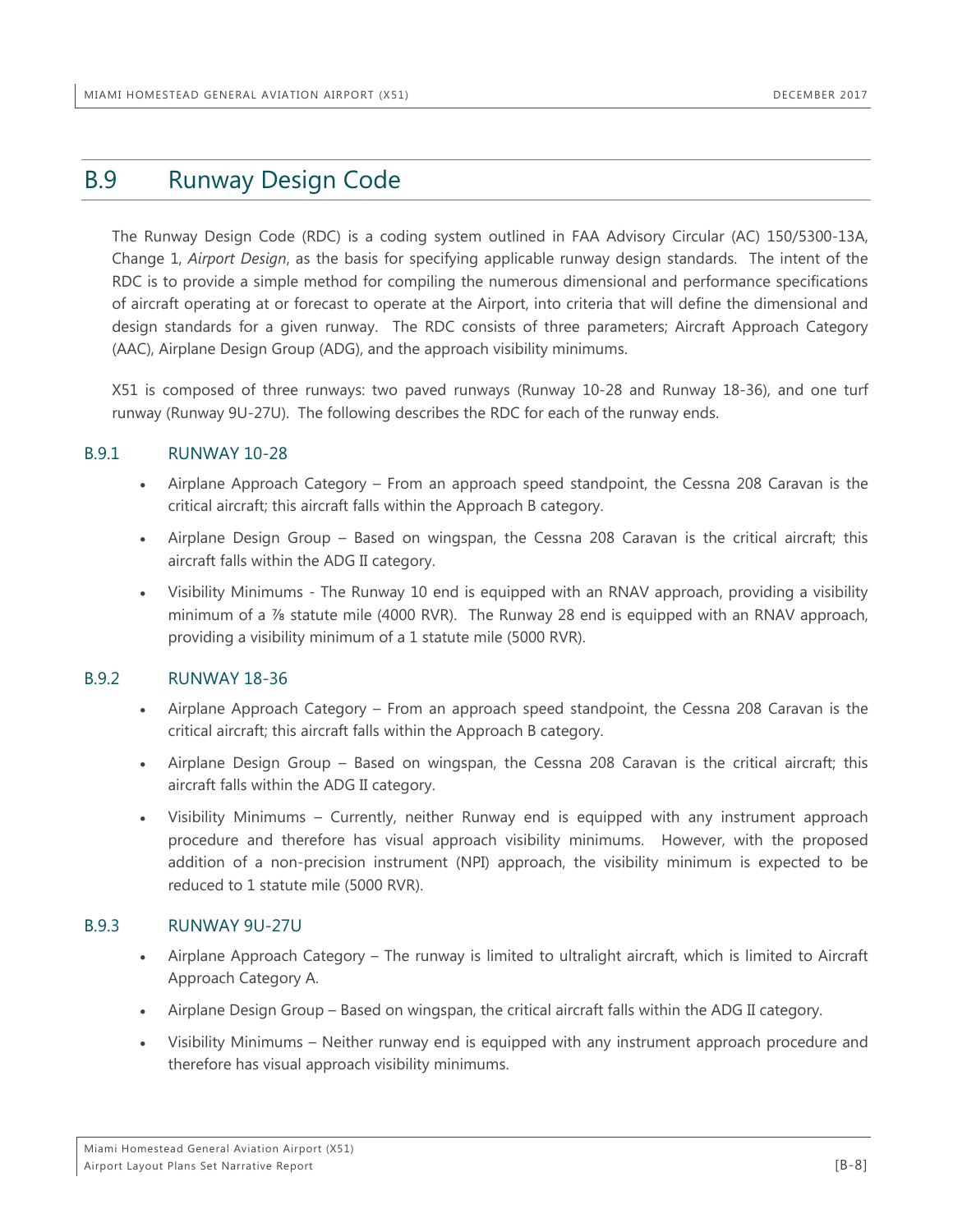## B.9 Runway Design Code

The Runway Design Code (RDC) is a coding system outlined in FAA Advisory Circular (AC) 150/5300-13A, Change 1, *Airport Design*, as the basis for specifying applicable runway design standards. The intent of the RDC is to provide a simple method for compiling the numerous dimensional and performance specifications of aircraft operating at or forecast to operate at the Airport, into criteria that will define the dimensional and design standards for a given runway. The RDC consists of three parameters; Aircraft Approach Category (AAC), Airplane Design Group (ADG), and the approach visibility minimums.

X51 is composed of three runways: two paved runways (Runway 10-28 and Runway 18-36), and one turf runway (Runway 9U-27U). The following describes the RDC for each of the runway ends.

### B.9.1 RUNWAY 10-28

- Airplane Approach Category – From an approach speed standpoint, the Cessna 208 Caravan is the critical aircraft; this aircraft falls within the Approach B category.
- Airplane Design Group – Based on wingspan, the Cessna 208 Caravan is the critical aircraft; this aircraft falls within the ADG II category.
- Visibility Minimums - The Runway 10 end is equipped with an RNAV approach, providing a visibility minimum of a ⅞ statute mile (4000 RVR). The Runway 28 end is equipped with an RNAV approach, providing a visibility minimum of a 1 statute mile (5000 RVR).

### B.9.2 RUNWAY 18-36

- Airplane Approach Category – From an approach speed standpoint, the Cessna 208 Caravan is the critical aircraft; this aircraft falls within the Approach B category.
- Airplane Design Group – Based on wingspan, the Cessna 208 Caravan is the critical aircraft; this aircraft falls within the ADG II category.
- Visibility Minimums – Currently, neither Runway end is equipped with any instrument approach procedure and therefore has visual approach visibility minimums. However, with the proposed addition of a non-precision instrument (NPI) approach, the visibility minimum is expected to be reduced to 1 statute mile (5000 RVR).

### B.9.3 RUNWAY 9U-27U

- Airplane Approach Category – The runway is limited to ultralight aircraft, which is limited to Aircraft Approach Category A.
- Airplane Design Group – Based on wingspan, the critical aircraft falls within the ADG II category.
- Visibility Minimums – Neither runway end is equipped with any instrument approach procedure and therefore has visual approach visibility minimums.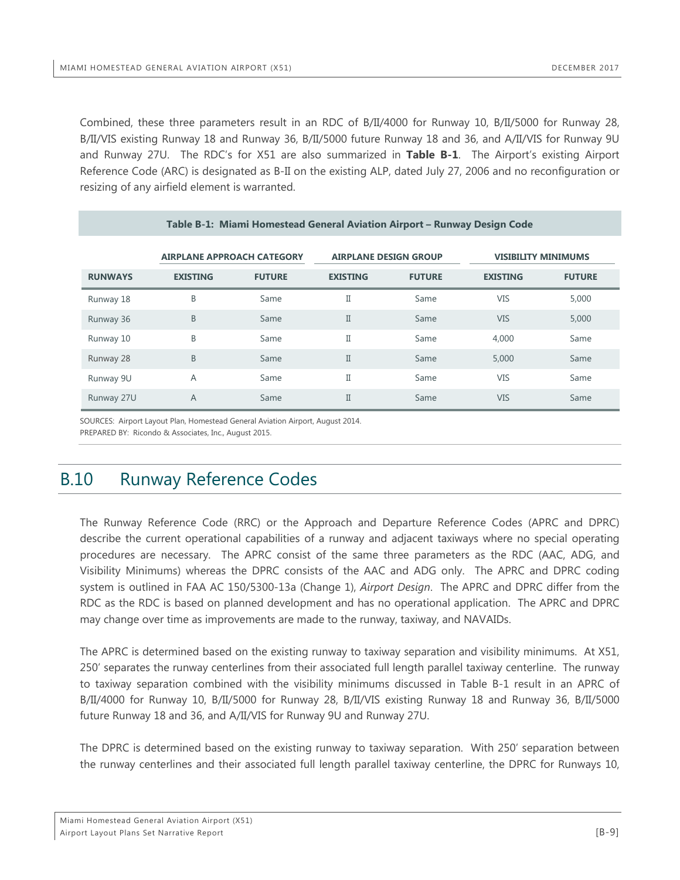Combined, these three parameters result in an RDC of B/II/4000 for Runway 10, B/II/5000 for Runway 28, B/II/VIS existing Runway 18 and Runway 36, B/II/5000 future Runway 18 and 36, and A/II/VIS for Runway 9U and Runway 27U. The RDC's for X51 are also summarized in **Table B-1**. The Airport's existing Airport Reference Code (ARC) is designated as B-II on the existing ALP, dated July 27, 2006 and no reconfiguration or resizing of any airfield element is warranted.

**Table B-1: Miami Homestead General Aviation Airport – Runway Design Code**

| | AIRPLANE APPROACH CATEGORY | | AIRPLANE DESIGN GROUP | | VISIBILITY MINIMUMS | |
|---|---|---|---|---|---|---|
| **RUNWAYS** | **EXISTING** | **FUTURE** | **EXISTING** | **FUTURE** | **EXISTING** | **FUTURE** |
| Runway 18 | B | Same | II | Same | VIS | 5,000 |
| Runway 36 | B | Same | II | Same | VIS | 5,000 |
| Runway 10 | B | Same | II | Same | 4,000 | Same |
| Runway 28 | B | Same | II | Same | 5,000 | Same |
| Runway 9U | A | Same | II | Same | VIS | Same |
| Runway 27U | A | Same | II | Same | VIS | Same |

SOURCES: Airport Layout Plan, Homestead General Aviation Airport, August 2014.
PREPARED BY: Ricondo & Associates, Inc., August 2015.

## B.10 Runway Reference Codes

The Runway Reference Code (RRC) or the Approach and Departure Reference Codes (APRC and DPRC) describe the current operational capabilities of a runway and adjacent taxiways where no special operating procedures are necessary. The APRC consist of the same three parameters as the RDC (AAC, ADG, and Visibility Minimums) whereas the DPRC consists of the AAC and ADG only. The APRC and DPRC coding system is outlined in FAA AC 150/5300-13a (Change 1), *Airport Design*. The APRC and DPRC differ from the RDC as the RDC is based on planned development and has no operational application. The APRC and DPRC may change over time as improvements are made to the runway, taxiway, and NAVAIDs.

The APRC is determined based on the existing runway to taxiway separation and visibility minimums. At X51, 250' separates the runway centerlines from their associated full length parallel taxiway centerline. The runway to taxiway separation combined with the visibility minimums discussed in Table B-1 result in an APRC of B/II/4000 for Runway 10, B/II/5000 for Runway 28, B/II/VIS existing Runway 18 and Runway 36, B/II/5000 future Runway 18 and 36, and A/II/VIS for Runway 9U and Runway 27U.

The DPRC is determined based on the existing runway to taxiway separation. With 250' separation between the runway centerlines and their associated full length parallel taxiway centerline, the DPRC for Runways 10,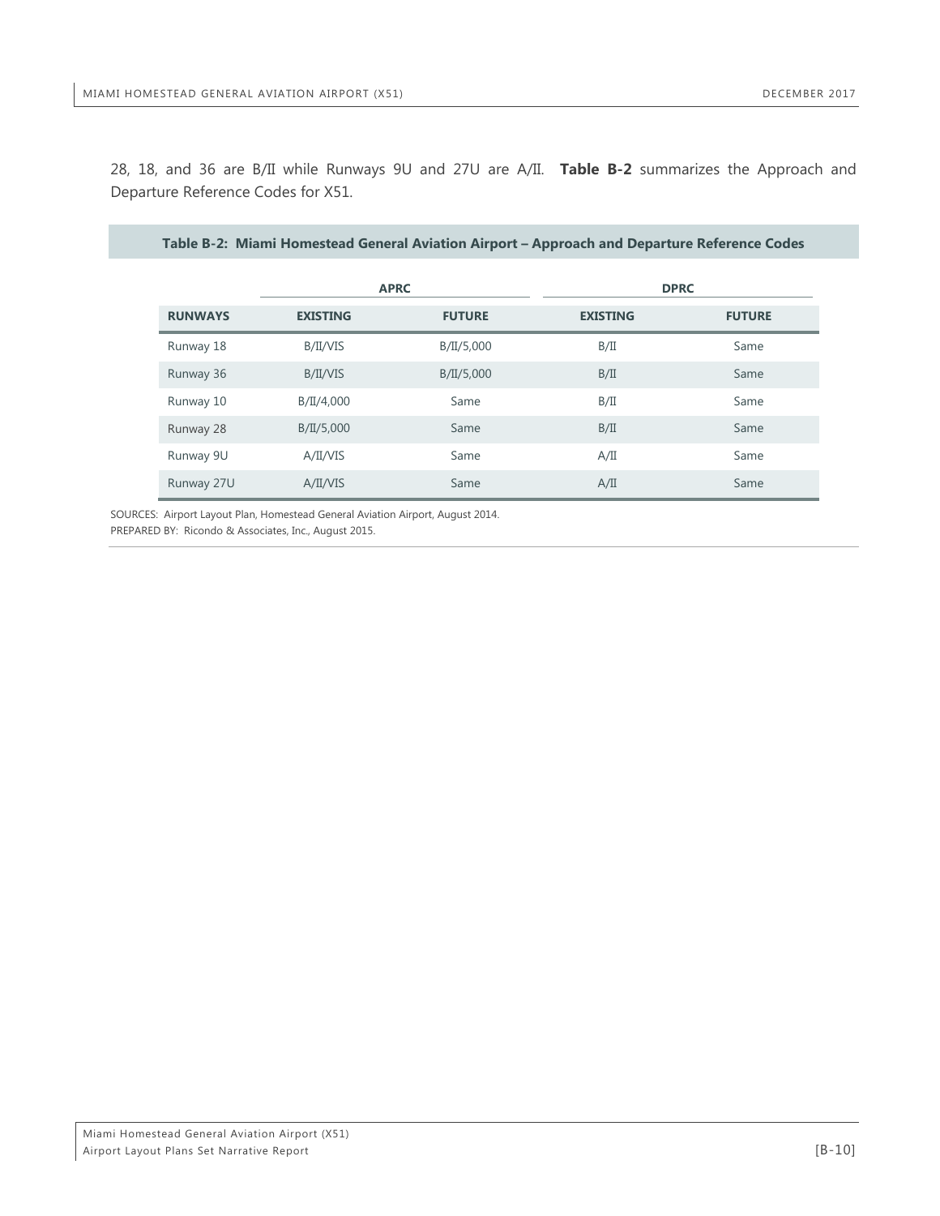28, 18, and 36 are B/II while Runways 9U and 27U are A/II. **Table B-2** summarizes the Approach and Departure Reference Codes for X51.

**Table B-2: Miami Homestead General Aviation Airport – Approach and Departure Reference Codes**

| | APRC | | DPRC | |
|---|---|---|---|---|
| **RUNWAYS** | **EXISTING** | **FUTURE** | **EXISTING** | **FUTURE** |
| Runway 18 | B/II/VIS | B/II/5,000 | B/II | Same |
| Runway 36 | B/II/VIS | B/II/5,000 | B/II | Same |
| Runway 10 | B/II/4,000 | Same | B/II | Same |
| Runway 28 | B/II/5,000 | Same | B/II | Same |
| Runway 9U | A/II/VIS | Same | A/II | Same |
| Runway 27U | A/II/VIS | Same | A/II | Same |

SOURCES: Airport Layout Plan, Homestead General Aviation Airport, August 2014.
PREPARED BY: Ricondo & Associates, Inc., August 2015.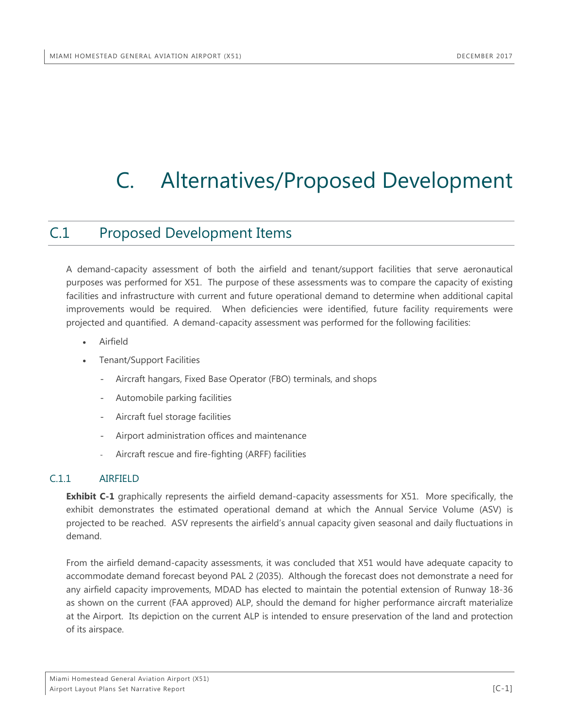# C. Alternatives/Proposed Development

## C.1 Proposed Development Items

A demand-capacity assessment of both the airfield and tenant/support facilities that serve aeronautical purposes was performed for X51. The purpose of these assessments was to compare the capacity of existing facilities and infrastructure with current and future operational demand to determine when additional capital improvements would be required. When deficiencies were identified, future facility requirements were projected and quantified. A demand-capacity assessment was performed for the following facilities:

- Airfield
- Tenant/Support Facilities
  - Aircraft hangars, Fixed Base Operator (FBO) terminals, and shops
  - Automobile parking facilities
  - Aircraft fuel storage facilities
  - Airport administration offices and maintenance
  - Aircraft rescue and fire-fighting (ARFF) facilities

### C.1.1 AIRFIELD

**Exhibit C-1** graphically represents the airfield demand-capacity assessments for X51. More specifically, the exhibit demonstrates the estimated operational demand at which the Annual Service Volume (ASV) is projected to be reached. ASV represents the airfield's annual capacity given seasonal and daily fluctuations in demand.

From the airfield demand-capacity assessments, it was concluded that X51 would have adequate capacity to accommodate demand forecast beyond PAL 2 (2035). Although the forecast does not demonstrate a need for any airfield capacity improvements, MDAD has elected to maintain the potential extension of Runway 18-36 as shown on the current (FAA approved) ALP, should the demand for higher performance aircraft materialize at the Airport. Its depiction on the current ALP is intended to ensure preservation of the land and protection of its airspace.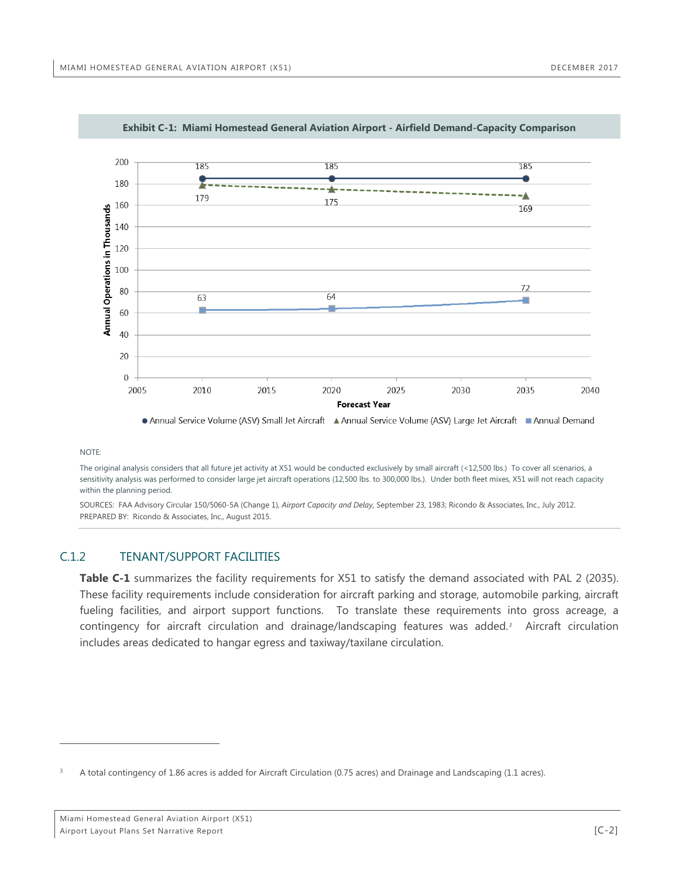**Exhibit C-1: Miami Homestead General Aviation Airport - Airfield Demand-Capacity Comparison**

| Forecast Year | Annual Service Volume (ASV) Small Jet Aircraft | Annual Service Volume (ASV) Large Jet Aircraft | Annual Demand |
|---|---|---|---|
| 2010 | 185 | 179 | 63 |
| 2020 | 185 | 175 | 64 |
| 2035 | 185 | 169 | 72 |

Annual Operations in Thousands

NOTE:

The original analysis considers that all future jet activity at X51 would be conducted exclusively by small aircraft (<12,500 lbs.) To cover all scenarios, a sensitivity analysis was performed to consider large jet aircraft operations (12,500 lbs. to 300,000 lbs.). Under both fleet mixes, X51 will not reach capacity within the planning period.

SOURCES: FAA Advisory Circular 150/5060-5A (Change 1), *Airport Capacity and Delay,* September 23, 1983; Ricondo & Associates, Inc., July 2012.
PREPARED BY: Ricondo & Associates, Inc., August 2015.

## C.1.2 TENANT/SUPPORT FACILITIES

**Table C-1** summarizes the facility requirements for X51 to satisfy the demand associated with PAL 2 (2035). These facility requirements include consideration for aircraft parking and storage, automobile parking, aircraft fueling facilities, and airport support functions. To translate these requirements into gross acreage, a contingency for aircraft circulation and drainage/landscaping features was added.[3] Aircraft circulation includes areas dedicated to hangar egress and taxiway/taxilane circulation.

[3] A total contingency of 1.86 acres is added for Aircraft Circulation (0.75 acres) and Drainage and Landscaping (1.1 acres).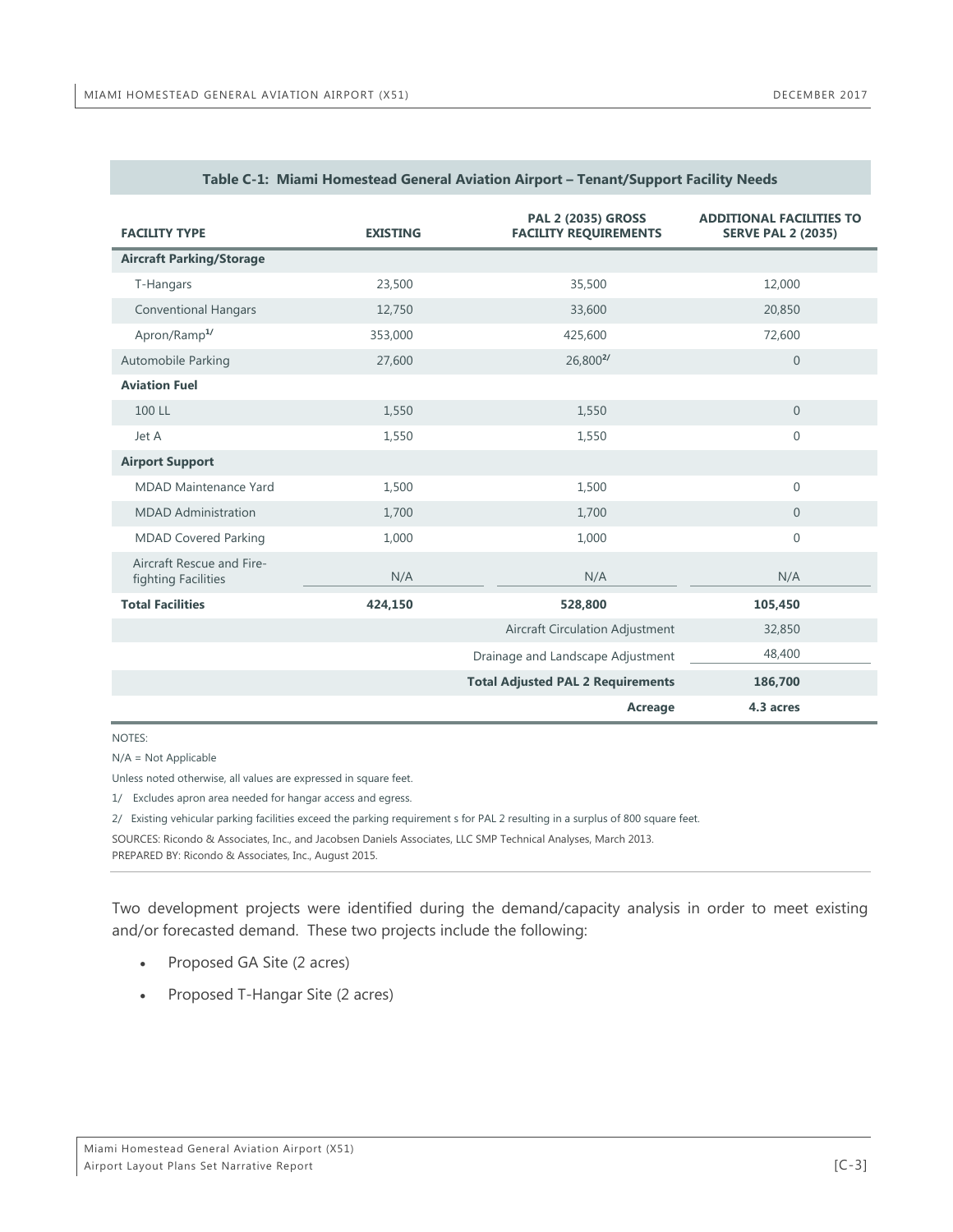**Table C-1: Miami Homestead General Aviation Airport – Tenant/Support Facility Needs**

| FACILITY TYPE | EXISTING | PAL 2 (2035) GROSS FACILITY REQUIREMENTS | ADDITIONAL FACILITIES TO SERVE PAL 2 (2035) |
|---|---|---|---|
| **Aircraft Parking/Storage** | | | |
| T-Hangars | 23,500 | 35,500 | 12,000 |
| Conventional Hangars | 12,750 | 33,600 | 20,850 |
| Apron/Ramp[1/] | 353,000 | 425,600 | 72,600 |
| Automobile Parking | 27,600 | 26,800[2/] | 0 |
| **Aviation Fuel** | | | |
| 100 LL | 1,550 | 1,550 | 0 |
| Jet A | 1,550 | 1,550 | 0 |
| **Airport Support** | | | |
| MDAD Maintenance Yard | 1,500 | 1,500 | 0 |
| MDAD Administration | 1,700 | 1,700 | 0 |
| MDAD Covered Parking | 1,000 | 1,000 | 0 |
| Aircraft Rescue and Fire-fighting Facilities | N/A | N/A | N/A |
| **Total Facilities** | **424,150** | **528,800** | **105,450** |
| | | Aircraft Circulation Adjustment | 32,850 |
| | | Drainage and Landscape Adjustment | 48,400 |
| | | **Total Adjusted PAL 2 Requirements** | **186,700** |
| | | **Acreage** | **4.3 acres** |

NOTES:

N/A = Not Applicable

Unless noted otherwise, all values are expressed in square feet.

1/ Excludes apron area needed for hangar access and egress.

2/ Existing vehicular parking facilities exceed the parking requirement s for PAL 2 resulting in a surplus of 800 square feet.

SOURCES: Ricondo & Associates, Inc., and Jacobsen Daniels Associates, LLC SMP Technical Analyses, March 2013.
PREPARED BY: Ricondo & Associates, Inc., August 2015.

Two development projects were identified during the demand/capacity analysis in order to meet existing and/or forecasted demand. These two projects include the following:

- Proposed GA Site (2 acres)
- Proposed T-Hangar Site (2 acres)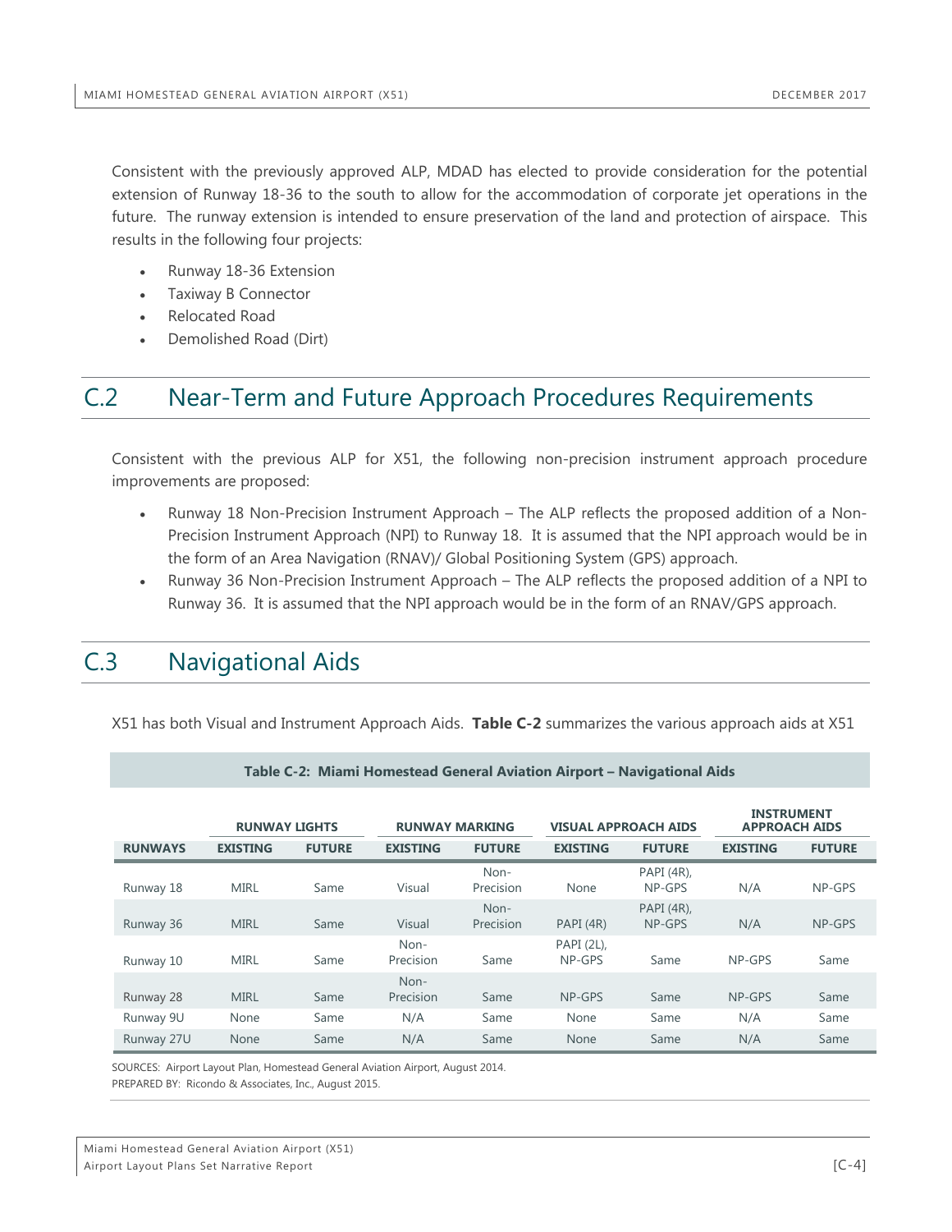Consistent with the previously approved ALP, MDAD has elected to provide consideration for the potential extension of Runway 18-36 to the south to allow for the accommodation of corporate jet operations in the future. The runway extension is intended to ensure preservation of the land and protection of airspace. This results in the following four projects:

- Runway 18-36 Extension
- Taxiway B Connector
- Relocated Road
- Demolished Road (Dirt)

## C.2 Near-Term and Future Approach Procedures Requirements

Consistent with the previous ALP for X51, the following non-precision instrument approach procedure improvements are proposed:

- Runway 18 Non-Precision Instrument Approach – The ALP reflects the proposed addition of a Non-Precision Instrument Approach (NPI) to Runway 18. It is assumed that the NPI approach would be in the form of an Area Navigation (RNAV)/ Global Positioning System (GPS) approach.
- Runway 36 Non-Precision Instrument Approach – The ALP reflects the proposed addition of a NPI to Runway 36. It is assumed that the NPI approach would be in the form of an RNAV/GPS approach.

## C.3 Navigational Aids

X51 has both Visual and Instrument Approach Aids. **Table C-2** summarizes the various approach aids at X51

**Table C-2: Miami Homestead General Aviation Airport – Navigational Aids**

| | RUNWAY LIGHTS | | RUNWAY MARKING | | VISUAL APPROACH AIDS | | INSTRUMENT APPROACH AIDS | |
|---|---|---|---|---|---|---|---|---|
| **RUNWAYS** | **EXISTING** | **FUTURE** | **EXISTING** | **FUTURE** | **EXISTING** | **FUTURE** | **EXISTING** | **FUTURE** |
| Runway 18 | MIRL | Same | Visual | Non-Precision | None | PAPI (4R), NP-GPS | N/A | NP-GPS |
| Runway 36 | MIRL | Same | Visual | Non-Precision | PAPI (4R) | PAPI (4R), NP-GPS | N/A | NP-GPS |
| Runway 10 | MIRL | Same | Non-Precision | Same | PAPI (2L), NP-GPS | Same | NP-GPS | Same |
| Runway 28 | MIRL | Same | Non-Precision | Same | NP-GPS | Same | NP-GPS | Same |
| Runway 9U | None | Same | N/A | Same | None | Same | N/A | Same |
| Runway 27U | None | Same | N/A | Same | None | Same | N/A | Same |

SOURCES: Airport Layout Plan, Homestead General Aviation Airport, August 2014.
PREPARED BY: Ricondo & Associates, Inc., August 2015.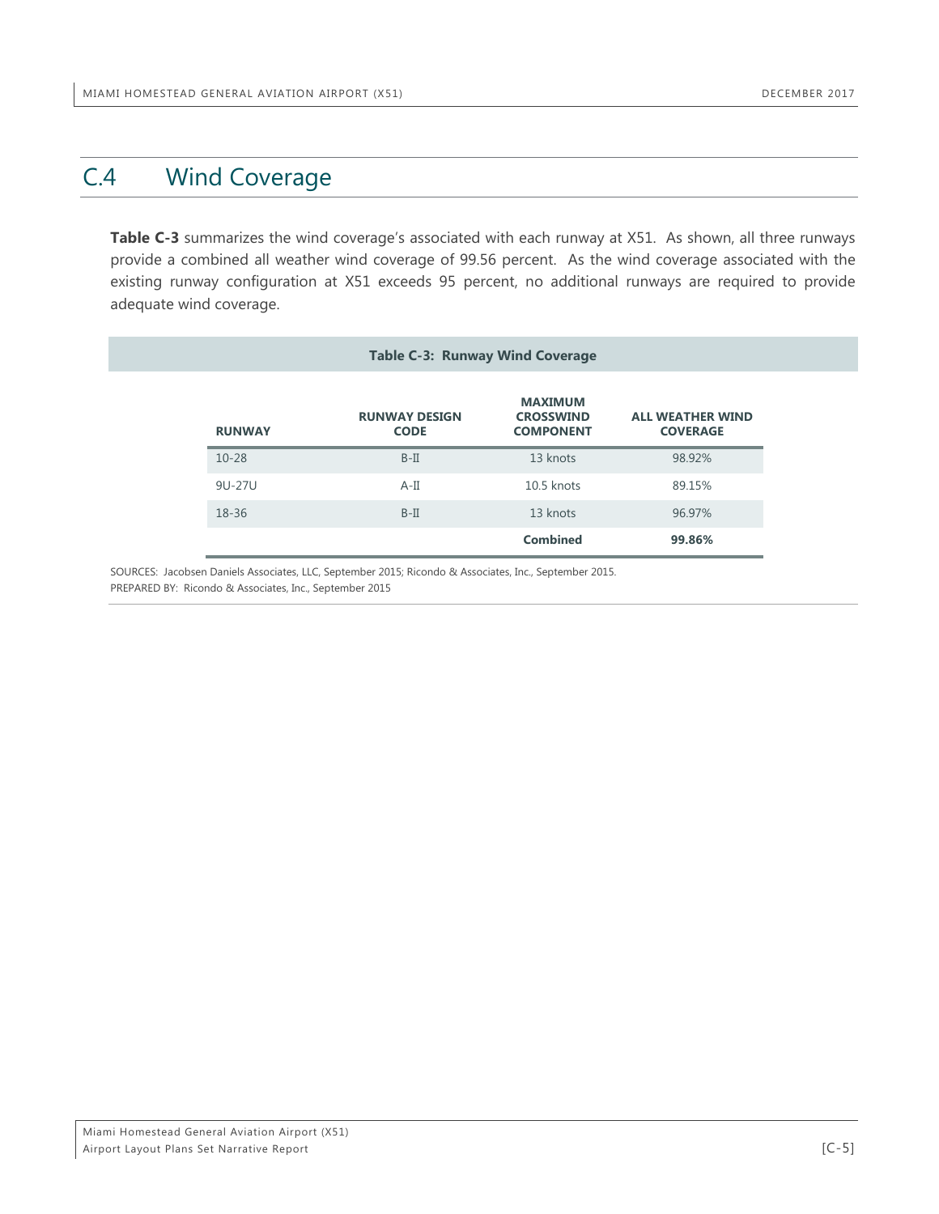## C.4 Wind Coverage

**Table C-3** summarizes the wind coverage's associated with each runway at X51. As shown, all three runways provide a combined all weather wind coverage of 99.56 percent. As the wind coverage associated with the existing runway configuration at X51 exceeds 95 percent, no additional runways are required to provide adequate wind coverage.

**Table C-3: Runway Wind Coverage**

| RUNWAY | RUNWAY DESIGN CODE | MAXIMUM CROSSWIND COMPONENT | ALL WEATHER WIND COVERAGE |
|---|---|---|---|
| 10-28 | B-II | 13 knots | 98.92% |
| 9U-27U | A-II | 10.5 knots | 89.15% |
| 18-36 | B-II | 13 knots | 96.97% |
| | | **Combined** | **99.86%** |

SOURCES: Jacobsen Daniels Associates, LLC, September 2015; Ricondo & Associates, Inc., September 2015.
PREPARED BY: Ricondo & Associates, Inc., September 2015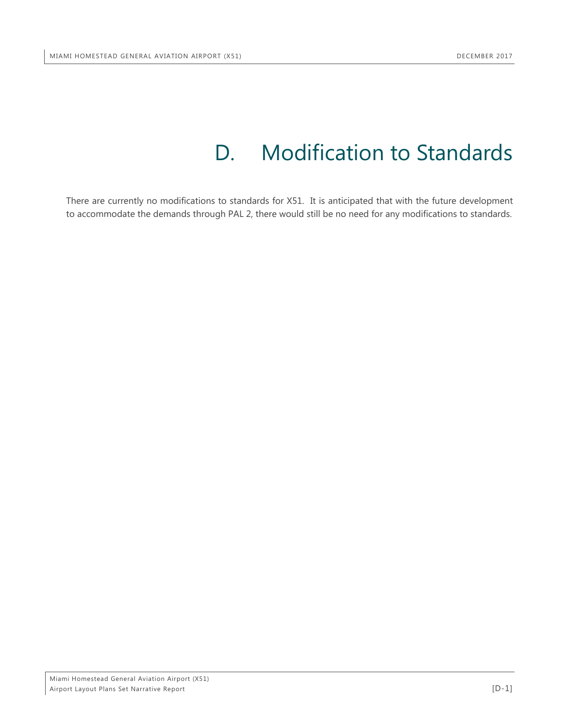# D. Modification to Standards

There are currently no modifications to standards for X51. It is anticipated that with the future development to accommodate the demands through PAL 2, there would still be no need for any modifications to standards.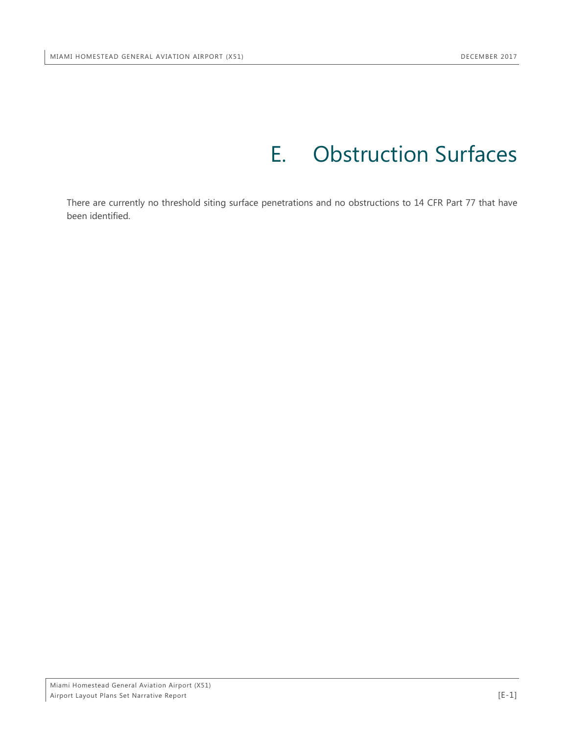# E. Obstruction Surfaces

There are currently no threshold siting surface penetrations and no obstructions to 14 CFR Part 77 that have been identified.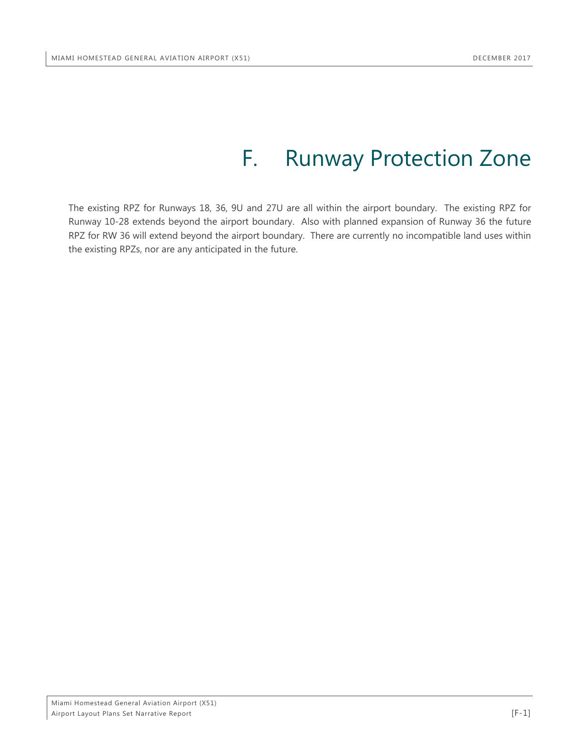# F. Runway Protection Zone

The existing RPZ for Runways 18, 36, 9U and 27U are all within the airport boundary. The existing RPZ for Runway 10-28 extends beyond the airport boundary. Also with planned expansion of Runway 36 the future RPZ for RW 36 will extend beyond the airport boundary. There are currently no incompatible land uses within the existing RPZs, nor are any anticipated in the future.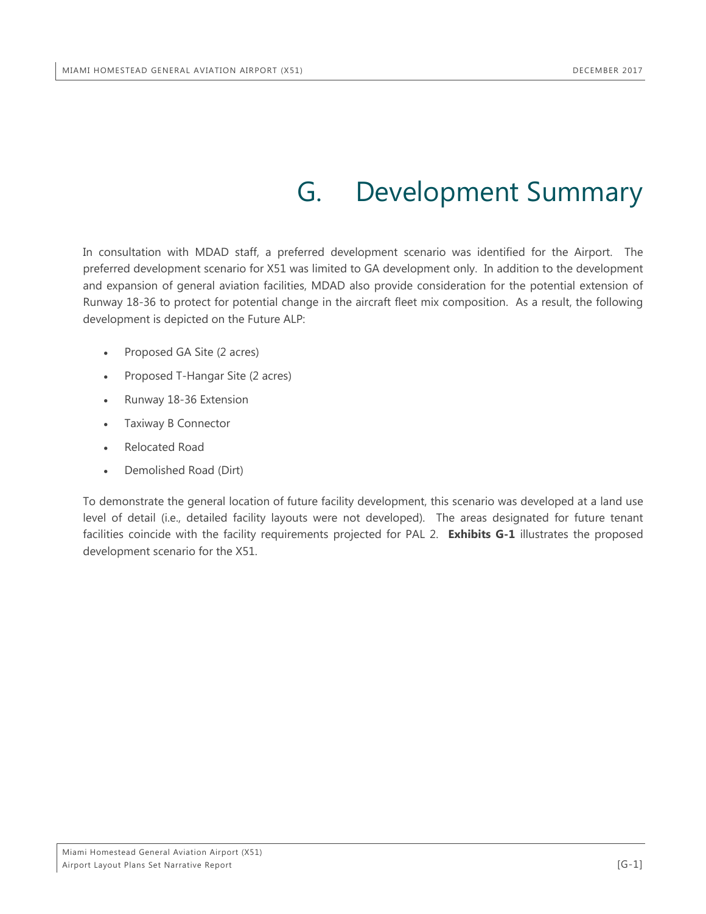# G. Development Summary

In consultation with MDAD staff, a preferred development scenario was identified for the Airport. The preferred development scenario for X51 was limited to GA development only. In addition to the development and expansion of general aviation facilities, MDAD also provide consideration for the potential extension of Runway 18-36 to protect for potential change in the aircraft fleet mix composition. As a result, the following development is depicted on the Future ALP:

- Proposed GA Site (2 acres)
- Proposed T-Hangar Site (2 acres)
- Runway 18-36 Extension
- Taxiway B Connector
- Relocated Road
- Demolished Road (Dirt)

To demonstrate the general location of future facility development, this scenario was developed at a land use level of detail (i.e., detailed facility layouts were not developed). The areas designated for future tenant facilities coincide with the facility requirements projected for PAL 2. **Exhibits G-1** illustrates the proposed development scenario for the X51.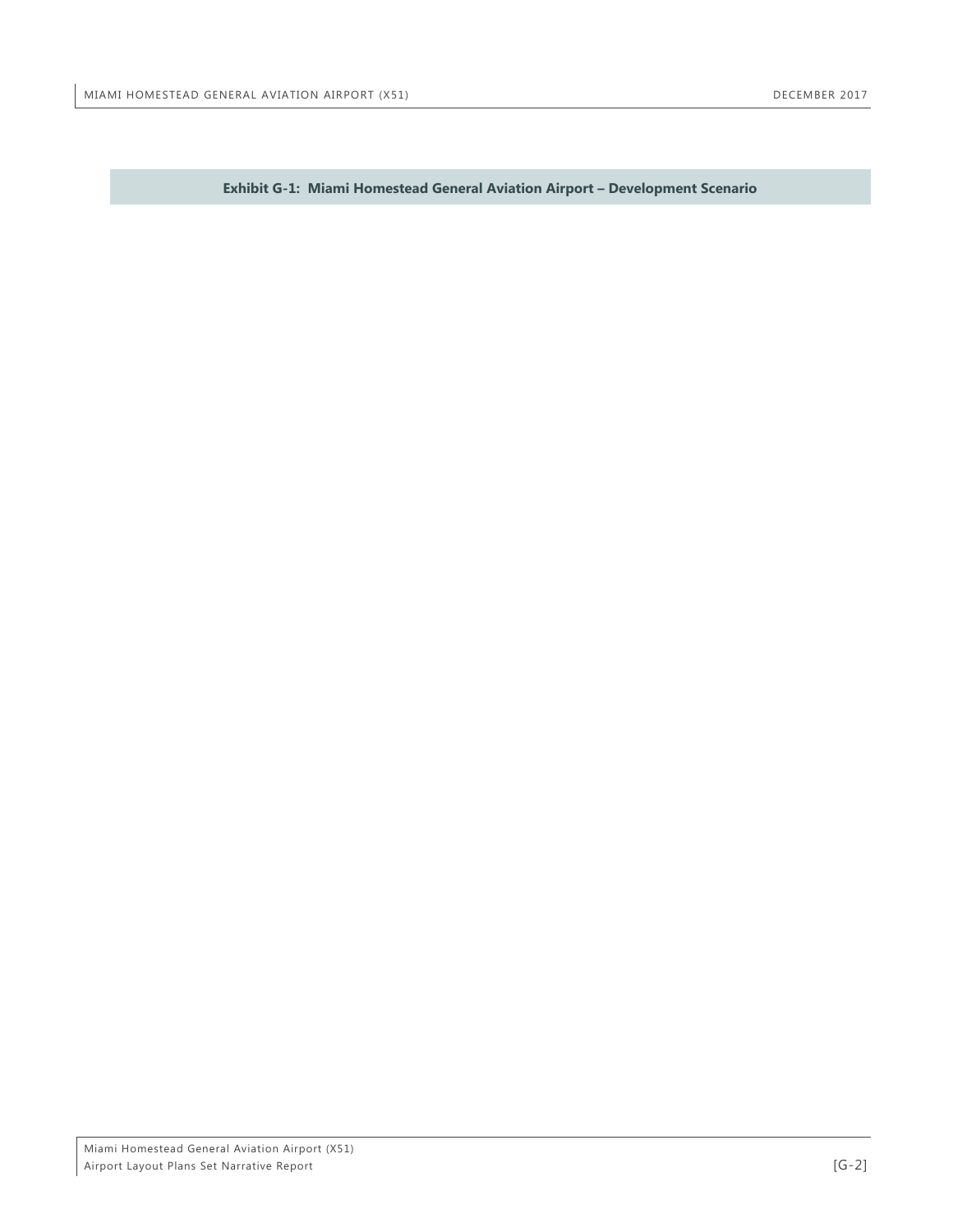**Exhibit G-1: Miami Homestead General Aviation Airport – Development Scenario**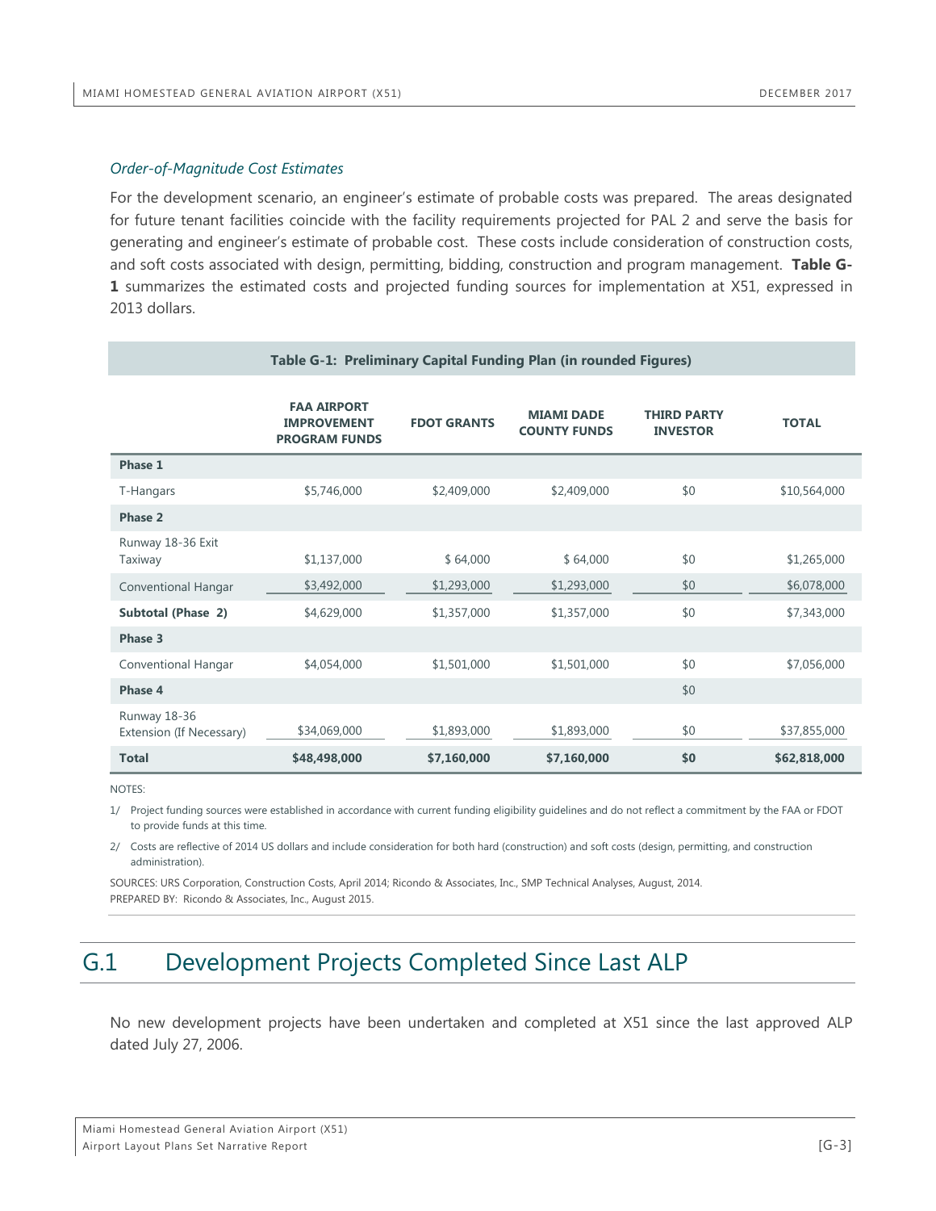*Order-of-Magnitude Cost Estimates*

For the development scenario, an engineer's estimate of probable costs was prepared. The areas designated for future tenant facilities coincide with the facility requirements projected for PAL 2 and serve the basis for generating and engineer's estimate of probable cost. These costs include consideration of construction costs, and soft costs associated with design, permitting, bidding, construction and program management. **Table G-1** summarizes the estimated costs and projected funding sources for implementation at X51, expressed in 2013 dollars.

**Table G-1: Preliminary Capital Funding Plan (in rounded Figures)**

| | FAA AIRPORT IMPROVEMENT PROGRAM FUNDS | FDOT GRANTS | MIAMI DADE COUNTY FUNDS | THIRD PARTY INVESTOR | TOTAL |
|---|---|---|---|---|---|
| **Phase 1** | | | | | |
| T-Hangars | $5,746,000 | $2,409,000 | $2,409,000 | $0 | $10,564,000 |
| **Phase 2** | | | | | |
| Runway 18-36 Exit Taxiway | $1,137,000 | $ 64,000 | $ 64,000 | $0 | $1,265,000 |
| Conventional Hangar | $3,492,000 | $1,293,000 | $1,293,000 | $0 | $6,078,000 |
| **Subtotal (Phase 2)** | $4,629,000 | $1,357,000 | $1,357,000 | $0 | $7,343,000 |
| **Phase 3** | | | | | |
| Conventional Hangar | $4,054,000 | $1,501,000 | $1,501,000 | $0 | $7,056,000 |
| **Phase 4** | | | | $0 | |
| Runway 18-36 Extension (If Necessary) | $34,069,000 | $1,893,000 | $1,893,000 | $0 | $37,855,000 |
| **Total** | **$48,498,000** | **$7,160,000** | **$7,160,000** | **$0** | **$62,818,000** |

NOTES:

1/ Project funding sources were established in accordance with current funding eligibility guidelines and do not reflect a commitment by the FAA or FDOT to provide funds at this time.

2/ Costs are reflective of 2014 US dollars and include consideration for both hard (construction) and soft costs (design, permitting, and construction administration).

SOURCES: URS Corporation, Construction Costs, April 2014; Ricondo & Associates, Inc., SMP Technical Analyses, August, 2014.
PREPARED BY: Ricondo & Associates, Inc., August 2015.

## G.1 Development Projects Completed Since Last ALP

No new development projects have been undertaken and completed at X51 since the last approved ALP dated July 27, 2006.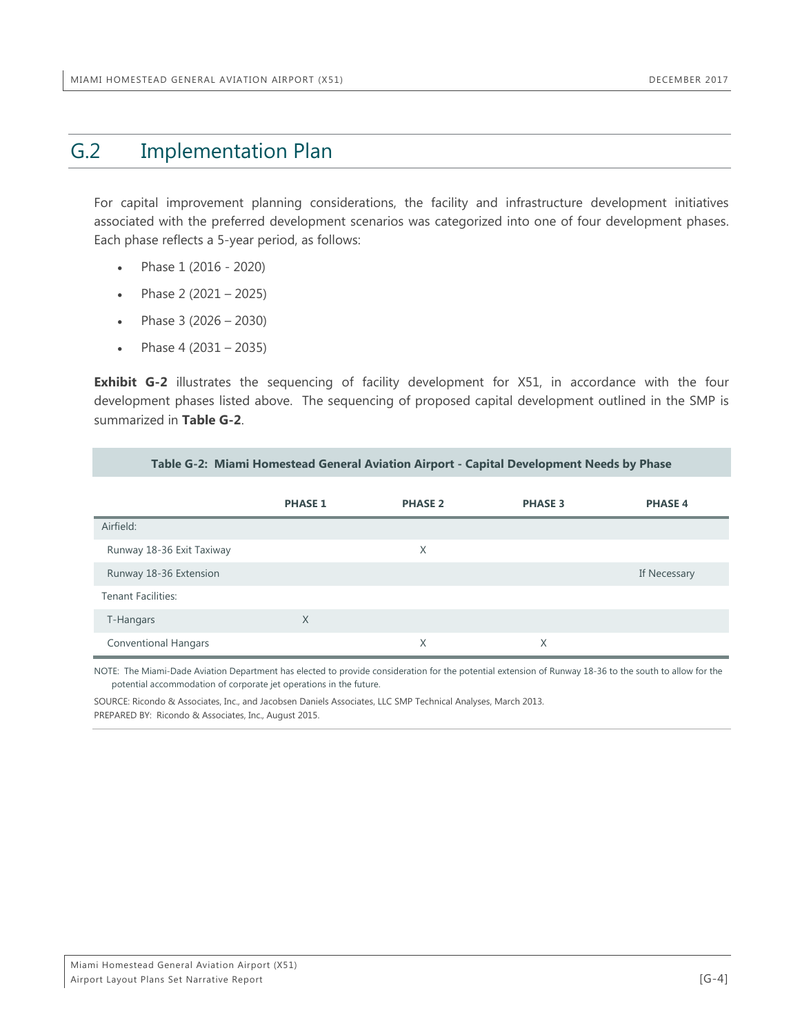## G.2 Implementation Plan

For capital improvement planning considerations, the facility and infrastructure development initiatives associated with the preferred development scenarios was categorized into one of four development phases. Each phase reflects a 5-year period, as follows:

- Phase 1 (2016 - 2020)
- Phase 2 (2021 – 2025)
- Phase 3 (2026 – 2030)
- Phase 4 (2031 – 2035)

**Exhibit G-2** illustrates the sequencing of facility development for X51, in accordance with the four development phases listed above. The sequencing of proposed capital development outlined in the SMP is summarized in **Table G-2**.

**Table G-2: Miami Homestead General Aviation Airport - Capital Development Needs by Phase**

| | PHASE 1 | PHASE 2 | PHASE 3 | PHASE 4 |
|---|---|---|---|---|
| Airfield: | | | | |
| Runway 18-36 Exit Taxiway | | X | | |
| Runway 18-36 Extension | | | | If Necessary |
| Tenant Facilities: | | | | |
| T-Hangars | X | | | |
| Conventional Hangars | | X | X | |

NOTE: The Miami-Dade Aviation Department has elected to provide consideration for the potential extension of Runway 18-36 to the south to allow for the potential accommodation of corporate jet operations in the future.

SOURCE: Ricondo & Associates, Inc., and Jacobsen Daniels Associates, LLC SMP Technical Analyses, March 2013.
PREPARED BY: Ricondo & Associates, Inc., August 2015.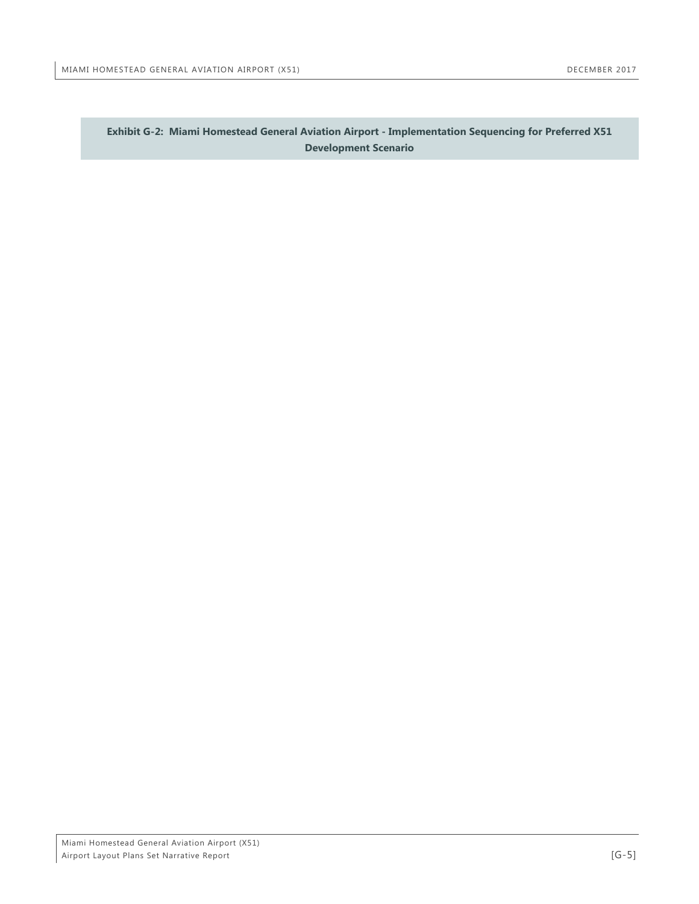**Exhibit G-2: Miami Homestead General Aviation Airport - Implementation Sequencing for Preferred X51 Development Scenario**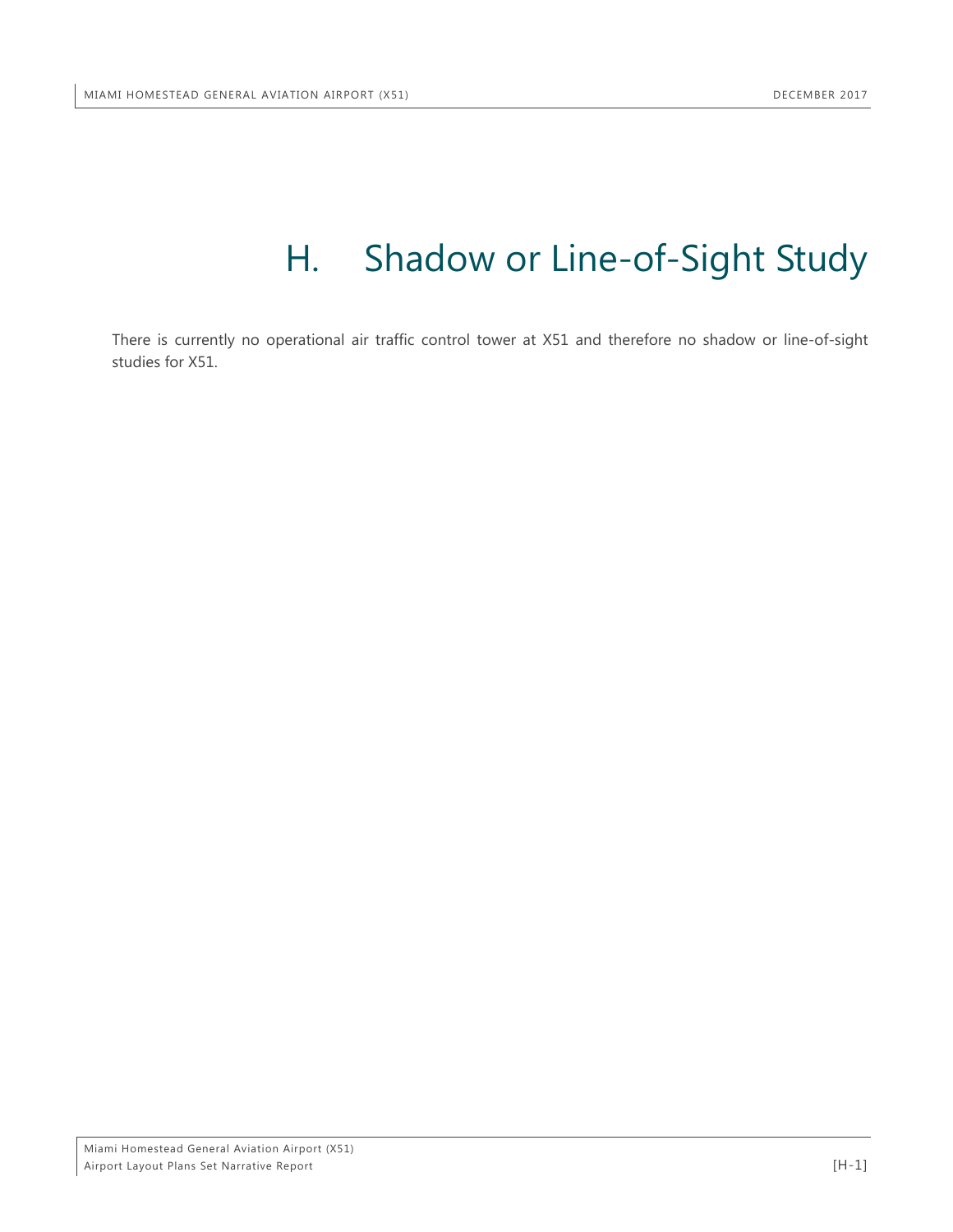# H. Shadow or Line-of-Sight Study

There is currently no operational air traffic control tower at X51 and therefore no shadow or line-of-sight studies for X51.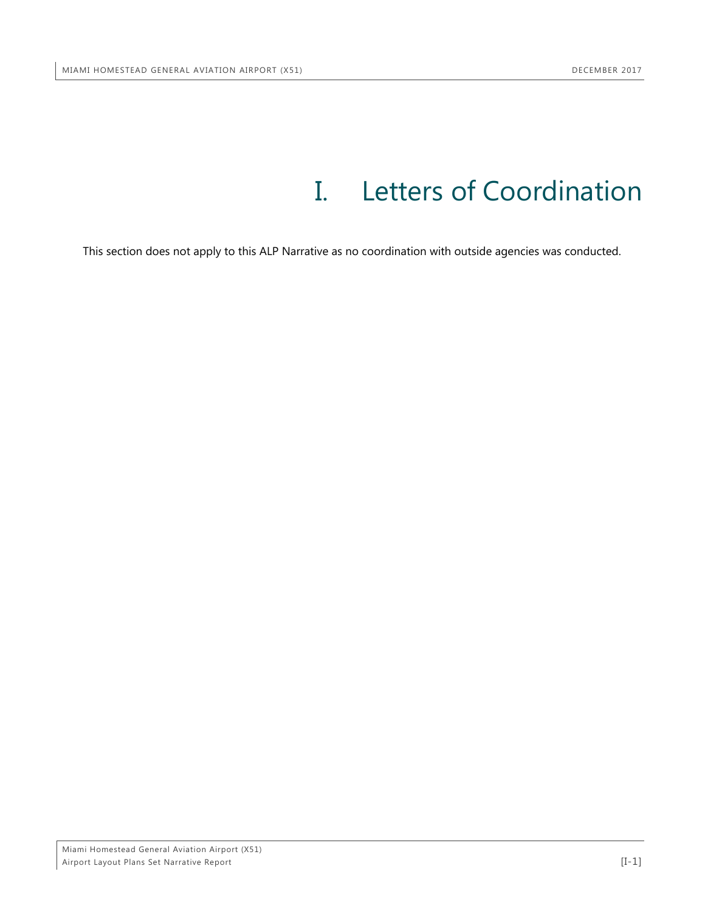# I. Letters of Coordination

This section does not apply to this ALP Narrative as no coordination with outside agencies was conducted.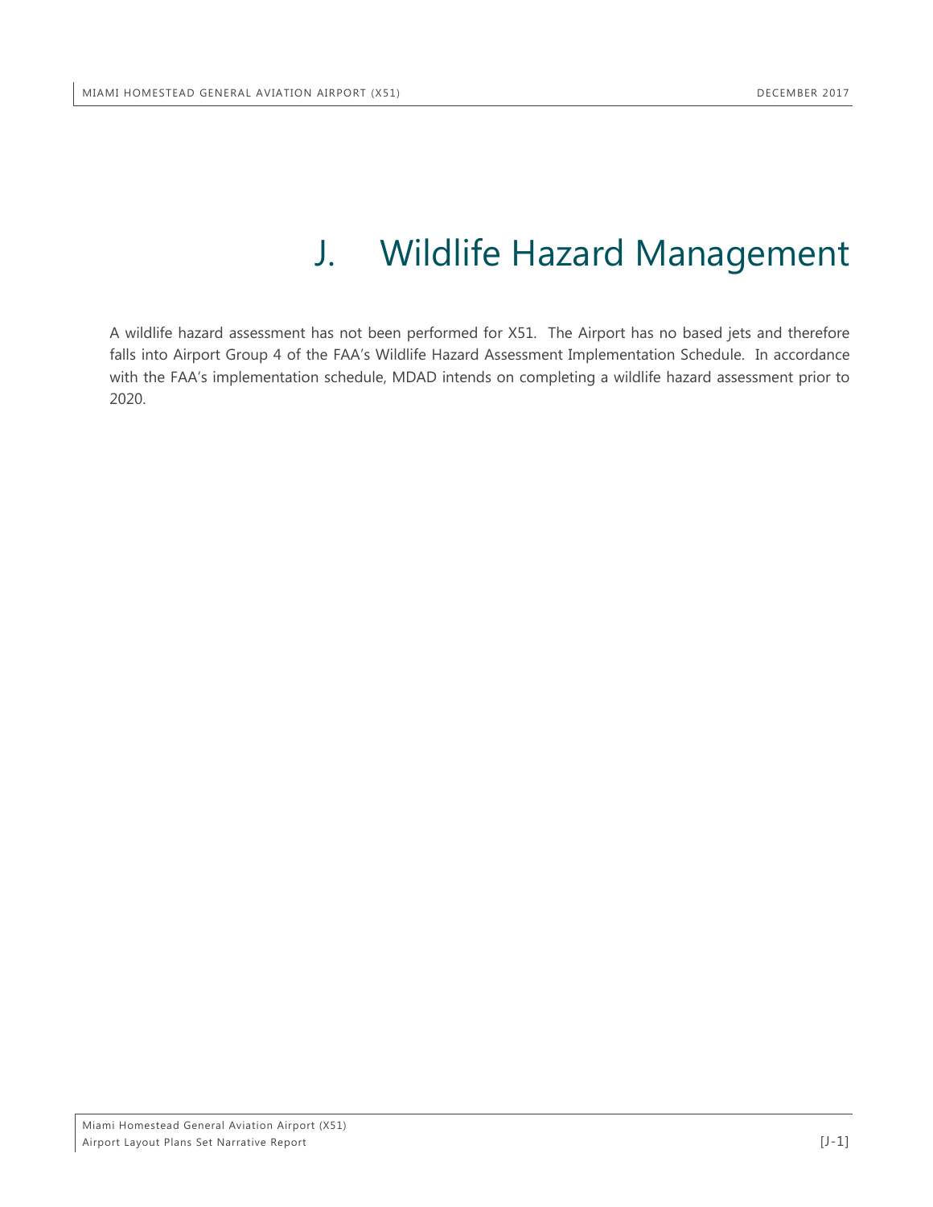# J. Wildlife Hazard Management

A wildlife hazard assessment has not been performed for X51. The Airport has no based jets and therefore falls into Airport Group 4 of the FAA's Wildlife Hazard Assessment Implementation Schedule. In accordance with the FAA's implementation schedule, MDAD intends on completing a wildlife hazard assessment prior to 2020.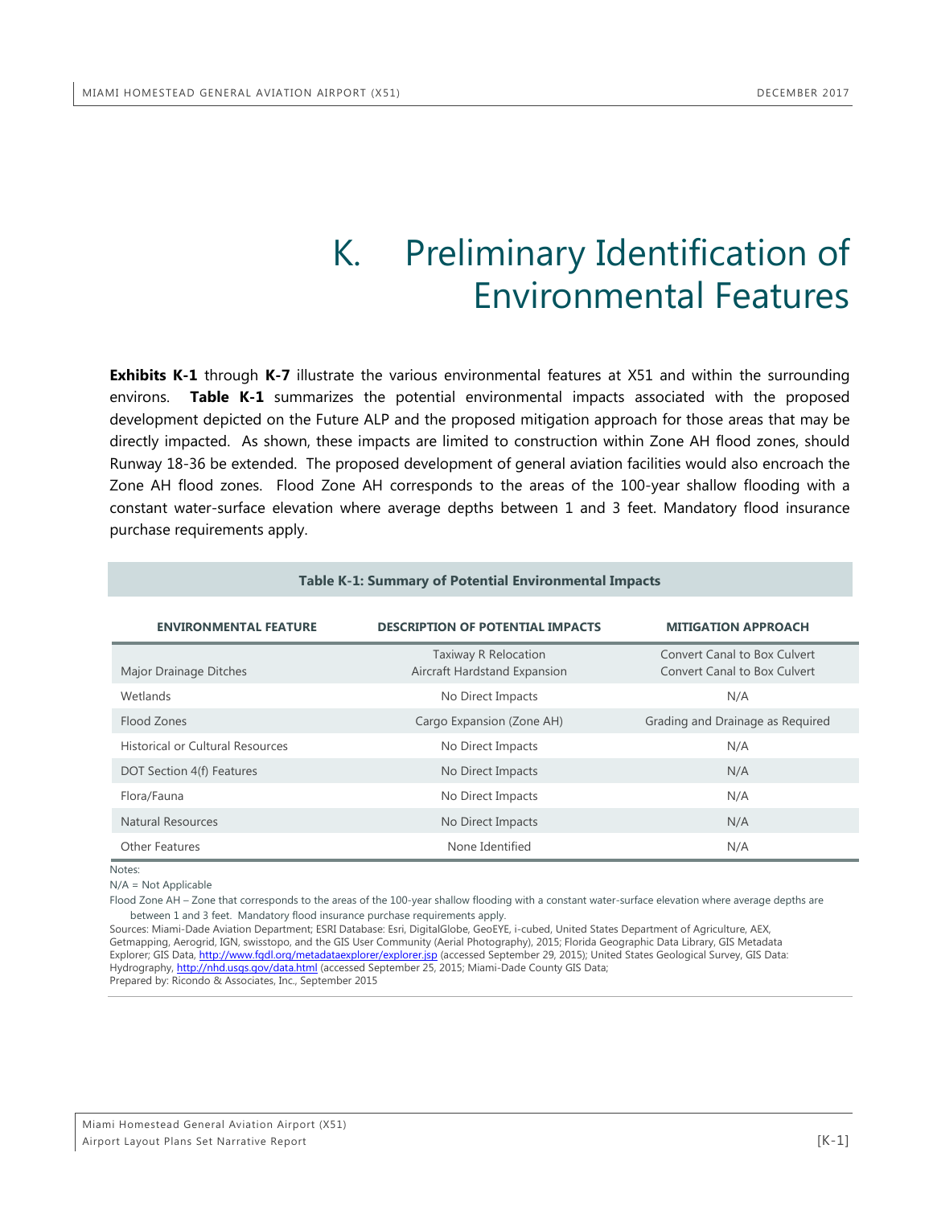# K. Preliminary Identification of Environmental Features

**Exhibits K-1** through **K-7** illustrate the various environmental features at X51 and within the surrounding environs. **Table K-1** summarizes the potential environmental impacts associated with the proposed development depicted on the Future ALP and the proposed mitigation approach for those areas that may be directly impacted. As shown, these impacts are limited to construction within Zone AH flood zones, should Runway 18-36 be extended. The proposed development of general aviation facilities would also encroach the Zone AH flood zones. Flood Zone AH corresponds to the areas of the 100-year shallow flooding with a constant water-surface elevation where average depths between 1 and 3 feet. Mandatory flood insurance purchase requirements apply.

**Table K-1: Summary of Potential Environmental Impacts**

| ENVIRONMENTAL FEATURE | DESCRIPTION OF POTENTIAL IMPACTS | MITIGATION APPROACH |
|---|---|---|
| Major Drainage Ditches | Taxiway R Relocation<br>Aircraft Hardstand Expansion | Convert Canal to Box Culvert<br>Convert Canal to Box Culvert |
| Wetlands | No Direct Impacts | N/A |
| Flood Zones | Cargo Expansion (Zone AH) | Grading and Drainage as Required |
| Historical or Cultural Resources | No Direct Impacts | N/A |
| DOT Section 4(f) Features | No Direct Impacts | N/A |
| Flora/Fauna | No Direct Impacts | N/A |
| Natural Resources | No Direct Impacts | N/A |
| Other Features | None Identified | N/A |

Notes:

N/A = Not Applicable

Flood Zone AH – Zone that corresponds to the areas of the 100-year shallow flooding with a constant water-surface elevation where average depths are between 1 and 3 feet. Mandatory flood insurance purchase requirements apply.

Sources: Miami-Dade Aviation Department; ESRI Database: Esri, DigitalGlobe, GeoEYE, i-cubed, United States Department of Agriculture, AEX, Getmapping, Aerogrid, IGN, swisstopo, and the GIS User Community (Aerial Photography), 2015; Florida Geographic Data Library, GIS Metadata Explorer; GIS Data, http://www.fgdl.org/metadataexplorer/explorer.jsp (accessed September 29, 2015); United States Geological Survey, GIS Data: Hydrography, http://nhd.usgs.gov/data.html (accessed September 25, 2015; Miami-Dade County GIS Data;

Prepared by: Ricondo & Associates, Inc., September 2015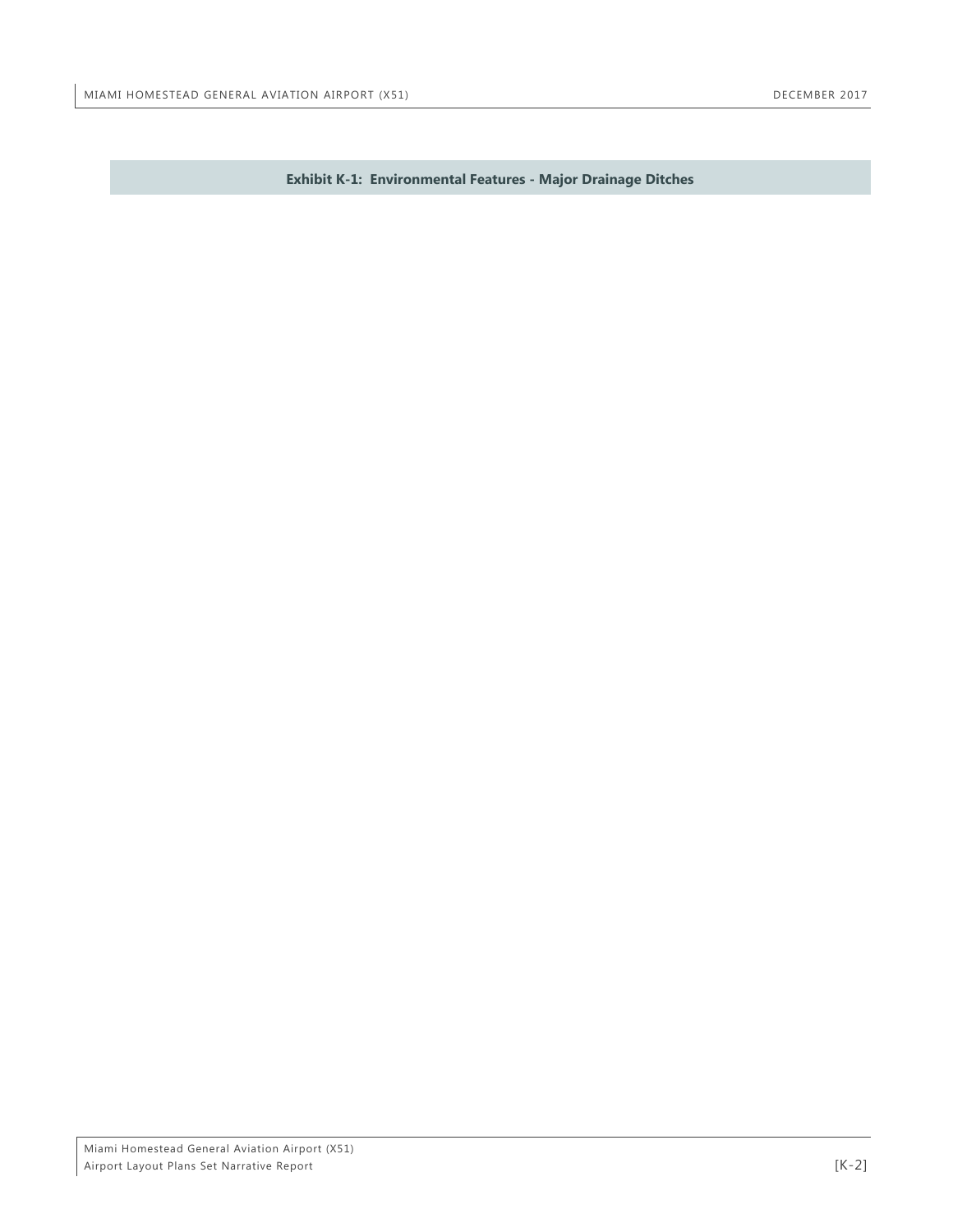**Exhibit K-1: Environmental Features - Major Drainage Ditches**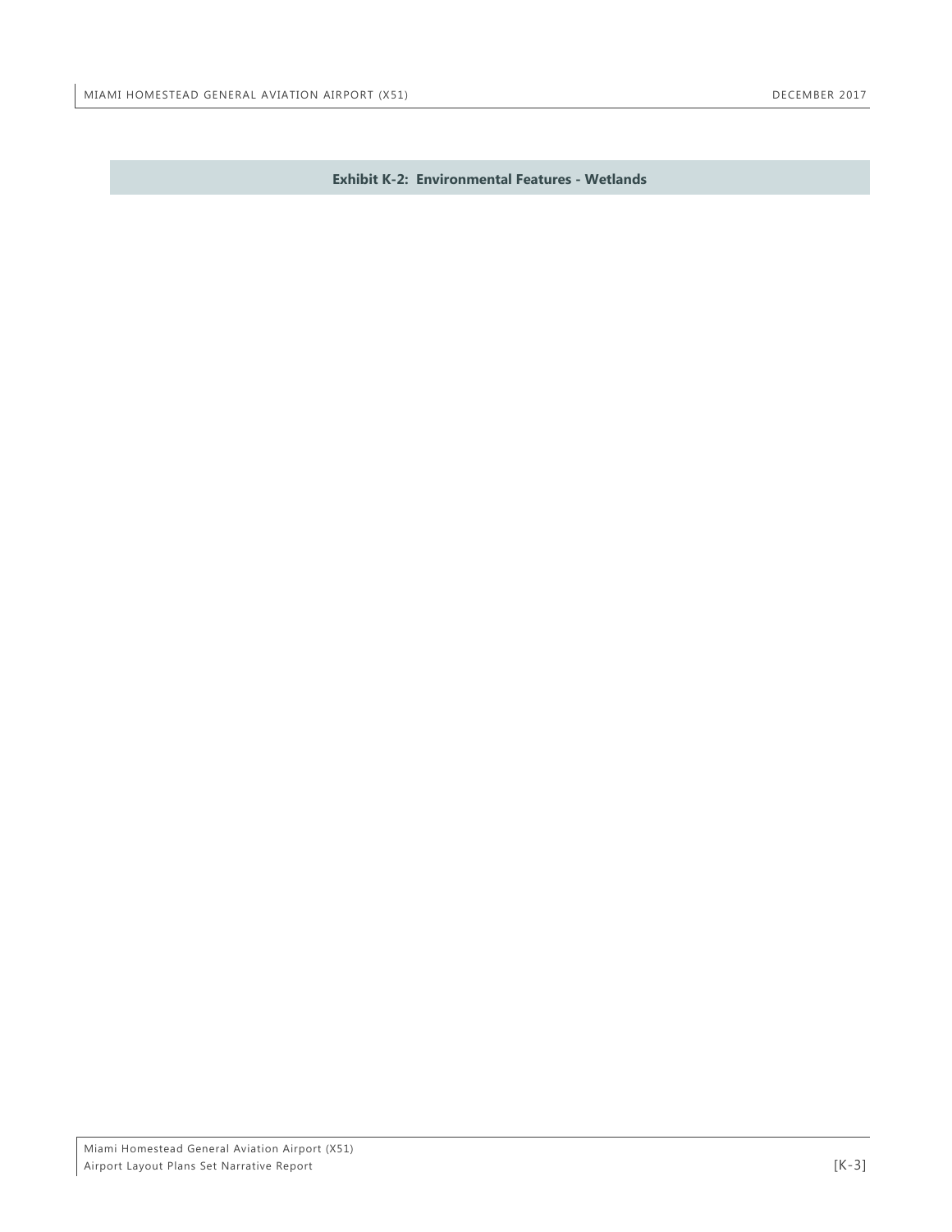**Exhibit K-2: Environmental Features - Wetlands**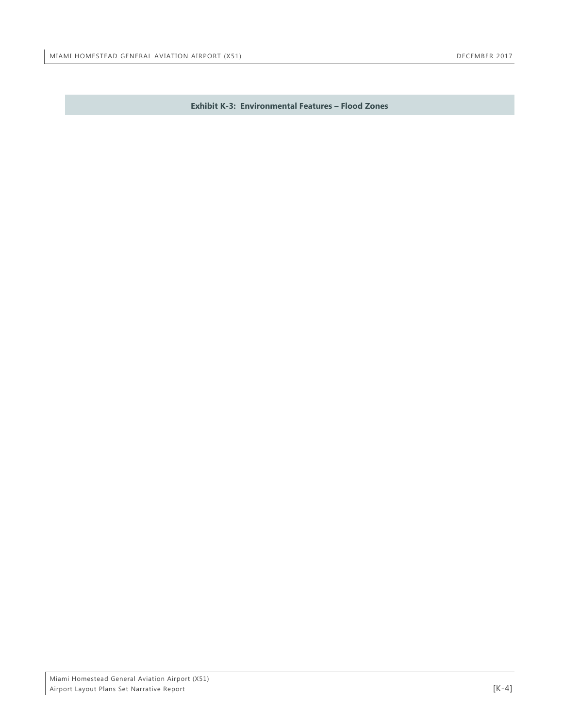**Exhibit K-3: Environmental Features – Flood Zones**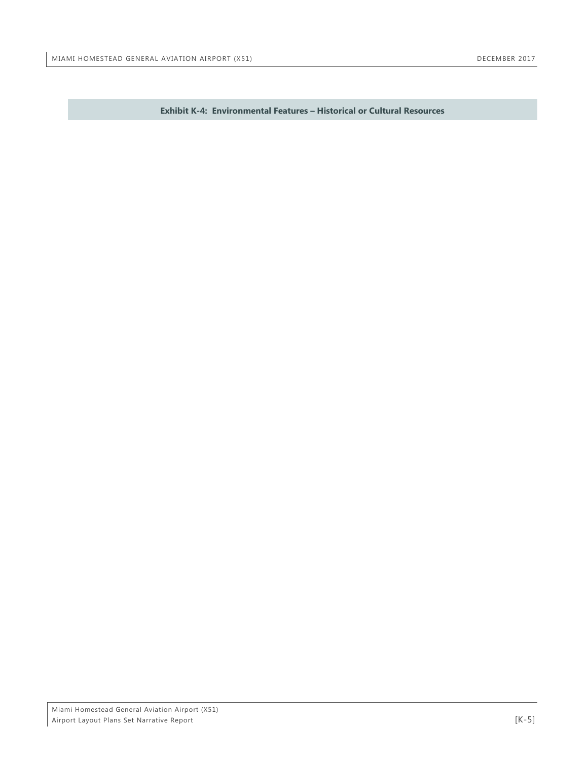**Exhibit K-4: Environmental Features – Historical or Cultural Resources**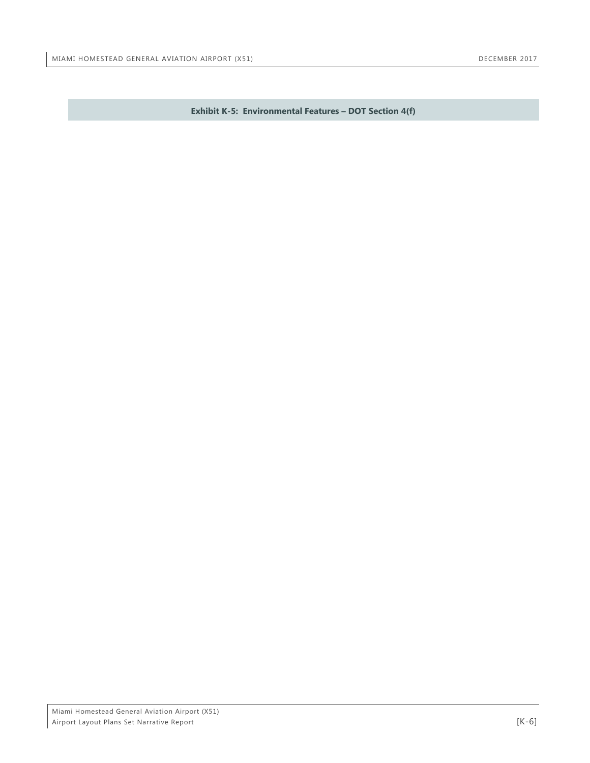**Exhibit K-5: Environmental Features – DOT Section 4(f)**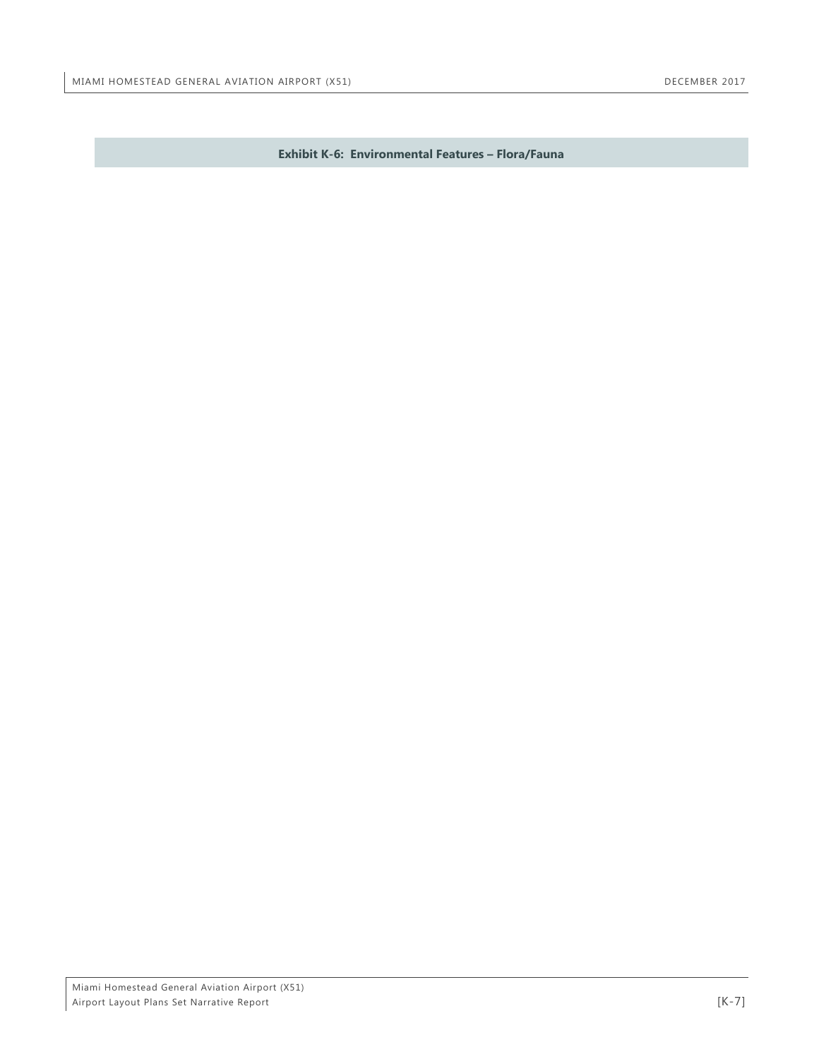**Exhibit K-6: Environmental Features – Flora/Fauna**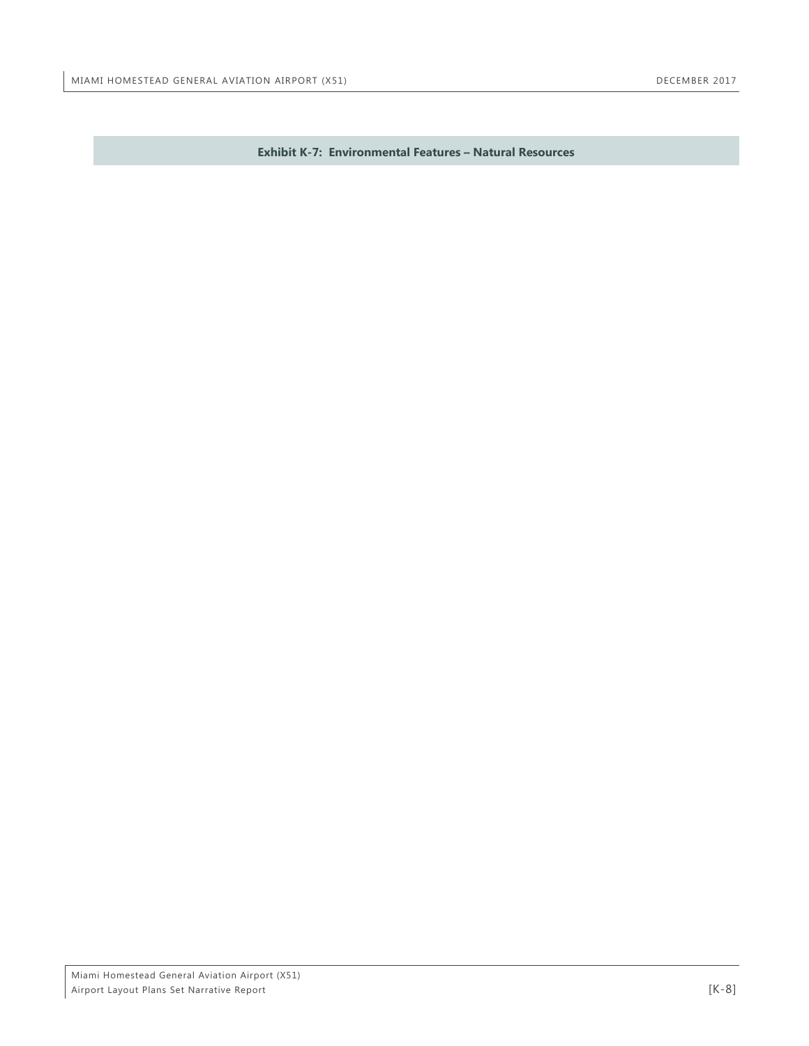**Exhibit K-7: Environmental Features – Natural Resources**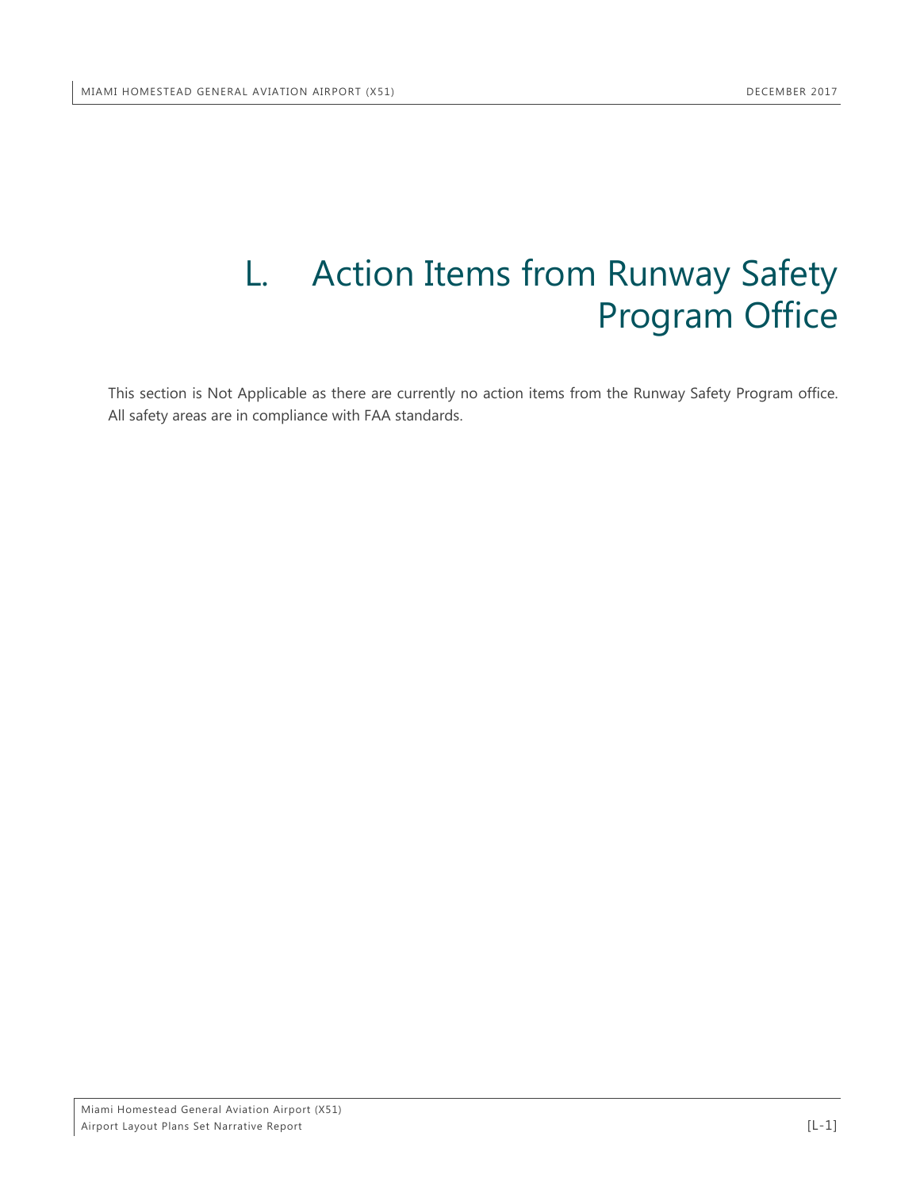# L. Action Items from Runway Safety Program Office

This section is Not Applicable as there are currently no action items from the Runway Safety Program office. All safety areas are in compliance with FAA standards.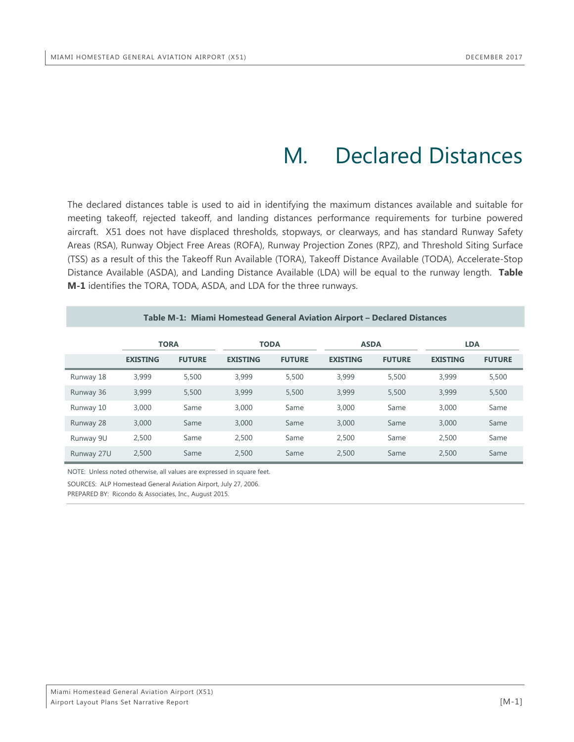# M. Declared Distances

The declared distances table is used to aid in identifying the maximum distances available and suitable for meeting takeoff, rejected takeoff, and landing distances performance requirements for turbine powered aircraft. X51 does not have displaced thresholds, stopways, or clearways, and has standard Runway Safety Areas (RSA), Runway Object Free Areas (ROFA), Runway Projection Zones (RPZ), and Threshold Siting Surface (TSS) as a result of this the Takeoff Run Available (TORA), Takeoff Distance Available (TODA), Accelerate-Stop Distance Available (ASDA), and Landing Distance Available (LDA) will be equal to the runway length. **Table M-1** identifies the TORA, TODA, ASDA, and LDA for the three runways.

**Table M-1: Miami Homestead General Aviation Airport – Declared Distances**

| | TORA | | TODA | | ASDA | | LDA | |
|---|---|---|---|---|---|---|---|---|
| | **EXISTING** | **FUTURE** | **EXISTING** | **FUTURE** | **EXISTING** | **FUTURE** | **EXISTING** | **FUTURE** |
| Runway 18 | 3,999 | 5,500 | 3,999 | 5,500 | 3,999 | 5,500 | 3,999 | 5,500 |
| Runway 36 | 3,999 | 5,500 | 3,999 | 5,500 | 3,999 | 5,500 | 3,999 | 5,500 |
| Runway 10 | 3,000 | Same | 3,000 | Same | 3,000 | Same | 3,000 | Same |
| Runway 28 | 3,000 | Same | 3,000 | Same | 3,000 | Same | 3,000 | Same |
| Runway 9U | 2,500 | Same | 2,500 | Same | 2,500 | Same | 2,500 | Same |
| Runway 27U | 2,500 | Same | 2,500 | Same | 2,500 | Same | 2,500 | Same |

NOTE: Unless noted otherwise, all values are expressed in square feet.

SOURCES: ALP Homestead General Aviation Airport, July 27, 2006.

PREPARED BY: Ricondo & Associates, Inc., August 2015.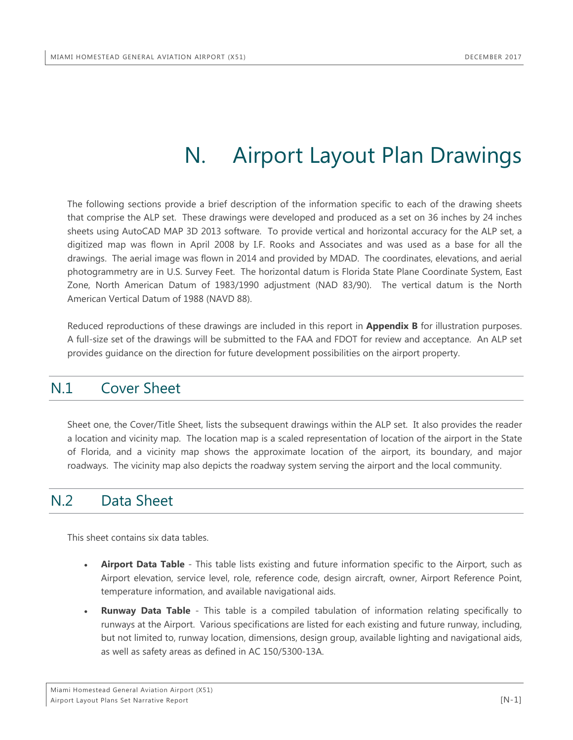# N. Airport Layout Plan Drawings

The following sections provide a brief description of the information specific to each of the drawing sheets that comprise the ALP set. These drawings were developed and produced as a set on 36 inches by 24 inches sheets using AutoCAD MAP 3D 2013 software. To provide vertical and horizontal accuracy for the ALP set, a digitized map was flown in April 2008 by I.F. Rooks and Associates and was used as a base for all the drawings. The aerial image was flown in 2014 and provided by MDAD. The coordinates, elevations, and aerial photogrammetry are in U.S. Survey Feet. The horizontal datum is Florida State Plane Coordinate System, East Zone, North American Datum of 1983/1990 adjustment (NAD 83/90). The vertical datum is the North American Vertical Datum of 1988 (NAVD 88).

Reduced reproductions of these drawings are included in this report in **Appendix B** for illustration purposes. A full-size set of the drawings will be submitted to the FAA and FDOT for review and acceptance. An ALP set provides guidance on the direction for future development possibilities on the airport property.

## N.1 Cover Sheet

Sheet one, the Cover/Title Sheet, lists the subsequent drawings within the ALP set. It also provides the reader a location and vicinity map. The location map is a scaled representation of location of the airport in the State of Florida, and a vicinity map shows the approximate location of the airport, its boundary, and major roadways. The vicinity map also depicts the roadway system serving the airport and the local community.

## N.2 Data Sheet

This sheet contains six data tables.

- **Airport Data Table** - This table lists existing and future information specific to the Airport, such as Airport elevation, service level, role, reference code, design aircraft, owner, Airport Reference Point, temperature information, and available navigational aids.
- **Runway Data Table** - This table is a compiled tabulation of information relating specifically to runways at the Airport. Various specifications are listed for each existing and future runway, including, but not limited to, runway location, dimensions, design group, available lighting and navigational aids, as well as safety areas as defined in AC 150/5300-13A.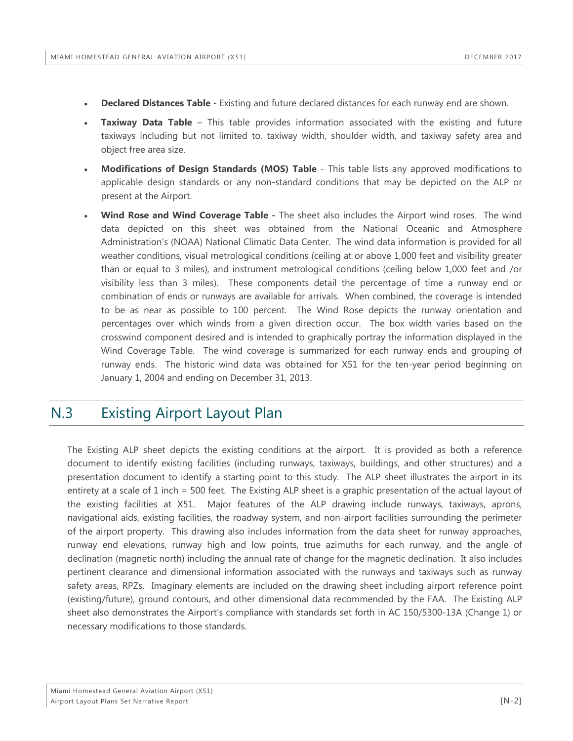- **Declared Distances Table** - Existing and future declared distances for each runway end are shown.
- **Taxiway Data Table** – This table provides information associated with the existing and future taxiways including but not limited to, taxiway width, shoulder width, and taxiway safety area and object free area size.
- **Modifications of Design Standards (MOS) Table** - This table lists any approved modifications to applicable design standards or any non-standard conditions that may be depicted on the ALP or present at the Airport.
- **Wind Rose and Wind Coverage Table -** The sheet also includes the Airport wind roses. The wind data depicted on this sheet was obtained from the National Oceanic and Atmosphere Administration's (NOAA) National Climatic Data Center. The wind data information is provided for all weather conditions, visual metrological conditions (ceiling at or above 1,000 feet and visibility greater than or equal to 3 miles), and instrument metrological conditions (ceiling below 1,000 feet and /or visibility less than 3 miles). These components detail the percentage of time a runway end or combination of ends or runways are available for arrivals. When combined, the coverage is intended to be as near as possible to 100 percent. The Wind Rose depicts the runway orientation and percentages over which winds from a given direction occur. The box width varies based on the crosswind component desired and is intended to graphically portray the information displayed in the Wind Coverage Table. The wind coverage is summarized for each runway ends and grouping of runway ends. The historic wind data was obtained for X51 for the ten-year period beginning on January 1, 2004 and ending on December 31, 2013.

## N.3 Existing Airport Layout Plan

The Existing ALP sheet depicts the existing conditions at the airport. It is provided as both a reference document to identify existing facilities (including runways, taxiways, buildings, and other structures) and a presentation document to identify a starting point to this study. The ALP sheet illustrates the airport in its entirety at a scale of 1 inch = 500 feet. The Existing ALP sheet is a graphic presentation of the actual layout of the existing facilities at X51. Major features of the ALP drawing include runways, taxiways, aprons, navigational aids, existing facilities, the roadway system, and non-airport facilities surrounding the perimeter of the airport property. This drawing also includes information from the data sheet for runway approaches, runway end elevations, runway high and low points, true azimuths for each runway, and the angle of declination (magnetic north) including the annual rate of change for the magnetic declination. It also includes pertinent clearance and dimensional information associated with the runways and taxiways such as runway safety areas, RPZs. Imaginary elements are included on the drawing sheet including airport reference point (existing/future), ground contours, and other dimensional data recommended by the FAA. The Existing ALP sheet also demonstrates the Airport's compliance with standards set forth in AC 150/5300-13A (Change 1) or necessary modifications to those standards.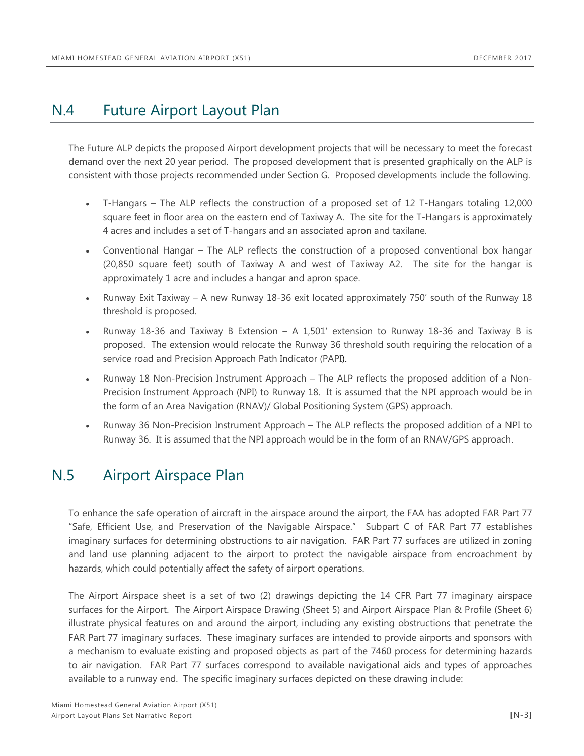## N.4 Future Airport Layout Plan

The Future ALP depicts the proposed Airport development projects that will be necessary to meet the forecast demand over the next 20 year period. The proposed development that is presented graphically on the ALP is consistent with those projects recommended under Section G. Proposed developments include the following.

- T-Hangars – The ALP reflects the construction of a proposed set of 12 T-Hangars totaling 12,000 square feet in floor area on the eastern end of Taxiway A. The site for the T-Hangars is approximately 4 acres and includes a set of T-hangars and an associated apron and taxilane.
- Conventional Hangar – The ALP reflects the construction of a proposed conventional box hangar (20,850 square feet) south of Taxiway A and west of Taxiway A2. The site for the hangar is approximately 1 acre and includes a hangar and apron space.
- Runway Exit Taxiway – A new Runway 18-36 exit located approximately 750′ south of the Runway 18 threshold is proposed.
- Runway 18-36 and Taxiway B Extension – A 1,501′ extension to Runway 18-36 and Taxiway B is proposed. The extension would relocate the Runway 36 threshold south requiring the relocation of a service road and Precision Approach Path Indicator (PAPI).
- Runway 18 Non-Precision Instrument Approach – The ALP reflects the proposed addition of a Non-Precision Instrument Approach (NPI) to Runway 18. It is assumed that the NPI approach would be in the form of an Area Navigation (RNAV)/ Global Positioning System (GPS) approach.
- Runway 36 Non-Precision Instrument Approach – The ALP reflects the proposed addition of a NPI to Runway 36. It is assumed that the NPI approach would be in the form of an RNAV/GPS approach.

## N.5 Airport Airspace Plan

To enhance the safe operation of aircraft in the airspace around the airport, the FAA has adopted FAR Part 77 "Safe, Efficient Use, and Preservation of the Navigable Airspace." Subpart C of FAR Part 77 establishes imaginary surfaces for determining obstructions to air navigation. FAR Part 77 surfaces are utilized in zoning and land use planning adjacent to the airport to protect the navigable airspace from encroachment by hazards, which could potentially affect the safety of airport operations.

The Airport Airspace sheet is a set of two (2) drawings depicting the 14 CFR Part 77 imaginary airspace surfaces for the Airport. The Airport Airspace Drawing (Sheet 5) and Airport Airspace Plan & Profile (Sheet 6) illustrate physical features on and around the airport, including any existing obstructions that penetrate the FAR Part 77 imaginary surfaces. These imaginary surfaces are intended to provide airports and sponsors with a mechanism to evaluate existing and proposed objects as part of the 7460 process for determining hazards to air navigation. FAR Part 77 surfaces correspond to available navigational aids and types of approaches available to a runway end. The specific imaginary surfaces depicted on these drawing include: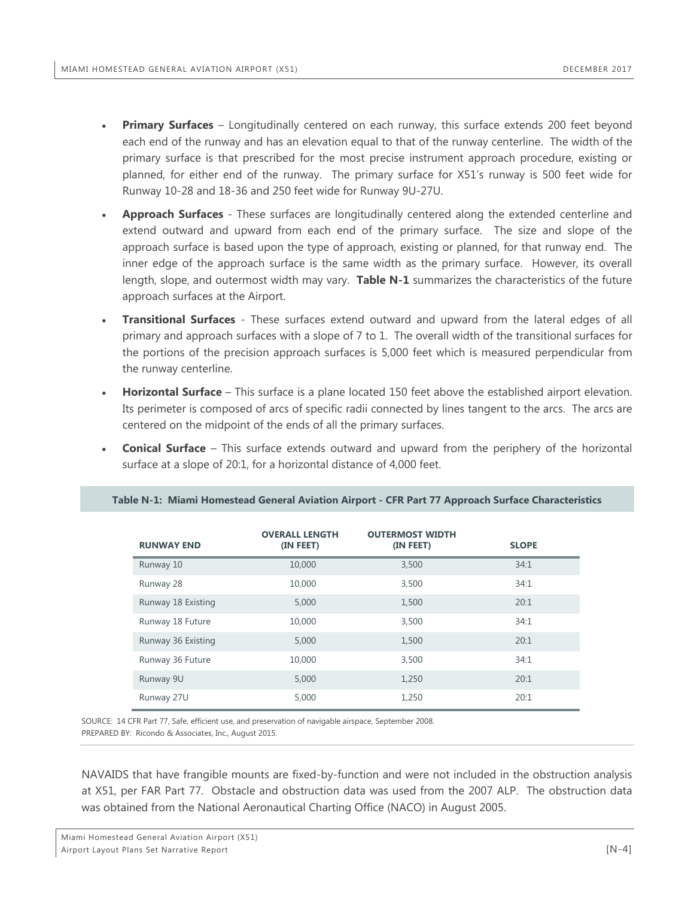- **Primary Surfaces** – Longitudinally centered on each runway, this surface extends 200 feet beyond each end of the runway and has an elevation equal to that of the runway centerline. The width of the primary surface is that prescribed for the most precise instrument approach procedure, existing or planned, for either end of the runway. The primary surface for X51's runway is 500 feet wide for Runway 10-28 and 18-36 and 250 feet wide for Runway 9U-27U.
- **Approach Surfaces** - These surfaces are longitudinally centered along the extended centerline and extend outward and upward from each end of the primary surface. The size and slope of the approach surface is based upon the type of approach, existing or planned, for that runway end. The inner edge of the approach surface is the same width as the primary surface. However, its overall length, slope, and outermost width may vary. **Table N-1** summarizes the characteristics of the future approach surfaces at the Airport.
- **Transitional Surfaces** - These surfaces extend outward and upward from the lateral edges of all primary and approach surfaces with a slope of 7 to 1. The overall width of the transitional surfaces for the portions of the precision approach surfaces is 5,000 feet which is measured perpendicular from the runway centerline.
- **Horizontal Surface** – This surface is a plane located 150 feet above the established airport elevation. Its perimeter is composed of arcs of specific radii connected by lines tangent to the arcs. The arcs are centered on the midpoint of the ends of all the primary surfaces.
- **Conical Surface** – This surface extends outward and upward from the periphery of the horizontal surface at a slope of 20:1, for a horizontal distance of 4,000 feet.

**Table N-1: Miami Homestead General Aviation Airport - CFR Part 77 Approach Surface Characteristics**

| RUNWAY END | OVERALL LENGTH (IN FEET) | OUTERMOST WIDTH (IN FEET) | SLOPE |
|---|---|---|---|
| Runway 10 | 10,000 | 3,500 | 34:1 |
| Runway 28 | 10,000 | 3,500 | 34:1 |
| Runway 18 Existing | 5,000 | 1,500 | 20:1 |
| Runway 18 Future | 10,000 | 3,500 | 34:1 |
| Runway 36 Existing | 5,000 | 1,500 | 20:1 |
| Runway 36 Future | 10,000 | 3,500 | 34:1 |
| Runway 9U | 5,000 | 1,250 | 20:1 |
| Runway 27U | 5,000 | 1,250 | 20:1 |

SOURCE: 14 CFR Part 77, Safe, efficient use, and preservation of navigable airspace, September 2008.
PREPARED BY: Ricondo & Associates, Inc., August 2015.

NAVAIDS that have frangible mounts are fixed-by-function and were not included in the obstruction analysis at X51, per FAR Part 77. Obstacle and obstruction data was used from the 2007 ALP. The obstruction data was obtained from the National Aeronautical Charting Office (NACO) in August 2005.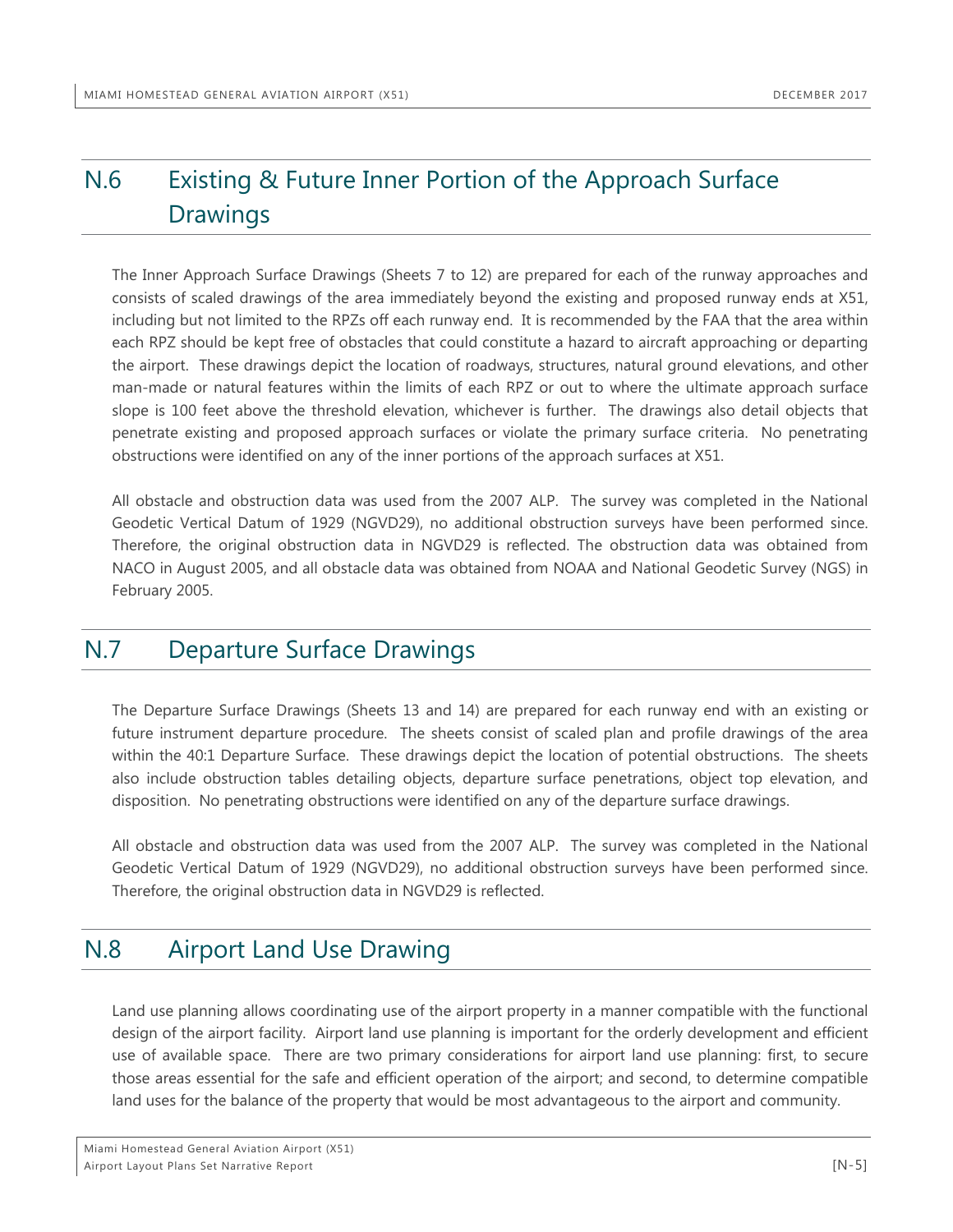## N.6 Existing & Future Inner Portion of the Approach Surface Drawings

The Inner Approach Surface Drawings (Sheets 7 to 12) are prepared for each of the runway approaches and consists of scaled drawings of the area immediately beyond the existing and proposed runway ends at X51, including but not limited to the RPZs off each runway end. It is recommended by the FAA that the area within each RPZ should be kept free of obstacles that could constitute a hazard to aircraft approaching or departing the airport. These drawings depict the location of roadways, structures, natural ground elevations, and other man-made or natural features within the limits of each RPZ or out to where the ultimate approach surface slope is 100 feet above the threshold elevation, whichever is further. The drawings also detail objects that penetrate existing and proposed approach surfaces or violate the primary surface criteria. No penetrating obstructions were identified on any of the inner portions of the approach surfaces at X51.

All obstacle and obstruction data was used from the 2007 ALP. The survey was completed in the National Geodetic Vertical Datum of 1929 (NGVD29), no additional obstruction surveys have been performed since. Therefore, the original obstruction data in NGVD29 is reflected. The obstruction data was obtained from NACO in August 2005, and all obstacle data was obtained from NOAA and National Geodetic Survey (NGS) in February 2005.

## N.7 Departure Surface Drawings

The Departure Surface Drawings (Sheets 13 and 14) are prepared for each runway end with an existing or future instrument departure procedure. The sheets consist of scaled plan and profile drawings of the area within the 40:1 Departure Surface. These drawings depict the location of potential obstructions. The sheets also include obstruction tables detailing objects, departure surface penetrations, object top elevation, and disposition. No penetrating obstructions were identified on any of the departure surface drawings.

All obstacle and obstruction data was used from the 2007 ALP. The survey was completed in the National Geodetic Vertical Datum of 1929 (NGVD29), no additional obstruction surveys have been performed since. Therefore, the original obstruction data in NGVD29 is reflected.

## N.8 Airport Land Use Drawing

Land use planning allows coordinating use of the airport property in a manner compatible with the functional design of the airport facility. Airport land use planning is important for the orderly development and efficient use of available space. There are two primary considerations for airport land use planning: first, to secure those areas essential for the safe and efficient operation of the airport; and second, to determine compatible land uses for the balance of the property that would be most advantageous to the airport and community.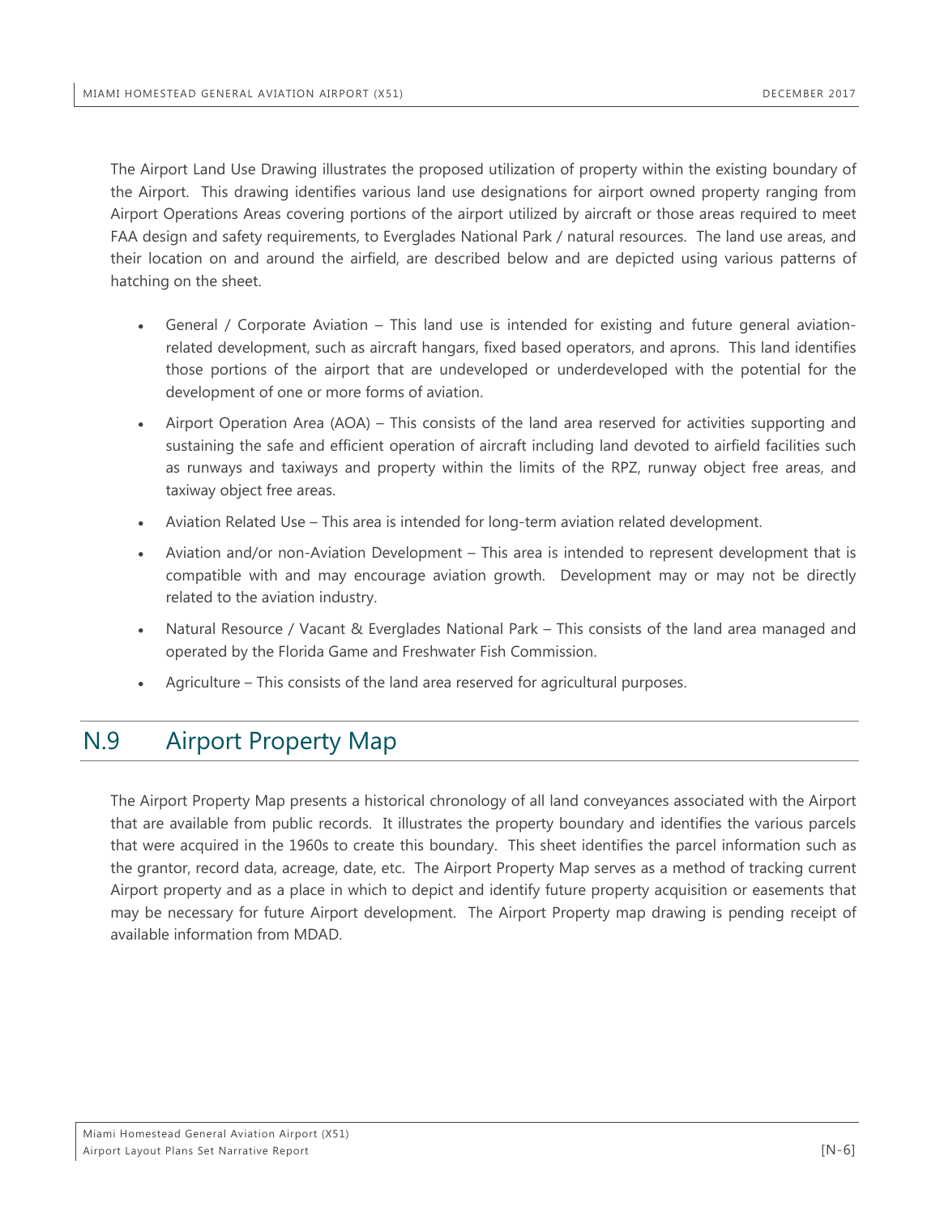The Airport Land Use Drawing illustrates the proposed utilization of property within the existing boundary of the Airport. This drawing identifies various land use designations for airport owned property ranging from Airport Operations Areas covering portions of the airport utilized by aircraft or those areas required to meet FAA design and safety requirements, to Everglades National Park / natural resources. The land use areas, and their location on and around the airfield, are described below and are depicted using various patterns of hatching on the sheet.

- General / Corporate Aviation – This land use is intended for existing and future general aviation-related development, such as aircraft hangars, fixed based operators, and aprons. This land identifies those portions of the airport that are undeveloped or underdeveloped with the potential for the development of one or more forms of aviation.
- Airport Operation Area (AOA) – This consists of the land area reserved for activities supporting and sustaining the safe and efficient operation of aircraft including land devoted to airfield facilities such as runways and taxiways and property within the limits of the RPZ, runway object free areas, and taxiway object free areas.
- Aviation Related Use – This area is intended for long-term aviation related development.
- Aviation and/or non-Aviation Development – This area is intended to represent development that is compatible with and may encourage aviation growth. Development may or may not be directly related to the aviation industry.
- Natural Resource / Vacant & Everglades National Park – This consists of the land area managed and operated by the Florida Game and Freshwater Fish Commission.
- Agriculture – This consists of the land area reserved for agricultural purposes.

## N.9 Airport Property Map

The Airport Property Map presents a historical chronology of all land conveyances associated with the Airport that are available from public records. It illustrates the property boundary and identifies the various parcels that were acquired in the 1960s to create this boundary. This sheet identifies the parcel information such as the grantor, record data, acreage, date, etc. The Airport Property Map serves as a method of tracking current Airport property and as a place in which to depict and identify future property acquisition or easements that may be necessary for future Airport development. The Airport Property map drawing is pending receipt of available information from MDAD.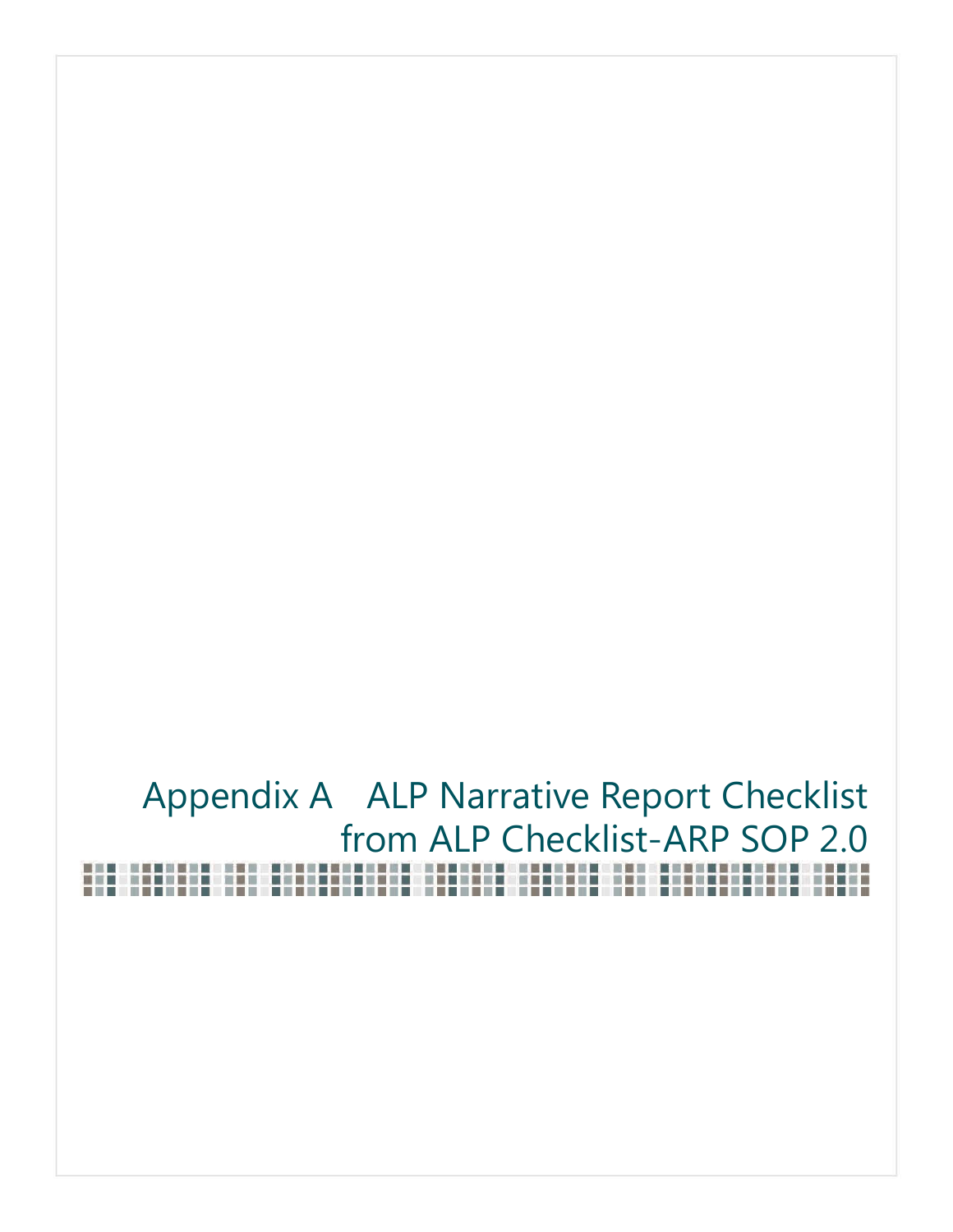# Appendix A ALP Narrative Report Checklist from ALP Checklist-ARP SOP 2.0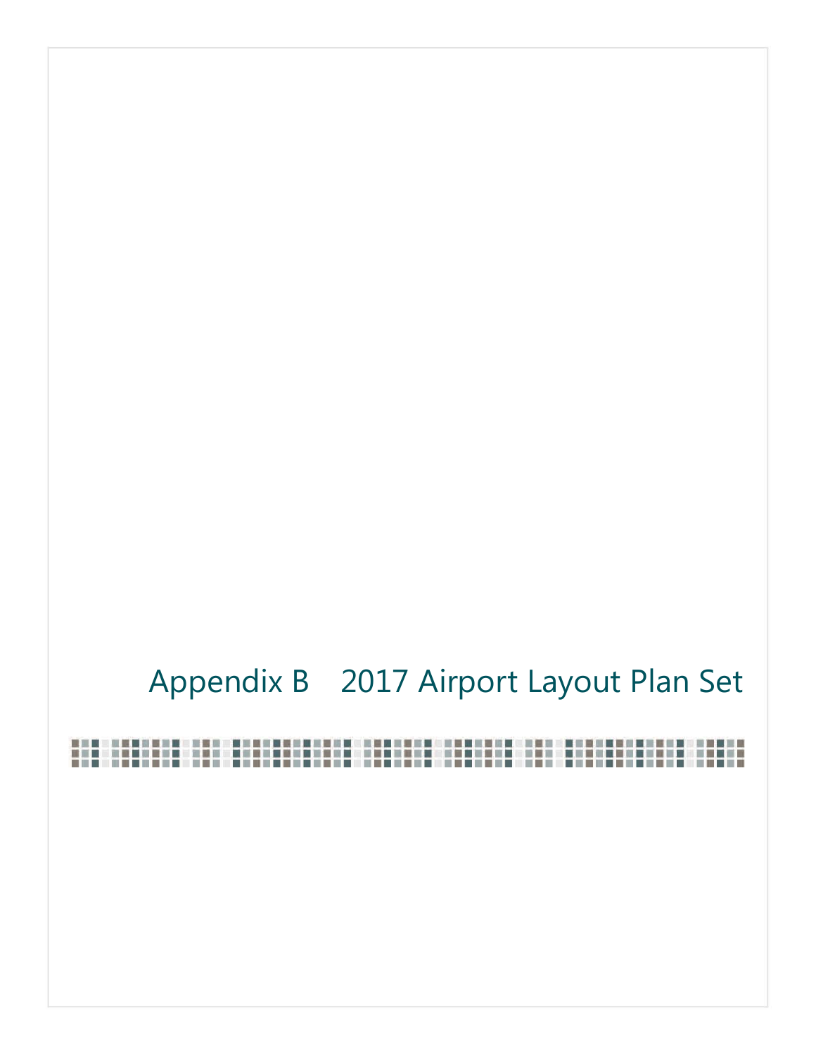# Appendix B 2017 Airport Layout Plan Set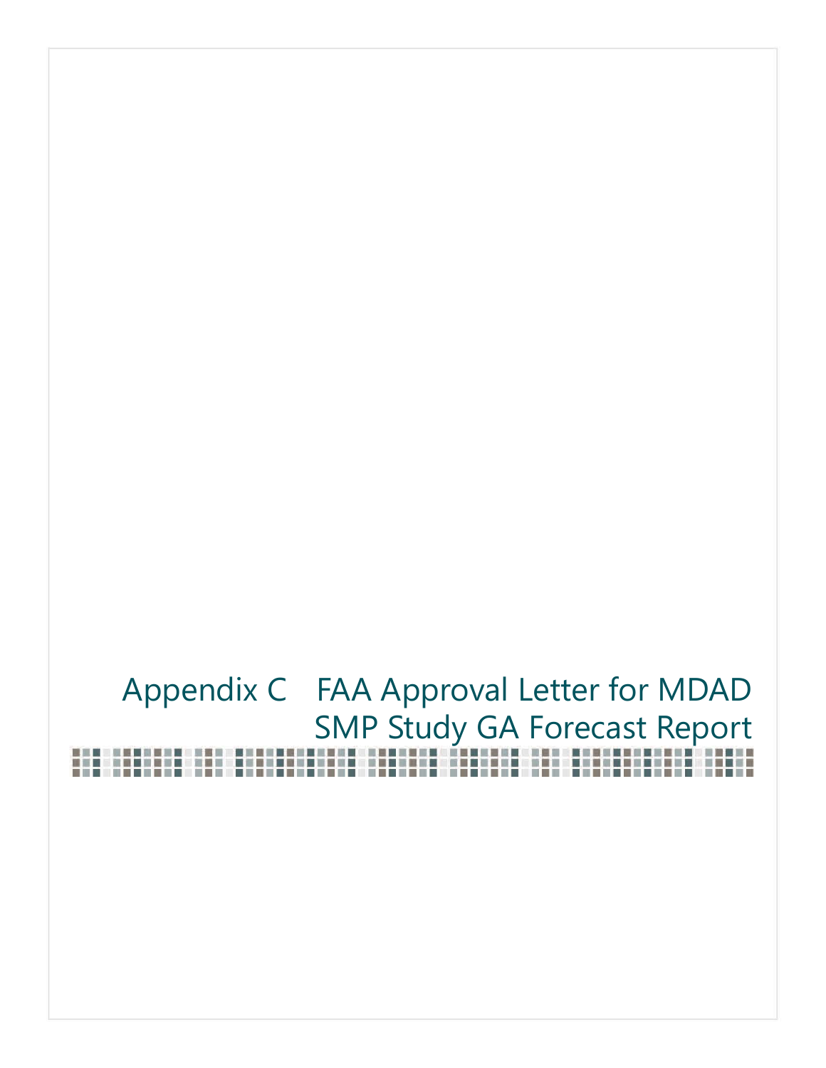# Appendix C FAA Approval Letter for MDAD SMP Study GA Forecast Report